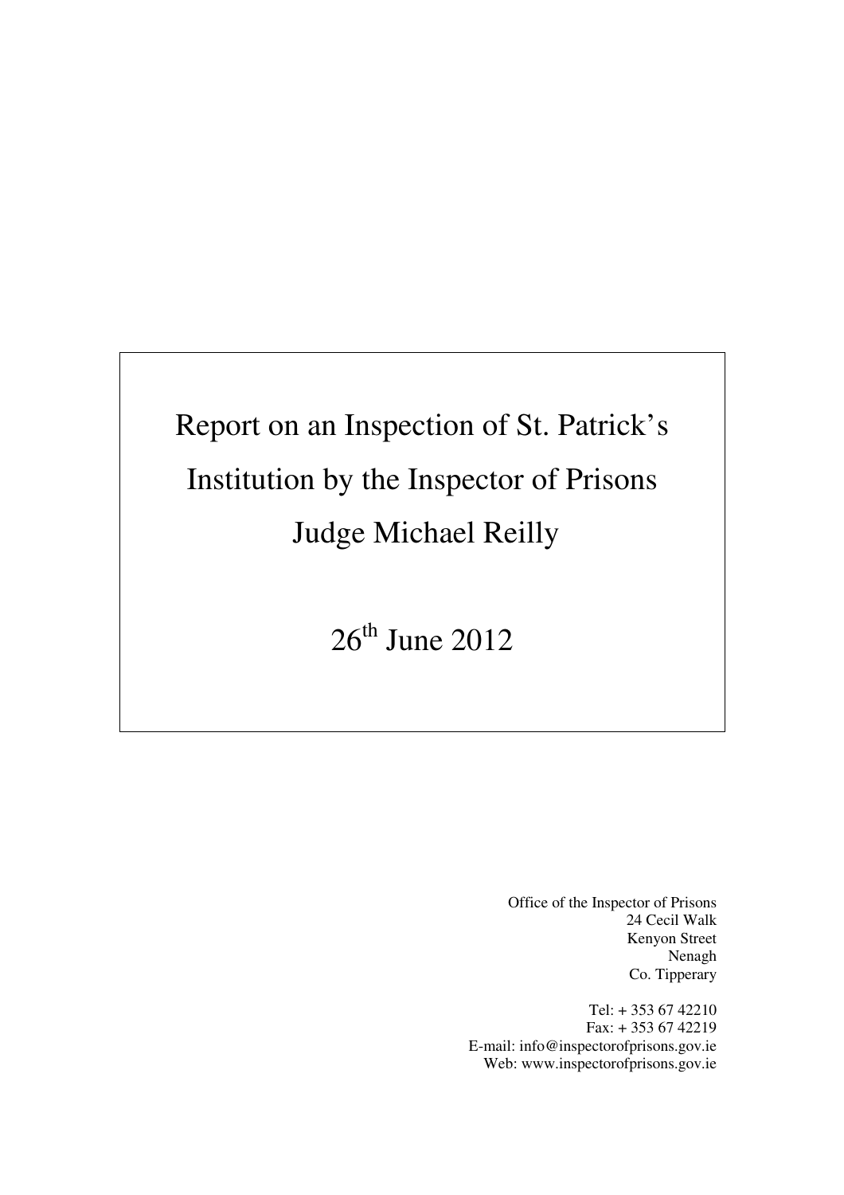# Report on an Inspection of St. Patrick's Institution by the Inspector of Prisons Judge Michael Reilly

26th June 2012

Office of the Inspector of Prisons
24 Cecil Walk
Kenyon Street
Nenagh
Co. Tipperary

Tel: + 353 67 42210
Fax: + 353 67 42219
E-mail: info@inspectorofprisons.gov.ie
Web: www.inspectorofprisons.gov.ie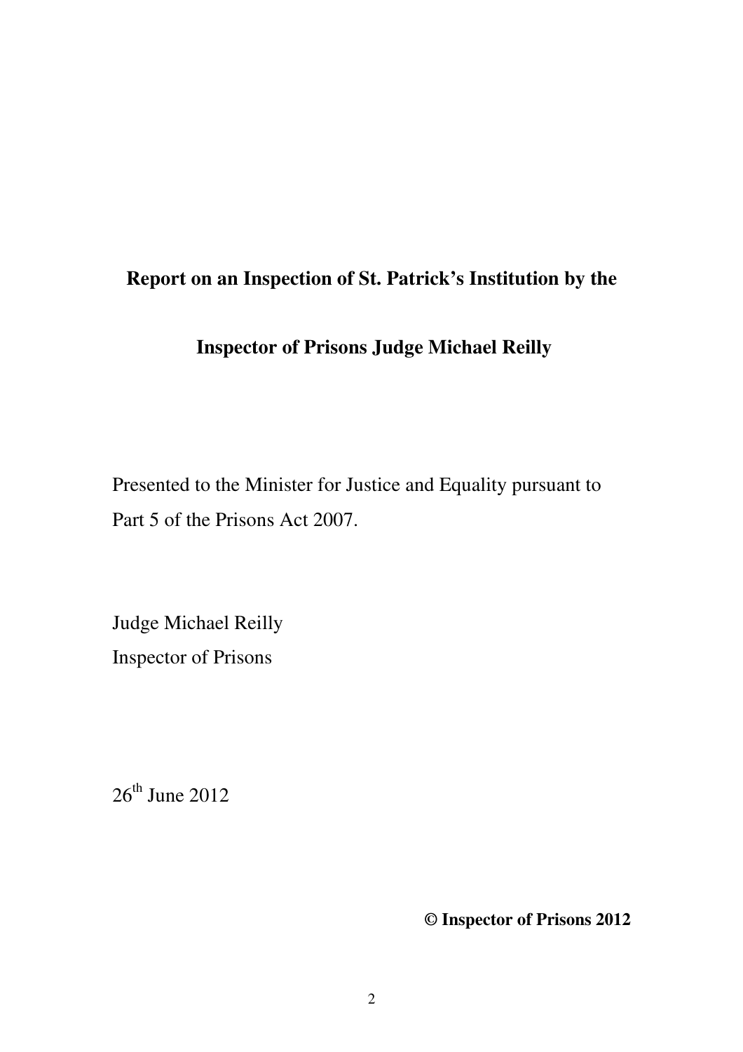**Report on an Inspection of St. Patrick's Institution by the**

**Inspector of Prisons Judge Michael Reilly**

Presented to the Minister for Justice and Equality pursuant to Part 5 of the Prisons Act 2007.

Judge Michael Reilly
Inspector of Prisons

26th June 2012

**© Inspector of Prisons 2012**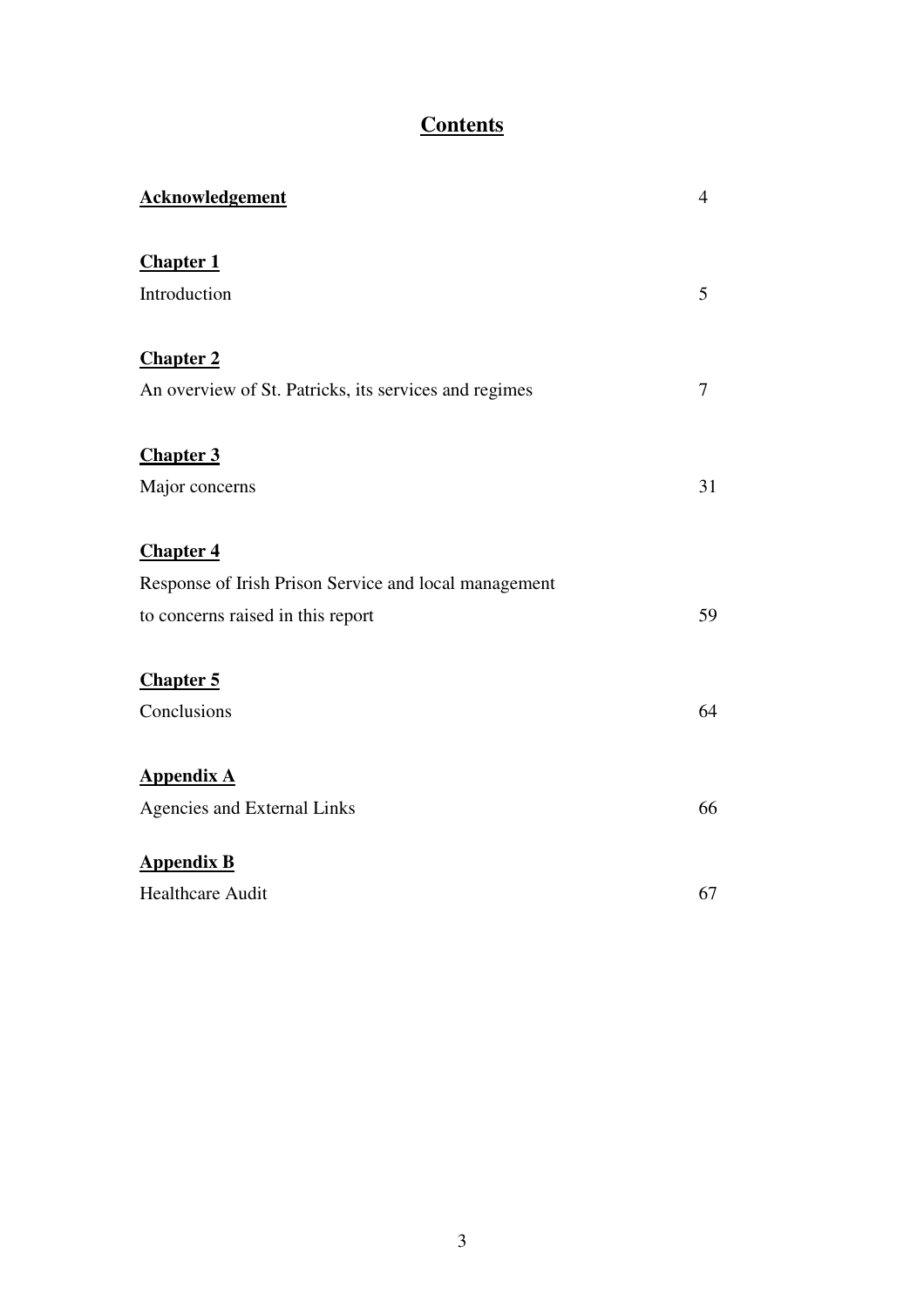# Contents

| | |
|---|---|
| **Acknowledgement** | 4 |
| **Chapter 1** | |
| Introduction | 5 |
| **Chapter 2** | |
| An overview of St. Patricks, its services and regimes | 7 |
| **Chapter 3** | |
| Major concerns | 31 |
| **Chapter 4** | |
| Response of Irish Prison Service and local management to concerns raised in this report | 59 |
| **Chapter 5** | |
| Conclusions | 64 |
| **Appendix A** | |
| Agencies and External Links | 66 |
| **Appendix B** | |
| Healthcare Audit | 67 |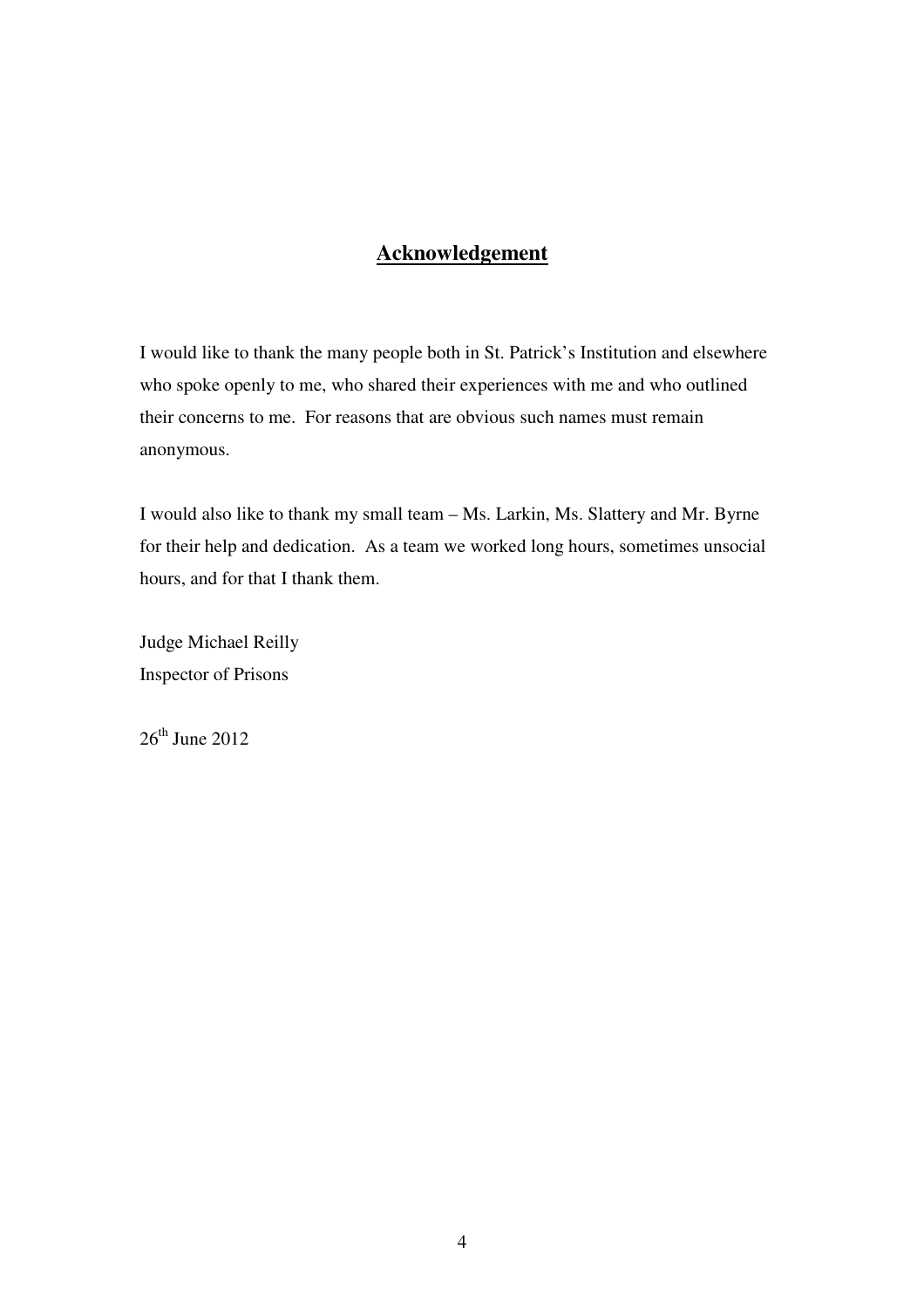## Acknowledgement

I would like to thank the many people both in St. Patrick's Institution and elsewhere who spoke openly to me, who shared their experiences with me and who outlined their concerns to me. For reasons that are obvious such names must remain anonymous.

I would also like to thank my small team – Ms. Larkin, Ms. Slattery and Mr. Byrne for their help and dedication. As a team we worked long hours, sometimes unsocial hours, and for that I thank them.

Judge Michael Reilly
Inspector of Prisons

26th June 2012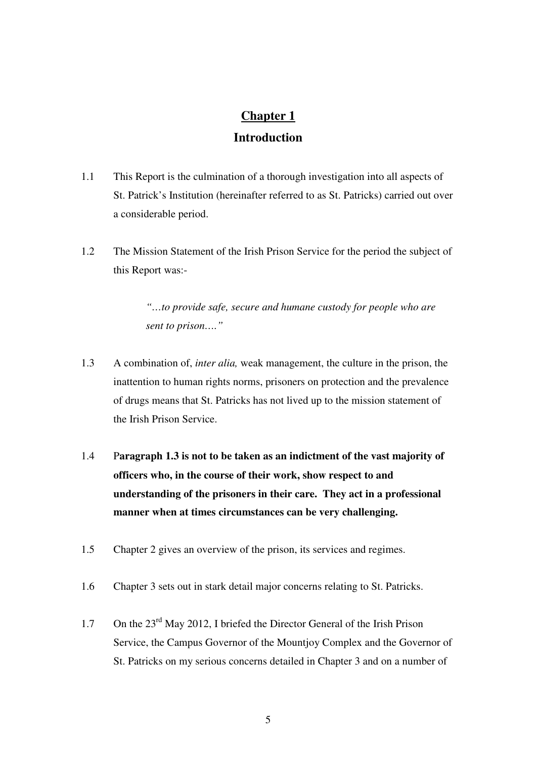# Chapter 1

## Introduction

1.1 This Report is the culmination of a thorough investigation into all aspects of St. Patrick's Institution (hereinafter referred to as St. Patricks) carried out over a considerable period.

1.2 The Mission Statement of the Irish Prison Service for the period the subject of this Report was:-

> *"…to provide safe, secure and humane custody for people who are sent to prison…."*

1.3 A combination of, *inter alia,* weak management, the culture in the prison, the inattention to human rights norms, prisoners on protection and the prevalence of drugs means that St. Patricks has not lived up to the mission statement of the Irish Prison Service.

1.4 P**aragraph 1.3 is not to be taken as an indictment of the vast majority of officers who, in the course of their work, show respect to and understanding of the prisoners in their care. They act in a professional manner when at times circumstances can be very challenging.**

1.5 Chapter 2 gives an overview of the prison, its services and regimes.

1.6 Chapter 3 sets out in stark detail major concerns relating to St. Patricks.

1.7 On the 23rd May 2012, I briefed the Director General of the Irish Prison Service, the Campus Governor of the Mountjoy Complex and the Governor of St. Patricks on my serious concerns detailed in Chapter 3 and on a number of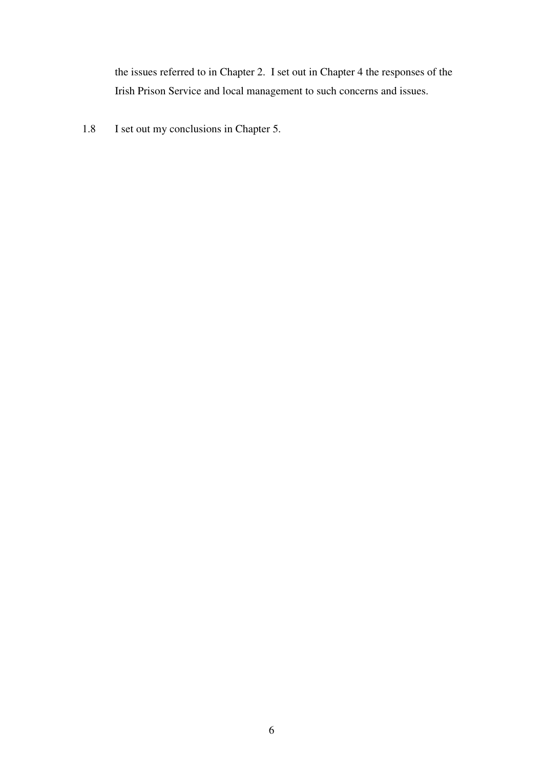the issues referred to in Chapter 2. I set out in Chapter 4 the responses of the Irish Prison Service and local management to such concerns and issues.

1.8 I set out my conclusions in Chapter 5.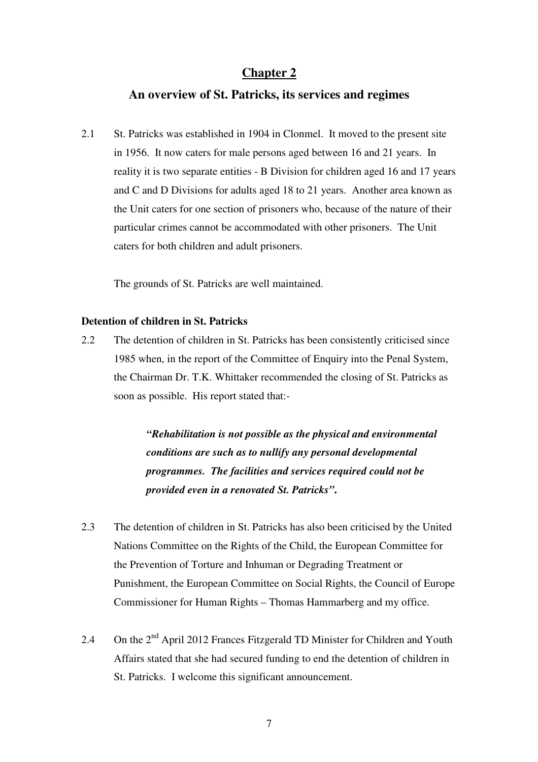# Chapter 2

## An overview of St. Patricks, its services and regimes

2.1 St. Patricks was established in 1904 in Clonmel. It moved to the present site in 1956. It now caters for male persons aged between 16 and 21 years. In reality it is two separate entities - B Division for children aged 16 and 17 years and C and D Divisions for adults aged 18 to 21 years. Another area known as the Unit caters for one section of prisoners who, because of the nature of their particular crimes cannot be accommodated with other prisoners. The Unit caters for both children and adult prisoners.

The grounds of St. Patricks are well maintained.

### Detention of children in St. Patricks

2.2 The detention of children in St. Patricks has been consistently criticised since 1985 when, in the report of the Committee of Enquiry into the Penal System, the Chairman Dr. T.K. Whittaker recommended the closing of St. Patricks as soon as possible. His report stated that:-

> ***"Rehabilitation is not possible as the physical and environmental conditions are such as to nullify any personal developmental programmes. The facilities and services required could not be provided even in a renovated St. Patricks".***

2.3 The detention of children in St. Patricks has also been criticised by the United Nations Committee on the Rights of the Child, the European Committee for the Prevention of Torture and Inhuman or Degrading Treatment or Punishment, the European Committee on Social Rights, the Council of Europe Commissioner for Human Rights – Thomas Hammarberg and my office.

2.4 On the 2nd April 2012 Frances Fitzgerald TD Minister for Children and Youth Affairs stated that she had secured funding to end the detention of children in St. Patricks. I welcome this significant announcement.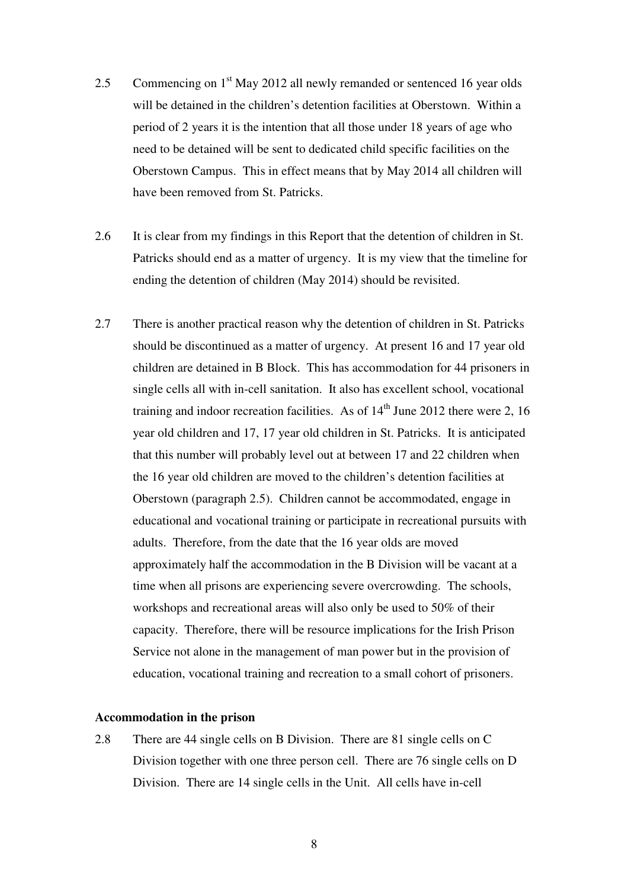2.5 Commencing on 1st May 2012 all newly remanded or sentenced 16 year olds will be detained in the children's detention facilities at Oberstown. Within a period of 2 years it is the intention that all those under 18 years of age who need to be detained will be sent to dedicated child specific facilities on the Oberstown Campus. This in effect means that by May 2014 all children will have been removed from St. Patricks.

2.6 It is clear from my findings in this Report that the detention of children in St. Patricks should end as a matter of urgency. It is my view that the timeline for ending the detention of children (May 2014) should be revisited.

2.7 There is another practical reason why the detention of children in St. Patricks should be discontinued as a matter of urgency. At present 16 and 17 year old children are detained in B Block. This has accommodation for 44 prisoners in single cells all with in-cell sanitation. It also has excellent school, vocational training and indoor recreation facilities. As of 14th June 2012 there were 2, 16 year old children and 17, 17 year old children in St. Patricks. It is anticipated that this number will probably level out at between 17 and 22 children when the 16 year old children are moved to the children's detention facilities at Oberstown (paragraph 2.5). Children cannot be accommodated, engage in educational and vocational training or participate in recreational pursuits with adults. Therefore, from the date that the 16 year olds are moved approximately half the accommodation in the B Division will be vacant at a time when all prisons are experiencing severe overcrowding. The schools, workshops and recreational areas will also only be used to 50% of their capacity. Therefore, there will be resource implications for the Irish Prison Service not alone in the management of man power but in the provision of education, vocational training and recreation to a small cohort of prisoners.

**Accommodation in the prison**

2.8 There are 44 single cells on B Division. There are 81 single cells on C Division together with one three person cell. There are 76 single cells on D Division. There are 14 single cells in the Unit. All cells have in-cell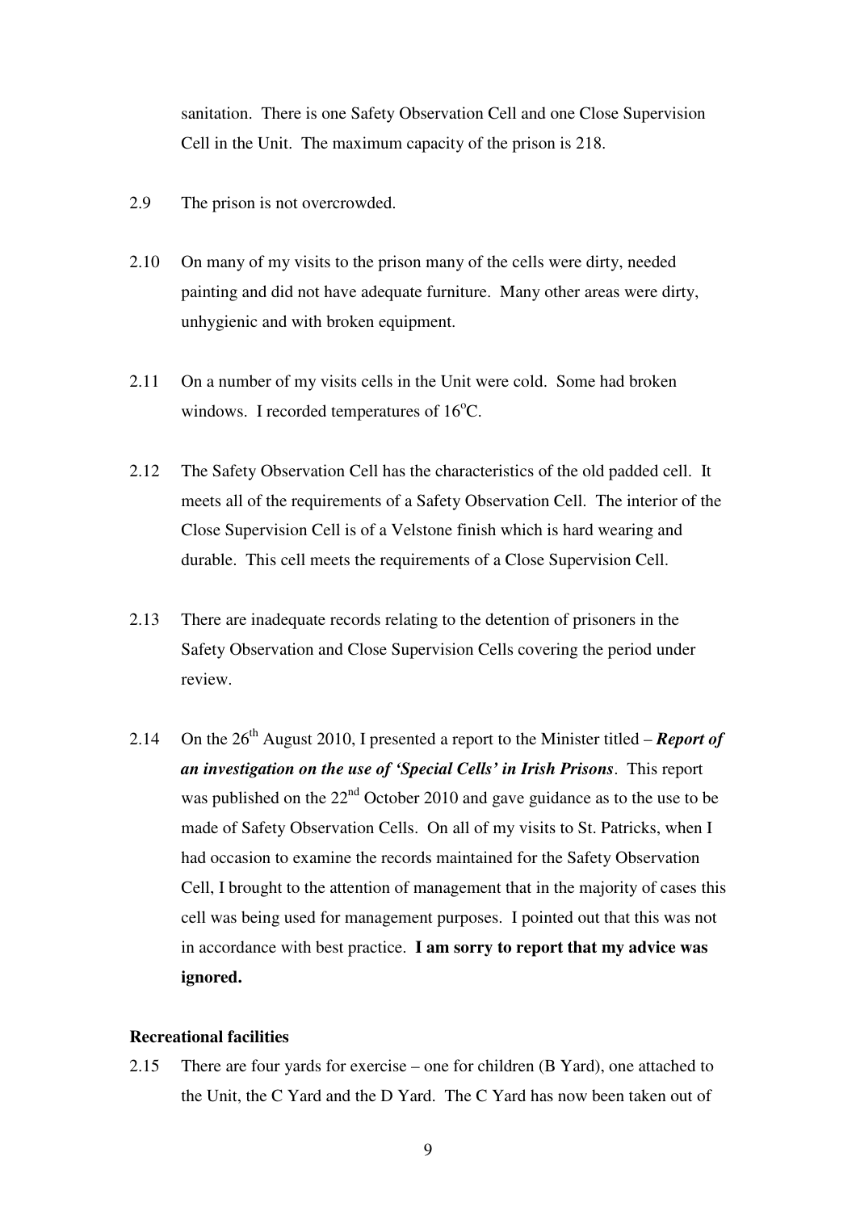sanitation. There is one Safety Observation Cell and one Close Supervision Cell in the Unit. The maximum capacity of the prison is 218.

2.9 The prison is not overcrowded.

2.10 On many of my visits to the prison many of the cells were dirty, needed painting and did not have adequate furniture. Many other areas were dirty, unhygienic and with broken equipment.

2.11 On a number of my visits cells in the Unit were cold. Some had broken windows. I recorded temperatures of 16$^{o}$C.

2.12 The Safety Observation Cell has the characteristics of the old padded cell. It meets all of the requirements of a Safety Observation Cell. The interior of the Close Supervision Cell is of a Velstone finish which is hard wearing and durable. This cell meets the requirements of a Close Supervision Cell.

2.13 There are inadequate records relating to the detention of prisoners in the Safety Observation and Close Supervision Cells covering the period under review.

2.14 On the 26th August 2010, I presented a report to the Minister titled – ***Report of an investigation on the use of 'Special Cells' in Irish Prisons***. This report was published on the 22nd October 2010 and gave guidance as to the use to be made of Safety Observation Cells. On all of my visits to St. Patricks, when I had occasion to examine the records maintained for the Safety Observation Cell, I brought to the attention of management that in the majority of cases this cell was being used for management purposes. I pointed out that this was not in accordance with best practice. **I am sorry to report that my advice was ignored.**

**Recreational facilities**

2.15 There are four yards for exercise – one for children (B Yard), one attached to the Unit, the C Yard and the D Yard. The C Yard has now been taken out of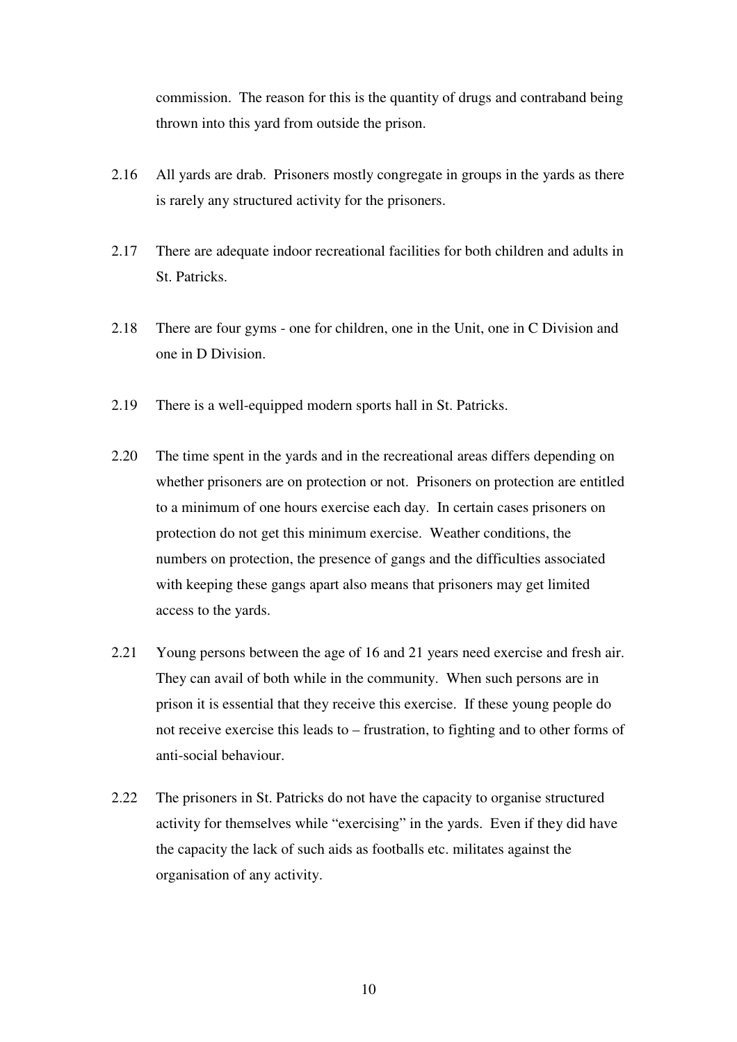commission. The reason for this is the quantity of drugs and contraband being thrown into this yard from outside the prison.

2.16 All yards are drab. Prisoners mostly congregate in groups in the yards as there is rarely any structured activity for the prisoners.

2.17 There are adequate indoor recreational facilities for both children and adults in St. Patricks.

2.18 There are four gyms - one for children, one in the Unit, one in C Division and one in D Division.

2.19 There is a well-equipped modern sports hall in St. Patricks.

2.20 The time spent in the yards and in the recreational areas differs depending on whether prisoners are on protection or not. Prisoners on protection are entitled to a minimum of one hours exercise each day. In certain cases prisoners on protection do not get this minimum exercise. Weather conditions, the numbers on protection, the presence of gangs and the difficulties associated with keeping these gangs apart also means that prisoners may get limited access to the yards.

2.21 Young persons between the age of 16 and 21 years need exercise and fresh air. They can avail of both while in the community. When such persons are in prison it is essential that they receive this exercise. If these young people do not receive exercise this leads to – frustration, to fighting and to other forms of anti-social behaviour.

2.22 The prisoners in St. Patricks do not have the capacity to organise structured activity for themselves while "exercising" in the yards. Even if they did have the capacity the lack of such aids as footballs etc. militates against the organisation of any activity.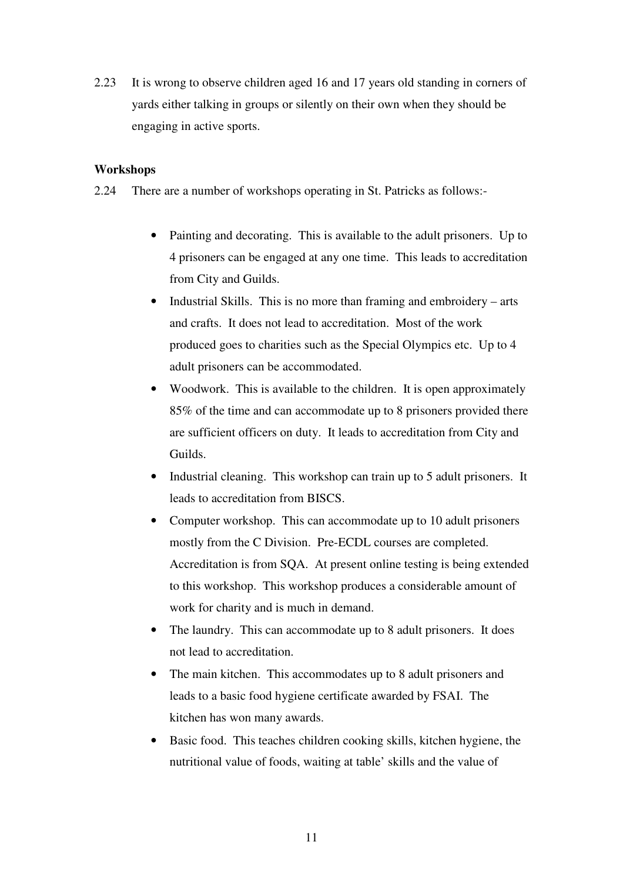2.23 It is wrong to observe children aged 16 and 17 years old standing in corners of yards either talking in groups or silently on their own when they should be engaging in active sports.

**Workshops**

2.24 There are a number of workshops operating in St. Patricks as follows:-

- Painting and decorating. This is available to the adult prisoners. Up to 4 prisoners can be engaged at any one time. This leads to accreditation from City and Guilds.
- Industrial Skills. This is no more than framing and embroidery – arts and crafts. It does not lead to accreditation. Most of the work produced goes to charities such as the Special Olympics etc. Up to 4 adult prisoners can be accommodated.
- Woodwork. This is available to the children. It is open approximately 85% of the time and can accommodate up to 8 prisoners provided there are sufficient officers on duty. It leads to accreditation from City and Guilds.
- Industrial cleaning. This workshop can train up to 5 adult prisoners. It leads to accreditation from BISCS.
- Computer workshop. This can accommodate up to 10 adult prisoners mostly from the C Division. Pre-ECDL courses are completed. Accreditation is from SQA. At present online testing is being extended to this workshop. This workshop produces a considerable amount of work for charity and is much in demand.
- The laundry. This can accommodate up to 8 adult prisoners. It does not lead to accreditation.
- The main kitchen. This accommodates up to 8 adult prisoners and leads to a basic food hygiene certificate awarded by FSAI. The kitchen has won many awards.
- Basic food. This teaches children cooking skills, kitchen hygiene, the nutritional value of foods, waiting at table' skills and the value of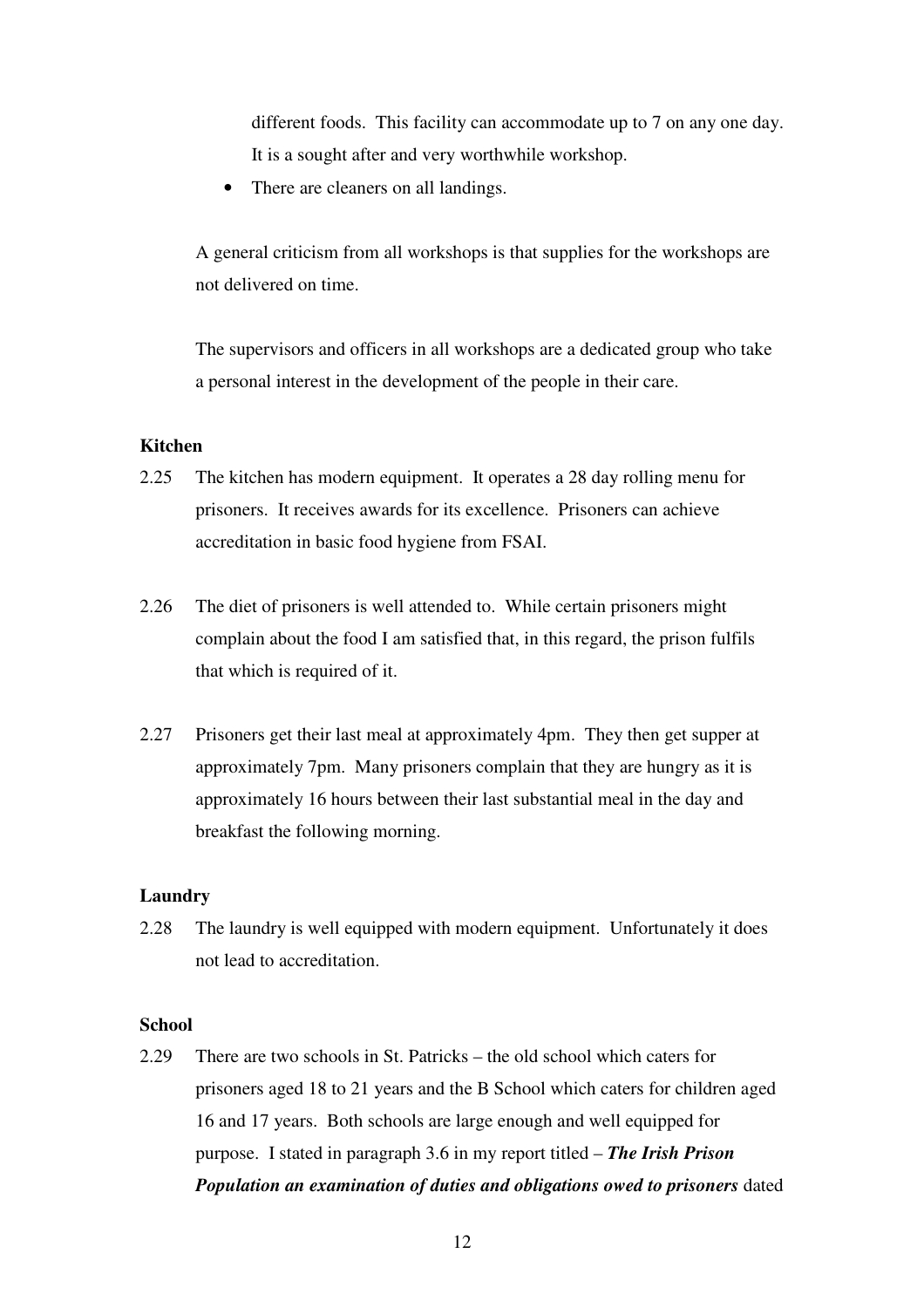different foods. This facility can accommodate up to 7 on any one day. It is a sought after and very worthwhile workshop.

- There are cleaners on all landings.

A general criticism from all workshops is that supplies for the workshops are not delivered on time.

The supervisors and officers in all workshops are a dedicated group who take a personal interest in the development of the people in their care.

**Kitchen**

2.25 The kitchen has modern equipment. It operates a 28 day rolling menu for prisoners. It receives awards for its excellence. Prisoners can achieve accreditation in basic food hygiene from FSAI.

2.26 The diet of prisoners is well attended to. While certain prisoners might complain about the food I am satisfied that, in this regard, the prison fulfils that which is required of it.

2.27 Prisoners get their last meal at approximately 4pm. They then get supper at approximately 7pm. Many prisoners complain that they are hungry as it is approximately 16 hours between their last substantial meal in the day and breakfast the following morning.

**Laundry**

2.28 The laundry is well equipped with modern equipment. Unfortunately it does not lead to accreditation.

**School**

2.29 There are two schools in St. Patricks – the old school which caters for prisoners aged 18 to 21 years and the B School which caters for children aged 16 and 17 years. Both schools are large enough and well equipped for purpose. I stated in paragraph 3.6 in my report titled – ***The Irish Prison Population an examination of duties and obligations owed to prisoners*** dated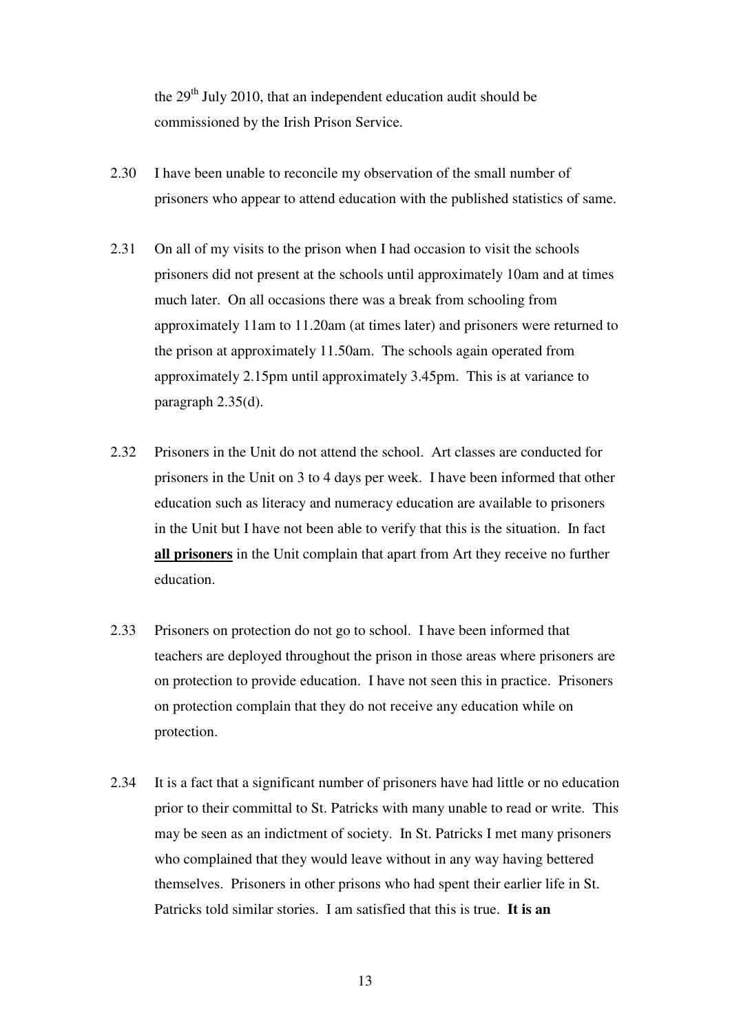the 29th July 2010, that an independent education audit should be commissioned by the Irish Prison Service.

2.30 I have been unable to reconcile my observation of the small number of prisoners who appear to attend education with the published statistics of same.

2.31 On all of my visits to the prison when I had occasion to visit the schools prisoners did not present at the schools until approximately 10am and at times much later. On all occasions there was a break from schooling from approximately 11am to 11.20am (at times later) and prisoners were returned to the prison at approximately 11.50am. The schools again operated from approximately 2.15pm until approximately 3.45pm. This is at variance to paragraph 2.35(d).

2.32 Prisoners in the Unit do not attend the school. Art classes are conducted for prisoners in the Unit on 3 to 4 days per week. I have been informed that other education such as literacy and numeracy education are available to prisoners in the Unit but I have not been able to verify that this is the situation. In fact **all prisoners** in the Unit complain that apart from Art they receive no further education.

2.33 Prisoners on protection do not go to school. I have been informed that teachers are deployed throughout the prison in those areas where prisoners are on protection to provide education. I have not seen this in practice. Prisoners on protection complain that they do not receive any education while on protection.

2.34 It is a fact that a significant number of prisoners have had little or no education prior to their committal to St. Patricks with many unable to read or write. This may be seen as an indictment of society. In St. Patricks I met many prisoners who complained that they would leave without in any way having bettered themselves. Prisoners in other prisons who had spent their earlier life in St. Patricks told similar stories. I am satisfied that this is true. **It is an**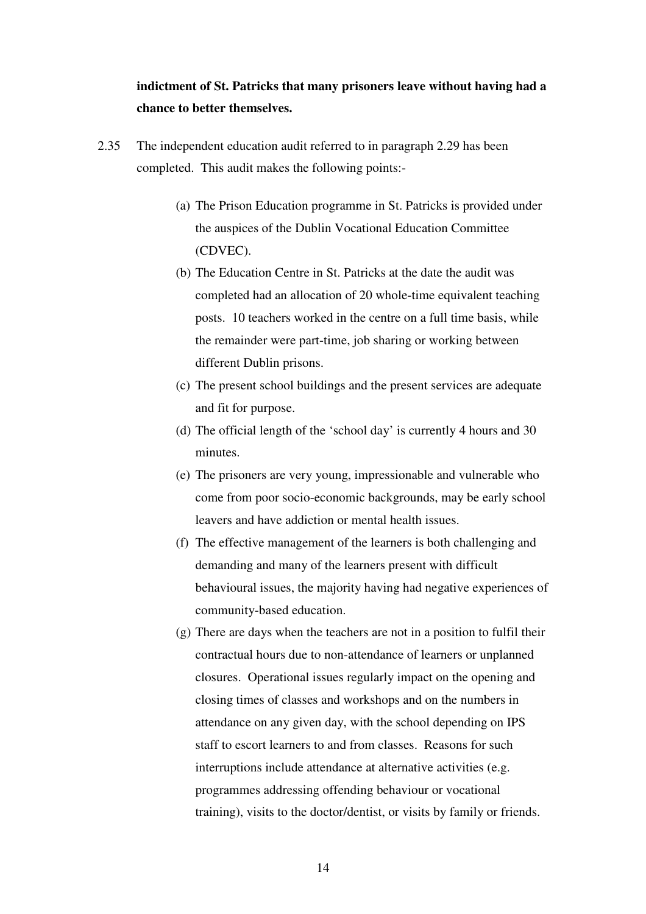**indictment of St. Patricks that many prisoners leave without having had a chance to better themselves.**

2.35 The independent education audit referred to in paragraph 2.29 has been completed. This audit makes the following points:-

(a) The Prison Education programme in St. Patricks is provided under the auspices of the Dublin Vocational Education Committee (CDVEC).

(b) The Education Centre in St. Patricks at the date the audit was completed had an allocation of 20 whole-time equivalent teaching posts. 10 teachers worked in the centre on a full time basis, while the remainder were part-time, job sharing or working between different Dublin prisons.

(c) The present school buildings and the present services are adequate and fit for purpose.

(d) The official length of the 'school day' is currently 4 hours and 30 minutes.

(e) The prisoners are very young, impressionable and vulnerable who come from poor socio-economic backgrounds, may be early school leavers and have addiction or mental health issues.

(f) The effective management of the learners is both challenging and demanding and many of the learners present with difficult behavioural issues, the majority having had negative experiences of community-based education.

(g) There are days when the teachers are not in a position to fulfil their contractual hours due to non-attendance of learners or unplanned closures. Operational issues regularly impact on the opening and closing times of classes and workshops and on the numbers in attendance on any given day, with the school depending on IPS staff to escort learners to and from classes. Reasons for such interruptions include attendance at alternative activities (e.g. programmes addressing offending behaviour or vocational training), visits to the doctor/dentist, or visits by family or friends.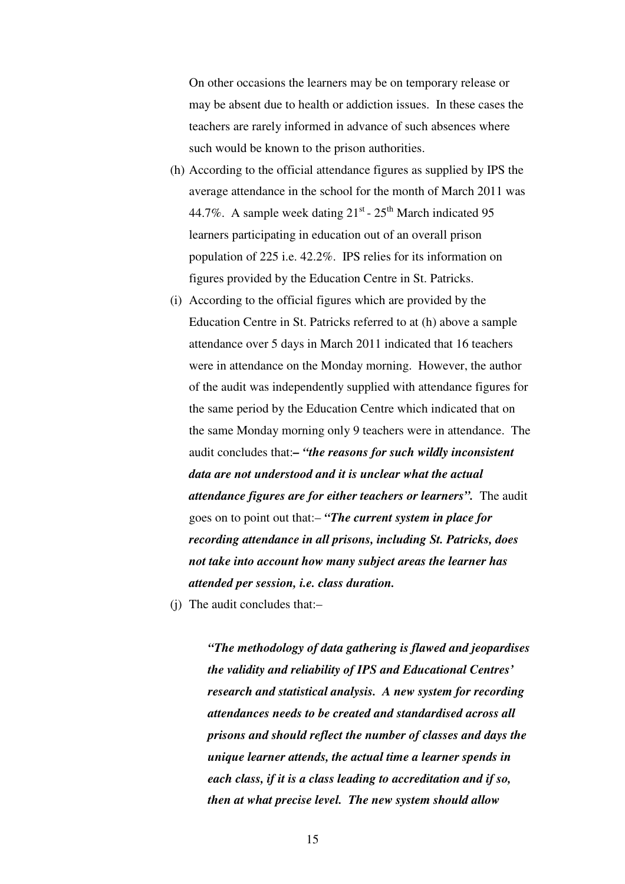On other occasions the learners may be on temporary release or may be absent due to health or addiction issues. In these cases the teachers are rarely informed in advance of such absences where such would be known to the prison authorities.

(h) According to the official attendance figures as supplied by IPS the average attendance in the school for the month of March 2011 was 44.7%. A sample week dating 21st - 25th March indicated 95 learners participating in education out of an overall prison population of 225 i.e. 42.2%. IPS relies for its information on figures provided by the Education Centre in St. Patricks.

(i) According to the official figures which are provided by the Education Centre in St. Patricks referred to at (h) above a sample attendance over 5 days in March 2011 indicated that 16 teachers were in attendance on the Monday morning. However, the author of the audit was independently supplied with attendance figures for the same period by the Education Centre which indicated that on the same Monday morning only 9 teachers were in attendance. The audit concludes that:**– *"the reasons for such wildly inconsistent data are not understood and it is unclear what the actual attendance figures are for either teachers or learners".*** The audit goes on to point out that:– ***"The current system in place for recording attendance in all prisons, including St. Patricks, does not take into account how many subject areas the learner has attended per session, i.e. class duration.***

(j) The audit concludes that:–

> ***"The methodology of data gathering is flawed and jeopardises the validity and reliability of IPS and Educational Centres' research and statistical analysis. A new system for recording attendances needs to be created and standardised across all prisons and should reflect the number of classes and days the unique learner attends, the actual time a learner spends in each class, if it is a class leading to accreditation and if so, then at what precise level. The new system should allow***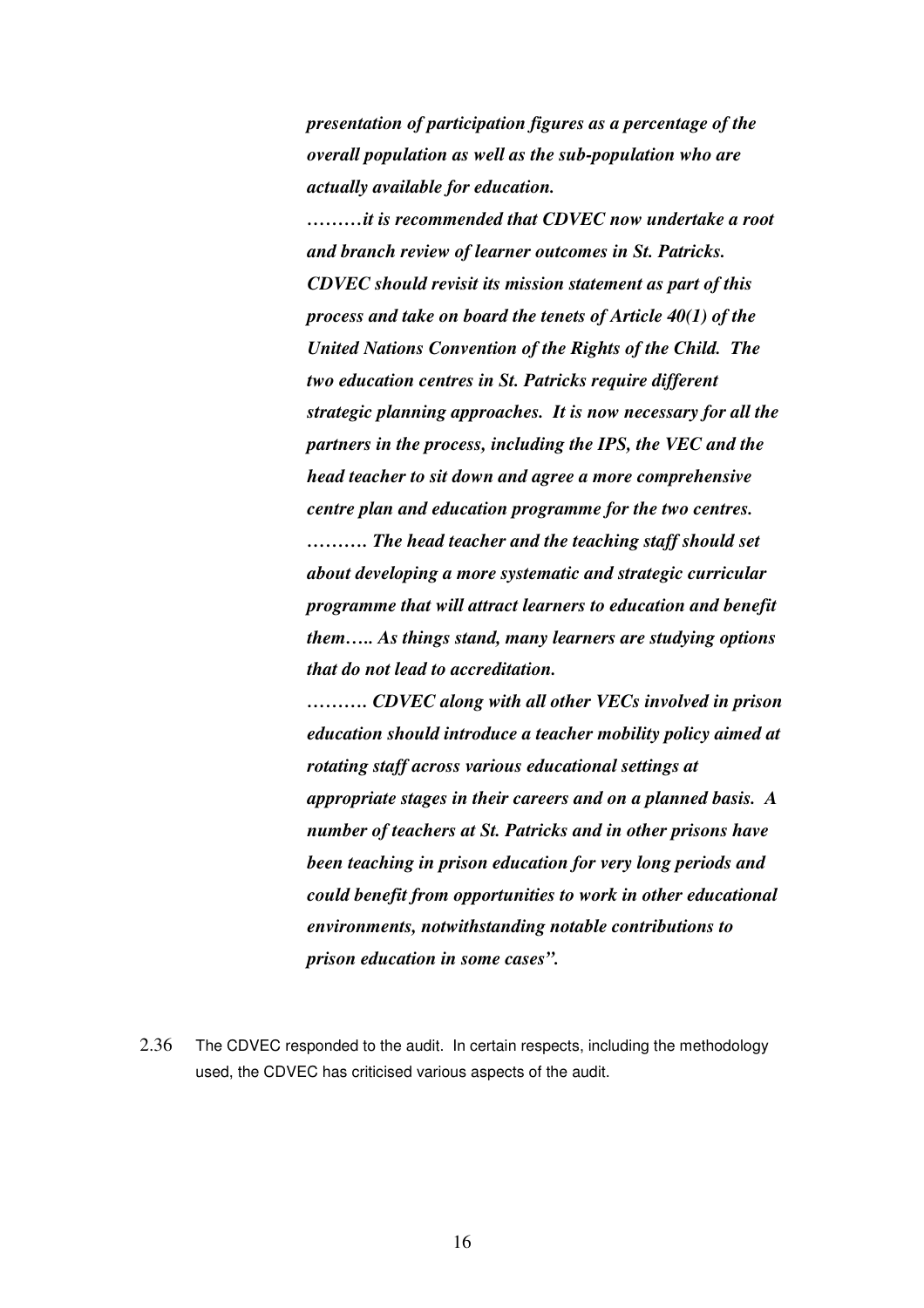***presentation of participation figures as a percentage of the overall population as well as the sub-population who are actually available for education.***

***………it is recommended that CDVEC now undertake a root and branch review of learner outcomes in St. Patricks. CDVEC should revisit its mission statement as part of this process and take on board the tenets of Article 40(1) of the United Nations Convention of the Rights of the Child. The two education centres in St. Patricks require different strategic planning approaches. It is now necessary for all the partners in the process, including the IPS, the VEC and the head teacher to sit down and agree a more comprehensive centre plan and education programme for the two centres.***

***………. The head teacher and the teaching staff should set about developing a more systematic and strategic curricular programme that will attract learners to education and benefit them….. As things stand, many learners are studying options that do not lead to accreditation.***

***………. CDVEC along with all other VECs involved in prison education should introduce a teacher mobility policy aimed at rotating staff across various educational settings at appropriate stages in their careers and on a planned basis. A number of teachers at St. Patricks and in other prisons have been teaching in prison education for very long periods and could benefit from opportunities to work in other educational environments, notwithstanding notable contributions to prison education in some cases".***

2.36 The CDVEC responded to the audit. In certain respects, including the methodology used, the CDVEC has criticised various aspects of the audit.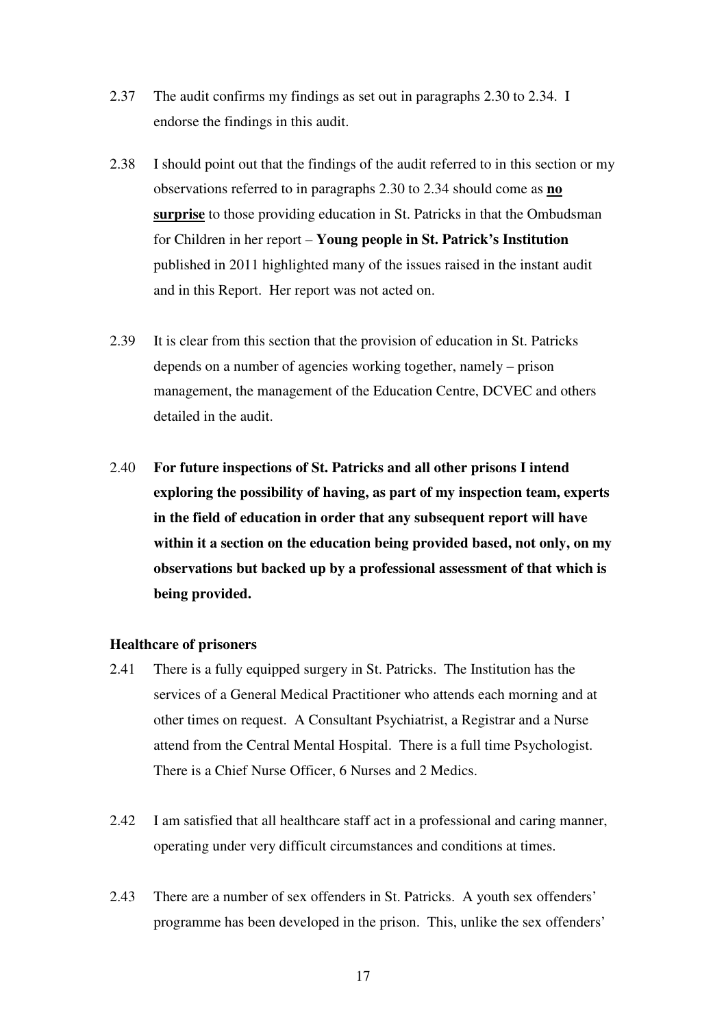2.37 The audit confirms my findings as set out in paragraphs 2.30 to 2.34. I endorse the findings in this audit.

2.38 I should point out that the findings of the audit referred to in this section or my observations referred to in paragraphs 2.30 to 2.34 should come as <u>**no surprise**</u> to those providing education in St. Patricks in that the Ombudsman for Children in her report – **Young people in St. Patrick's Institution** published in 2011 highlighted many of the issues raised in the instant audit and in this Report. Her report was not acted on.

2.39 It is clear from this section that the provision of education in St. Patricks depends on a number of agencies working together, namely – prison management, the management of the Education Centre, DCVEC and others detailed in the audit.

2.40 **For future inspections of St. Patricks and all other prisons I intend exploring the possibility of having, as part of my inspection team, experts in the field of education in order that any subsequent report will have within it a section on the education being provided based, not only, on my observations but backed up by a professional assessment of that which is being provided.**

**Healthcare of prisoners**

2.41 There is a fully equipped surgery in St. Patricks. The Institution has the services of a General Medical Practitioner who attends each morning and at other times on request. A Consultant Psychiatrist, a Registrar and a Nurse attend from the Central Mental Hospital. There is a full time Psychologist. There is a Chief Nurse Officer, 6 Nurses and 2 Medics.

2.42 I am satisfied that all healthcare staff act in a professional and caring manner, operating under very difficult circumstances and conditions at times.

2.43 There are a number of sex offenders in St. Patricks. A youth sex offenders' programme has been developed in the prison. This, unlike the sex offenders'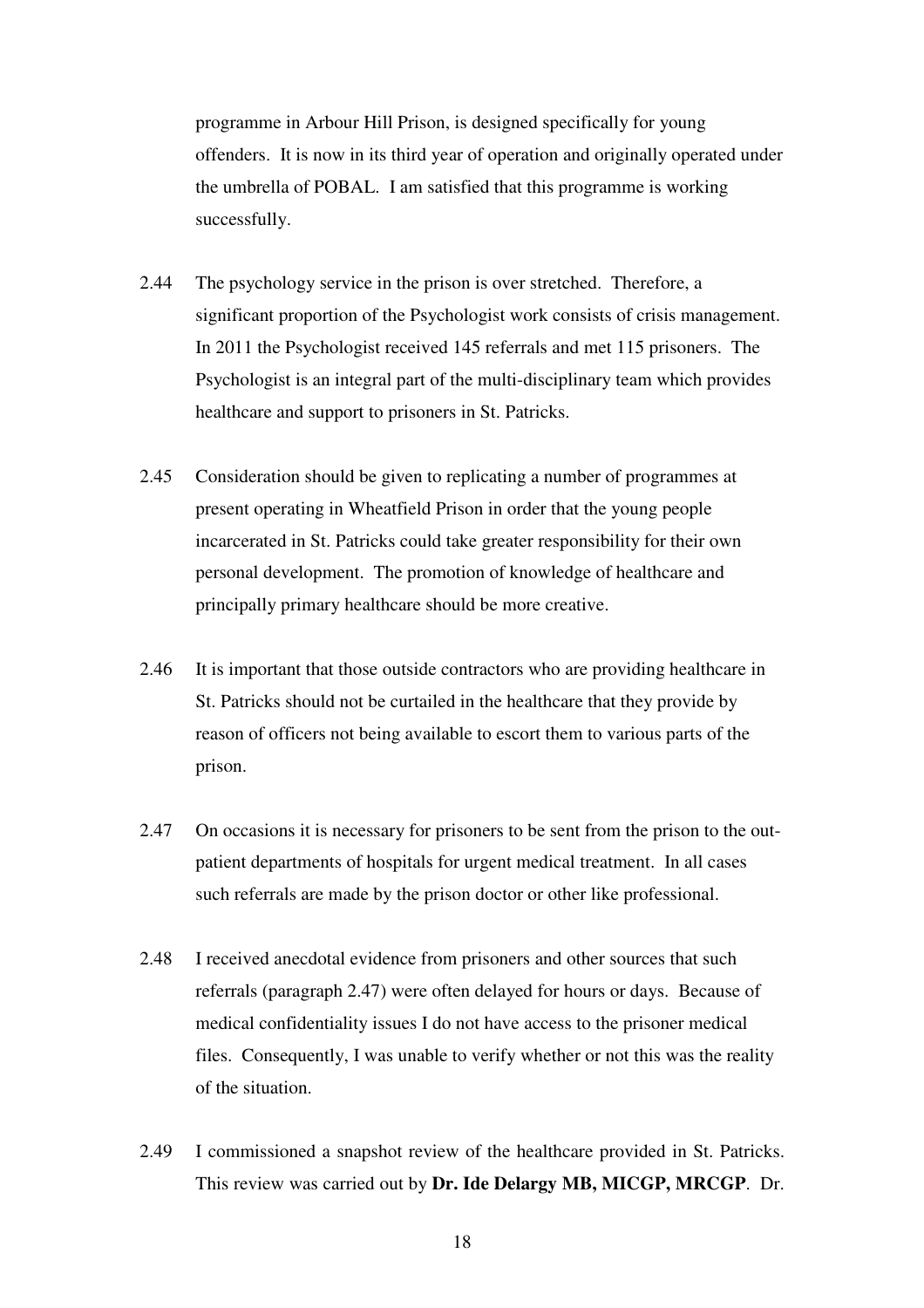programme in Arbour Hill Prison, is designed specifically for young offenders. It is now in its third year of operation and originally operated under the umbrella of POBAL. I am satisfied that this programme is working successfully.

2.44 The psychology service in the prison is over stretched. Therefore, a significant proportion of the Psychologist work consists of crisis management. In 2011 the Psychologist received 145 referrals and met 115 prisoners. The Psychologist is an integral part of the multi-disciplinary team which provides healthcare and support to prisoners in St. Patricks.

2.45 Consideration should be given to replicating a number of programmes at present operating in Wheatfield Prison in order that the young people incarcerated in St. Patricks could take greater responsibility for their own personal development. The promotion of knowledge of healthcare and principally primary healthcare should be more creative.

2.46 It is important that those outside contractors who are providing healthcare in St. Patricks should not be curtailed in the healthcare that they provide by reason of officers not being available to escort them to various parts of the prison.

2.47 On occasions it is necessary for prisoners to be sent from the prison to the out-patient departments of hospitals for urgent medical treatment. In all cases such referrals are made by the prison doctor or other like professional.

2.48 I received anecdotal evidence from prisoners and other sources that such referrals (paragraph 2.47) were often delayed for hours or days. Because of medical confidentiality issues I do not have access to the prisoner medical files. Consequently, I was unable to verify whether or not this was the reality of the situation.

2.49 I commissioned a snapshot review of the healthcare provided in St. Patricks. This review was carried out by **Dr. Ide Delargy MB, MICGP, MRCGP**. Dr.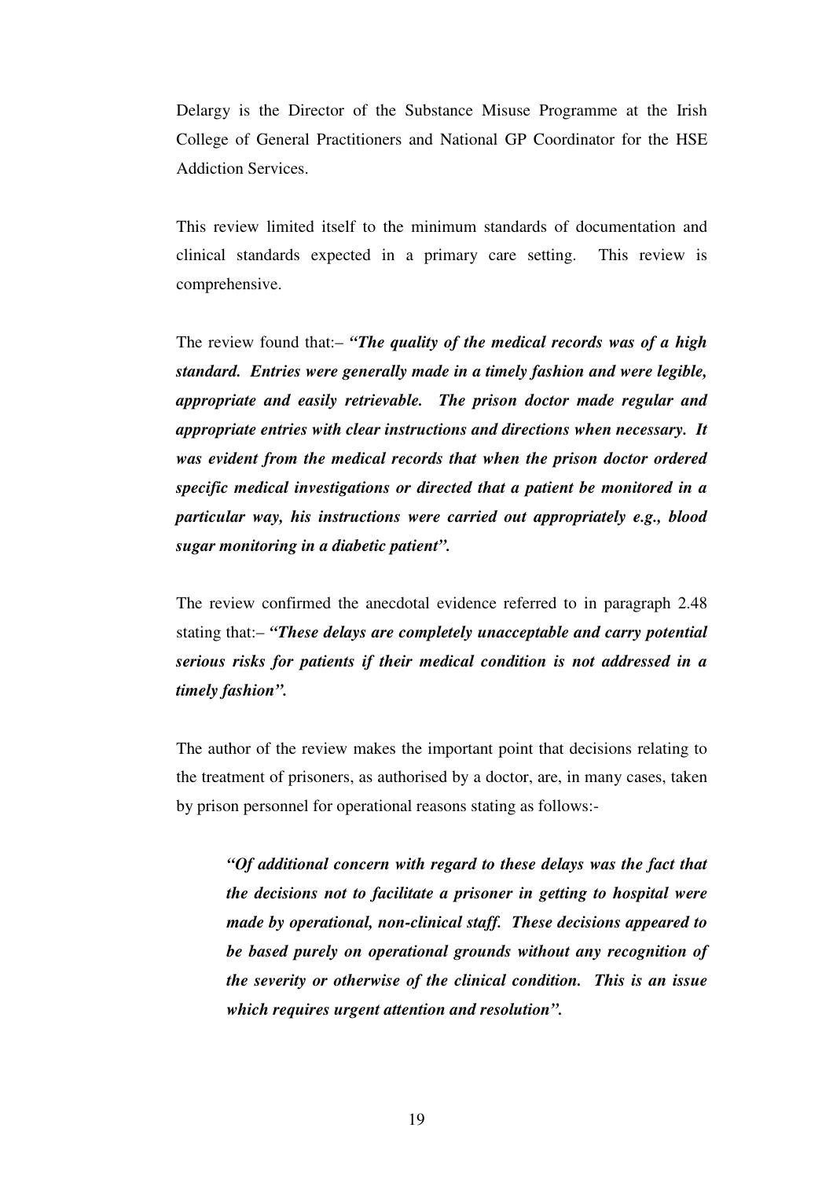Delargy is the Director of the Substance Misuse Programme at the Irish College of General Practitioners and National GP Coordinator for the HSE Addiction Services.

This review limited itself to the minimum standards of documentation and clinical standards expected in a primary care setting. This review is comprehensive.

The review found that:– ***"The quality of the medical records was of a high standard. Entries were generally made in a timely fashion and were legible, appropriate and easily retrievable. The prison doctor made regular and appropriate entries with clear instructions and directions when necessary. It was evident from the medical records that when the prison doctor ordered specific medical investigations or directed that a patient be monitored in a particular way, his instructions were carried out appropriately e.g., blood sugar monitoring in a diabetic patient".***

The review confirmed the anecdotal evidence referred to in paragraph 2.48 stating that:– ***"These delays are completely unacceptable and carry potential serious risks for patients if their medical condition is not addressed in a timely fashion".***

The author of the review makes the important point that decisions relating to the treatment of prisoners, as authorised by a doctor, are, in many cases, taken by prison personnel for operational reasons stating as follows:-

> ***"Of additional concern with regard to these delays was the fact that the decisions not to facilitate a prisoner in getting to hospital were made by operational, non-clinical staff. These decisions appeared to be based purely on operational grounds without any recognition of the severity or otherwise of the clinical condition. This is an issue which requires urgent attention and resolution".***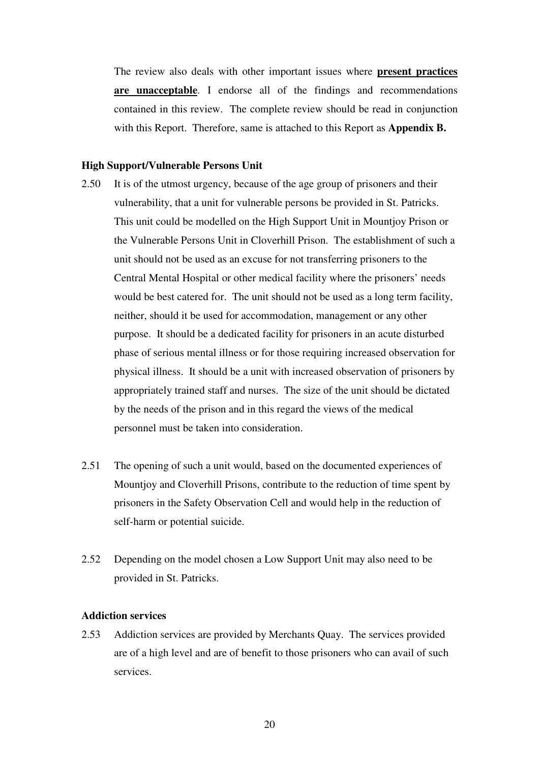The review also deals with other important issues where **present practices are unacceptable**. I endorse all of the findings and recommendations contained in this review. The complete review should be read in conjunction with this Report. Therefore, same is attached to this Report as **Appendix B.**

**High Support/Vulnerable Persons Unit**

2.50 It is of the utmost urgency, because of the age group of prisoners and their vulnerability, that a unit for vulnerable persons be provided in St. Patricks. This unit could be modelled on the High Support Unit in Mountjoy Prison or the Vulnerable Persons Unit in Cloverhill Prison. The establishment of such a unit should not be used as an excuse for not transferring prisoners to the Central Mental Hospital or other medical facility where the prisoners' needs would be best catered for. The unit should not be used as a long term facility, neither, should it be used for accommodation, management or any other purpose. It should be a dedicated facility for prisoners in an acute disturbed phase of serious mental illness or for those requiring increased observation for physical illness. It should be a unit with increased observation of prisoners by appropriately trained staff and nurses. The size of the unit should be dictated by the needs of the prison and in this regard the views of the medical personnel must be taken into consideration.

2.51 The opening of such a unit would, based on the documented experiences of Mountjoy and Cloverhill Prisons, contribute to the reduction of time spent by prisoners in the Safety Observation Cell and would help in the reduction of self-harm or potential suicide.

2.52 Depending on the model chosen a Low Support Unit may also need to be provided in St. Patricks.

**Addiction services**

2.53 Addiction services are provided by Merchants Quay. The services provided are of a high level and are of benefit to those prisoners who can avail of such services.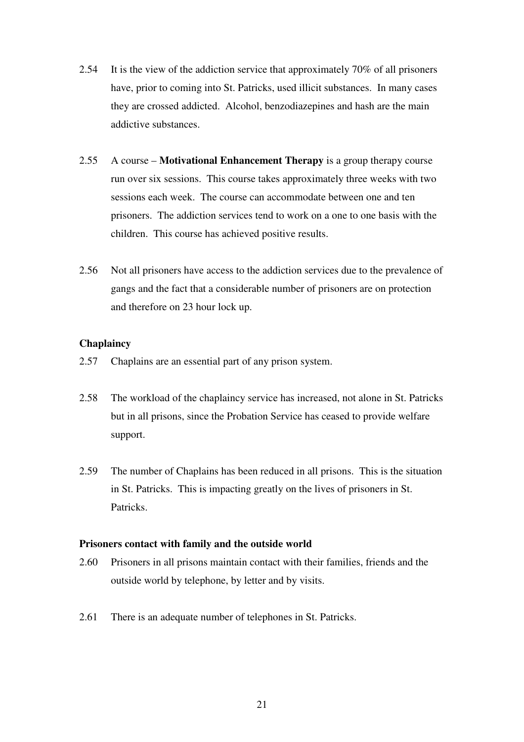2.54 It is the view of the addiction service that approximately 70% of all prisoners have, prior to coming into St. Patricks, used illicit substances. In many cases they are crossed addicted. Alcohol, benzodiazepines and hash are the main addictive substances.

2.55 A course – **Motivational Enhancement Therapy** is a group therapy course run over six sessions. This course takes approximately three weeks with two sessions each week. The course can accommodate between one and ten prisoners. The addiction services tend to work on a one to one basis with the children. This course has achieved positive results.

2.56 Not all prisoners have access to the addiction services due to the prevalence of gangs and the fact that a considerable number of prisoners are on protection and therefore on 23 hour lock up.

**Chaplaincy**

2.57 Chaplains are an essential part of any prison system.

2.58 The workload of the chaplaincy service has increased, not alone in St. Patricks but in all prisons, since the Probation Service has ceased to provide welfare support.

2.59 The number of Chaplains has been reduced in all prisons. This is the situation in St. Patricks. This is impacting greatly on the lives of prisoners in St. Patricks.

**Prisoners contact with family and the outside world**

2.60 Prisoners in all prisons maintain contact with their families, friends and the outside world by telephone, by letter and by visits.

2.61 There is an adequate number of telephones in St. Patricks.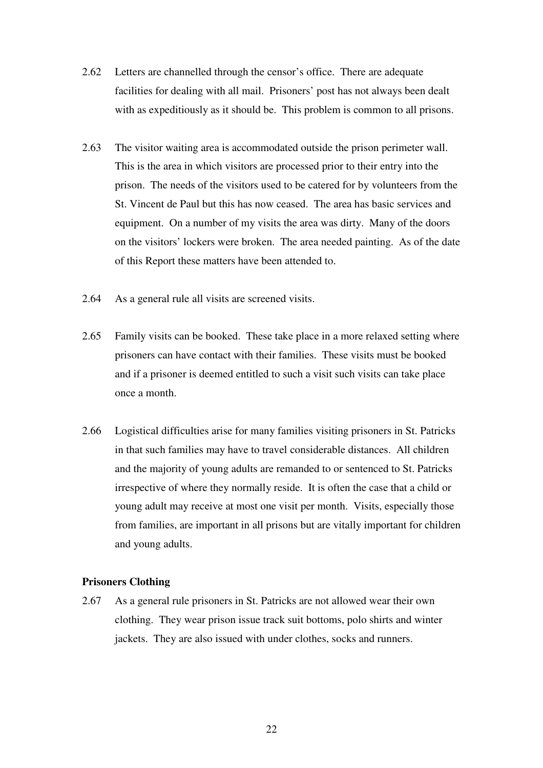2.62 Letters are channelled through the censor's office. There are adequate facilities for dealing with all mail. Prisoners' post has not always been dealt with as expeditiously as it should be. This problem is common to all prisons.

2.63 The visitor waiting area is accommodated outside the prison perimeter wall. This is the area in which visitors are processed prior to their entry into the prison. The needs of the visitors used to be catered for by volunteers from the St. Vincent de Paul but this has now ceased. The area has basic services and equipment. On a number of my visits the area was dirty. Many of the doors on the visitors' lockers were broken. The area needed painting. As of the date of this Report these matters have been attended to.

2.64 As a general rule all visits are screened visits.

2.65 Family visits can be booked. These take place in a more relaxed setting where prisoners can have contact with their families. These visits must be booked and if a prisoner is deemed entitled to such a visit such visits can take place once a month.

2.66 Logistical difficulties arise for many families visiting prisoners in St. Patricks in that such families may have to travel considerable distances. All children and the majority of young adults are remanded to or sentenced to St. Patricks irrespective of where they normally reside. It is often the case that a child or young adult may receive at most one visit per month. Visits, especially those from families, are important in all prisons but are vitally important for children and young adults.

**Prisoners Clothing**

2.67 As a general rule prisoners in St. Patricks are not allowed wear their own clothing. They wear prison issue track suit bottoms, polo shirts and winter jackets. They are also issued with under clothes, socks and runners.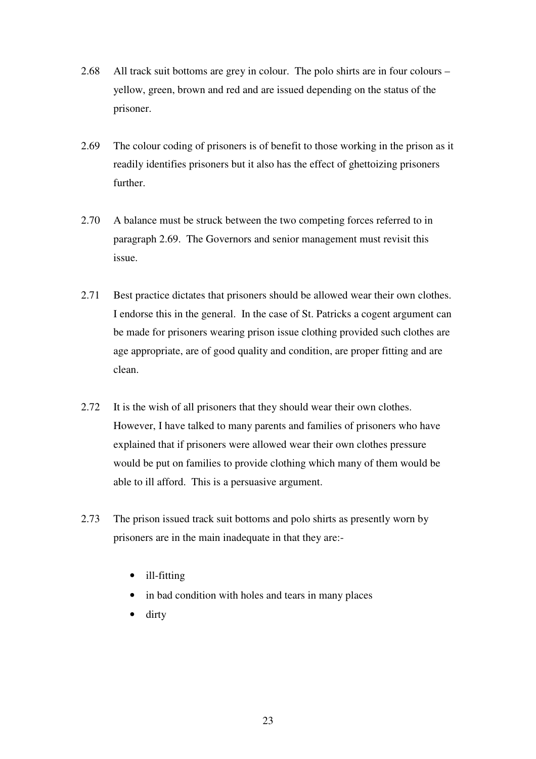2.68 All track suit bottoms are grey in colour. The polo shirts are in four colours – yellow, green, brown and red and are issued depending on the status of the prisoner.

2.69 The colour coding of prisoners is of benefit to those working in the prison as it readily identifies prisoners but it also has the effect of ghettoizing prisoners further.

2.70 A balance must be struck between the two competing forces referred to in paragraph 2.69. The Governors and senior management must revisit this issue.

2.71 Best practice dictates that prisoners should be allowed wear their own clothes. I endorse this in the general. In the case of St. Patricks a cogent argument can be made for prisoners wearing prison issue clothing provided such clothes are age appropriate, are of good quality and condition, are proper fitting and are clean.

2.72 It is the wish of all prisoners that they should wear their own clothes. However, I have talked to many parents and families of prisoners who have explained that if prisoners were allowed wear their own clothes pressure would be put on families to provide clothing which many of them would be able to ill afford. This is a persuasive argument.

2.73 The prison issued track suit bottoms and polo shirts as presently worn by prisoners are in the main inadequate in that they are:-

- ill-fitting
- in bad condition with holes and tears in many places
- dirty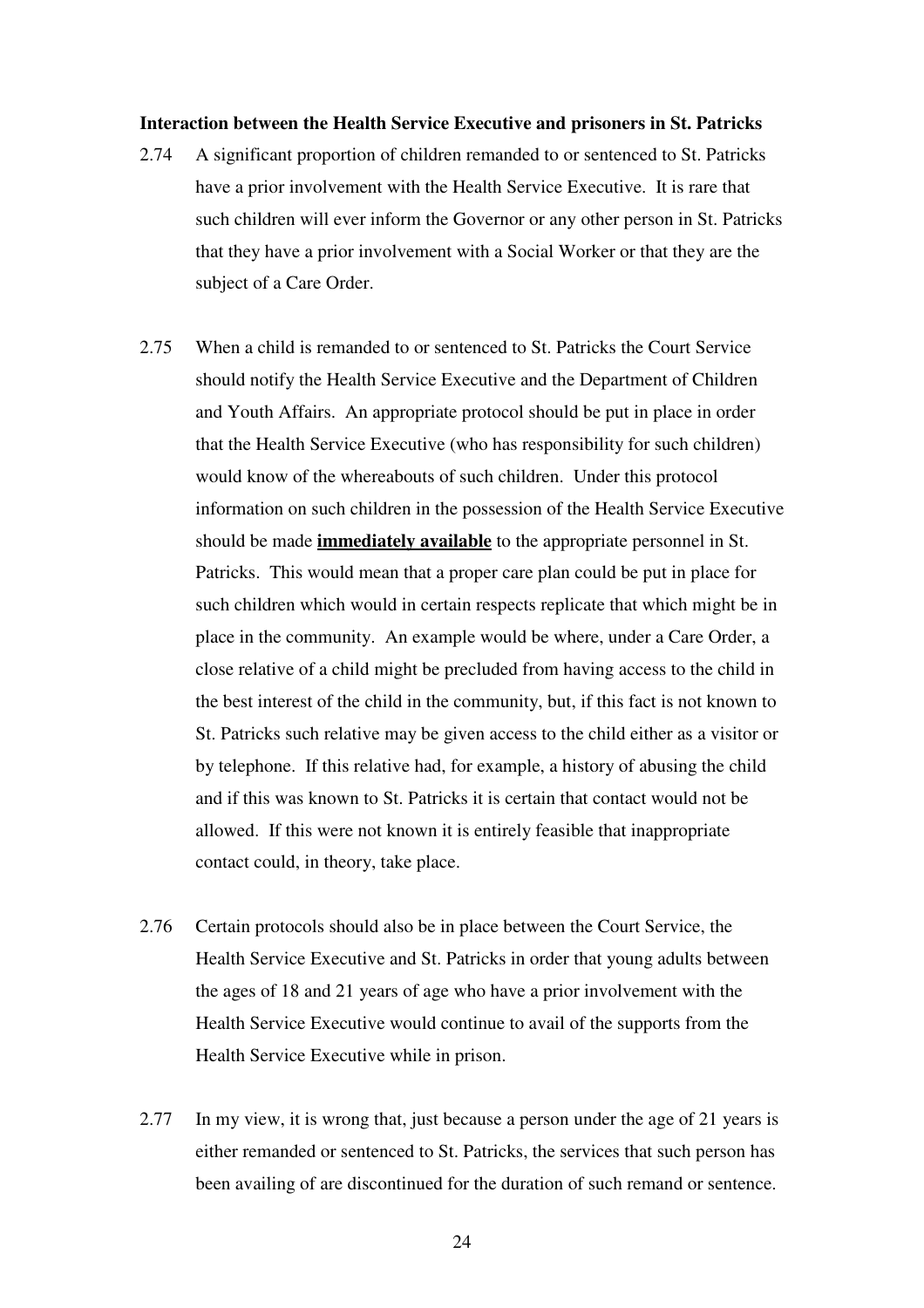**Interaction between the Health Service Executive and prisoners in St. Patricks**

2.74 A significant proportion of children remanded to or sentenced to St. Patricks have a prior involvement with the Health Service Executive. It is rare that such children will ever inform the Governor or any other person in St. Patricks that they have a prior involvement with a Social Worker or that they are the subject of a Care Order.

2.75 When a child is remanded to or sentenced to St. Patricks the Court Service should notify the Health Service Executive and the Department of Children and Youth Affairs. An appropriate protocol should be put in place in order that the Health Service Executive (who has responsibility for such children) would know of the whereabouts of such children. Under this protocol information on such children in the possession of the Health Service Executive should be made **immediately available** to the appropriate personnel in St. Patricks. This would mean that a proper care plan could be put in place for such children which would in certain respects replicate that which might be in place in the community. An example would be where, under a Care Order, a close relative of a child might be precluded from having access to the child in the best interest of the child in the community, but, if this fact is not known to St. Patricks such relative may be given access to the child either as a visitor or by telephone. If this relative had, for example, a history of abusing the child and if this was known to St. Patricks it is certain that contact would not be allowed. If this were not known it is entirely feasible that inappropriate contact could, in theory, take place.

2.76 Certain protocols should also be in place between the Court Service, the Health Service Executive and St. Patricks in order that young adults between the ages of 18 and 21 years of age who have a prior involvement with the Health Service Executive would continue to avail of the supports from the Health Service Executive while in prison.

2.77 In my view, it is wrong that, just because a person under the age of 21 years is either remanded or sentenced to St. Patricks, the services that such person has been availing of are discontinued for the duration of such remand or sentence.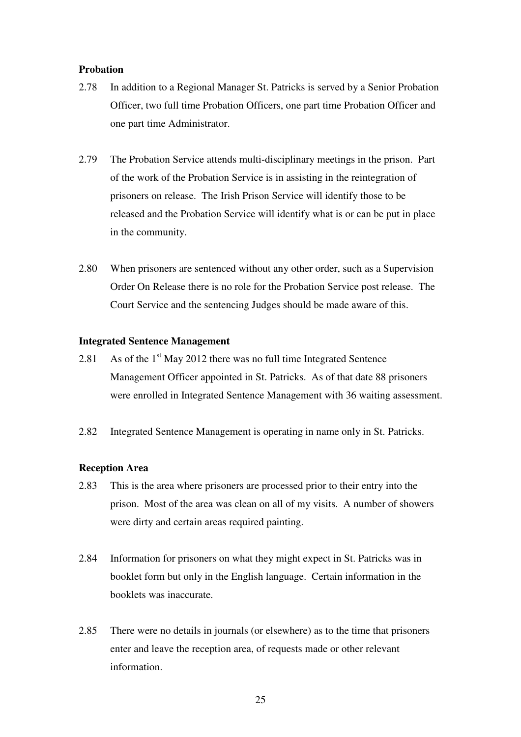**Probation**

2.78 In addition to a Regional Manager St. Patricks is served by a Senior Probation Officer, two full time Probation Officers, one part time Probation Officer and one part time Administrator.

2.79 The Probation Service attends multi-disciplinary meetings in the prison. Part of the work of the Probation Service is in assisting in the reintegration of prisoners on release. The Irish Prison Service will identify those to be released and the Probation Service will identify what is or can be put in place in the community.

2.80 When prisoners are sentenced without any other order, such as a Supervision Order On Release there is no role for the Probation Service post release. The Court Service and the sentencing Judges should be made aware of this.

**Integrated Sentence Management**

2.81 As of the 1st May 2012 there was no full time Integrated Sentence Management Officer appointed in St. Patricks. As of that date 88 prisoners were enrolled in Integrated Sentence Management with 36 waiting assessment.

2.82 Integrated Sentence Management is operating in name only in St. Patricks.

**Reception Area**

2.83 This is the area where prisoners are processed prior to their entry into the prison. Most of the area was clean on all of my visits. A number of showers were dirty and certain areas required painting.

2.84 Information for prisoners on what they might expect in St. Patricks was in booklet form but only in the English language. Certain information in the booklets was inaccurate.

2.85 There were no details in journals (or elsewhere) as to the time that prisoners enter and leave the reception area, of requests made or other relevant information.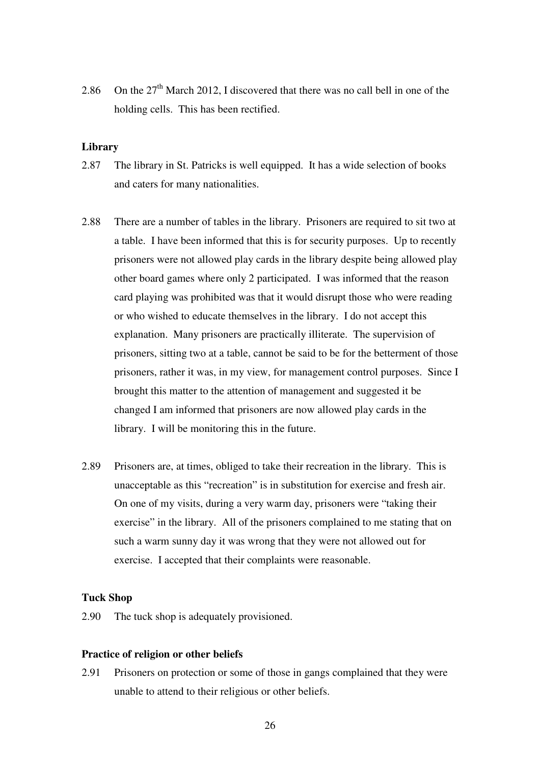2.86 On the 27th March 2012, I discovered that there was no call bell in one of the holding cells. This has been rectified.

**Library**

2.87 The library in St. Patricks is well equipped. It has a wide selection of books and caters for many nationalities.

2.88 There are a number of tables in the library. Prisoners are required to sit two at a table. I have been informed that this is for security purposes. Up to recently prisoners were not allowed play cards in the library despite being allowed play other board games where only 2 participated. I was informed that the reason card playing was prohibited was that it would disrupt those who were reading or who wished to educate themselves in the library. I do not accept this explanation. Many prisoners are practically illiterate. The supervision of prisoners, sitting two at a table, cannot be said to be for the betterment of those prisoners, rather it was, in my view, for management control purposes. Since I brought this matter to the attention of management and suggested it be changed I am informed that prisoners are now allowed play cards in the library. I will be monitoring this in the future.

2.89 Prisoners are, at times, obliged to take their recreation in the library. This is unacceptable as this "recreation" is in substitution for exercise and fresh air. On one of my visits, during a very warm day, prisoners were "taking their exercise" in the library. All of the prisoners complained to me stating that on such a warm sunny day it was wrong that they were not allowed out for exercise. I accepted that their complaints were reasonable.

**Tuck Shop**

2.90 The tuck shop is adequately provisioned.

**Practice of religion or other beliefs**

2.91 Prisoners on protection or some of those in gangs complained that they were unable to attend to their religious or other beliefs.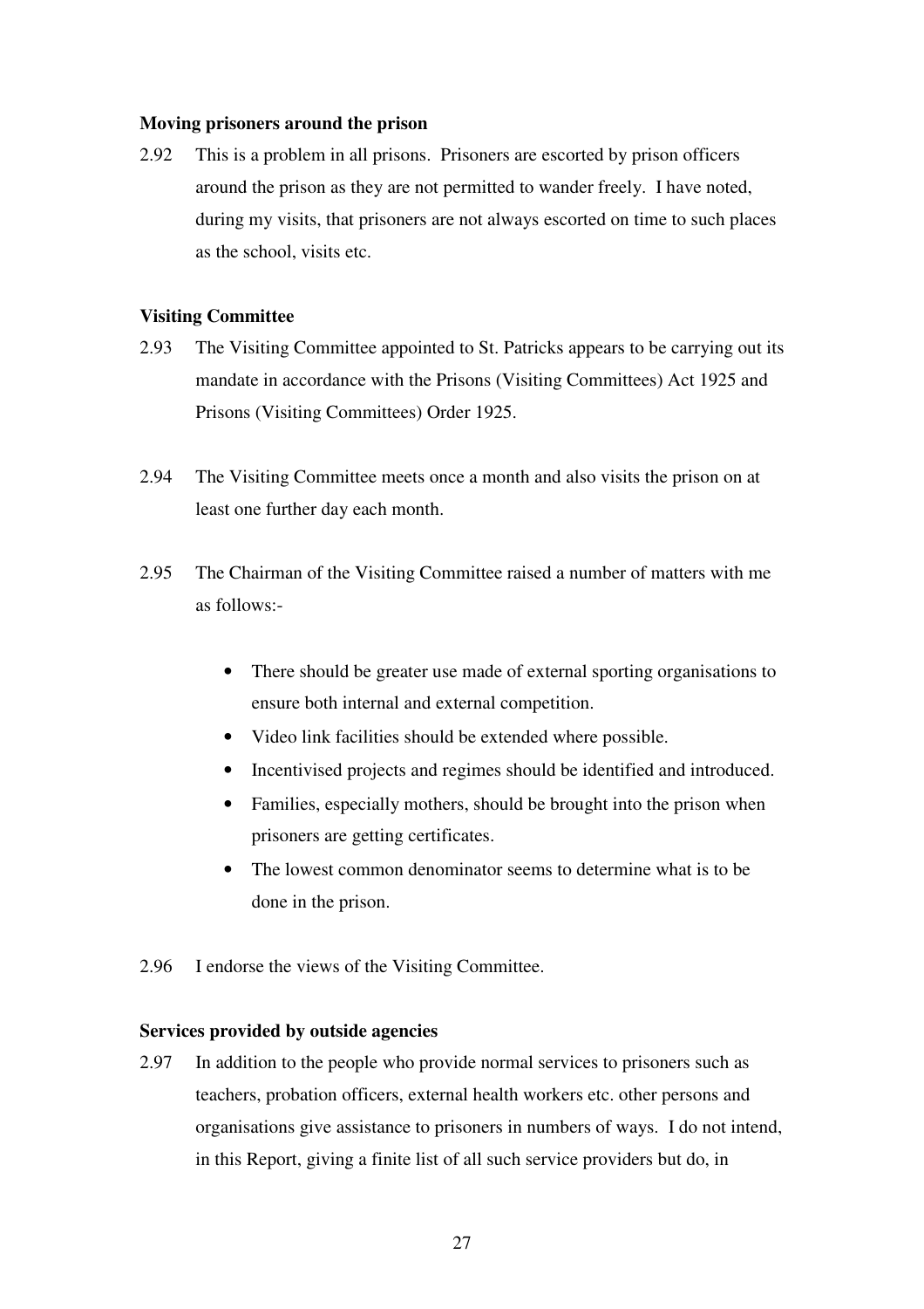**Moving prisoners around the prison**

2.92 This is a problem in all prisons. Prisoners are escorted by prison officers around the prison as they are not permitted to wander freely. I have noted, during my visits, that prisoners are not always escorted on time to such places as the school, visits etc.

**Visiting Committee**

2.93 The Visiting Committee appointed to St. Patricks appears to be carrying out its mandate in accordance with the Prisons (Visiting Committees) Act 1925 and Prisons (Visiting Committees) Order 1925.

2.94 The Visiting Committee meets once a month and also visits the prison on at least one further day each month.

2.95 The Chairman of the Visiting Committee raised a number of matters with me as follows:-

- There should be greater use made of external sporting organisations to ensure both internal and external competition.
- Video link facilities should be extended where possible.
- Incentivised projects and regimes should be identified and introduced.
- Families, especially mothers, should be brought into the prison when prisoners are getting certificates.
- The lowest common denominator seems to determine what is to be done in the prison.

2.96 I endorse the views of the Visiting Committee.

**Services provided by outside agencies**

2.97 In addition to the people who provide normal services to prisoners such as teachers, probation officers, external health workers etc. other persons and organisations give assistance to prisoners in numbers of ways. I do not intend, in this Report, giving a finite list of all such service providers but do, in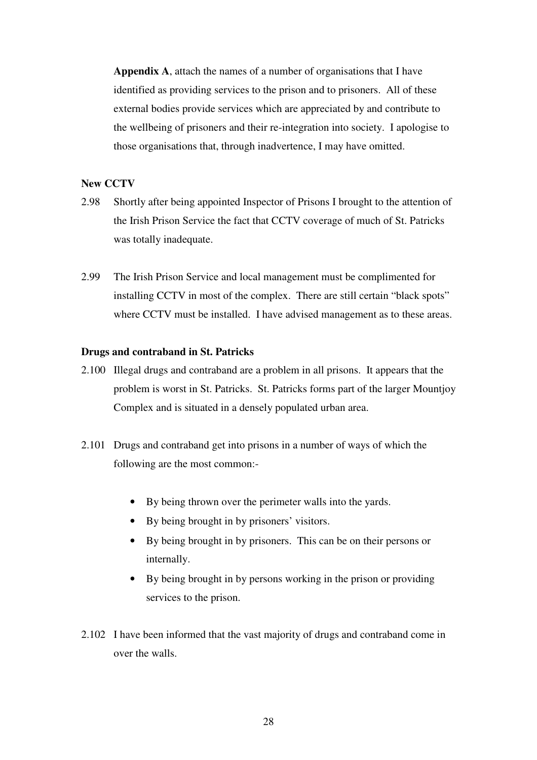**Appendix A**, attach the names of a number of organisations that I have identified as providing services to the prison and to prisoners. All of these external bodies provide services which are appreciated by and contribute to the wellbeing of prisoners and their re-integration into society. I apologise to those organisations that, through inadvertence, I may have omitted.

**New CCTV**

2.98 Shortly after being appointed Inspector of Prisons I brought to the attention of the Irish Prison Service the fact that CCTV coverage of much of St. Patricks was totally inadequate.

2.99 The Irish Prison Service and local management must be complimented for installing CCTV in most of the complex. There are still certain "black spots" where CCTV must be installed. I have advised management as to these areas.

**Drugs and contraband in St. Patricks**

2.100 Illegal drugs and contraband are a problem in all prisons. It appears that the problem is worst in St. Patricks. St. Patricks forms part of the larger Mountjoy Complex and is situated in a densely populated urban area.

2.101 Drugs and contraband get into prisons in a number of ways of which the following are the most common:-

- By being thrown over the perimeter walls into the yards.
- By being brought in by prisoners' visitors.
- By being brought in by prisoners. This can be on their persons or internally.
- By being brought in by persons working in the prison or providing services to the prison.

2.102 I have been informed that the vast majority of drugs and contraband come in over the walls.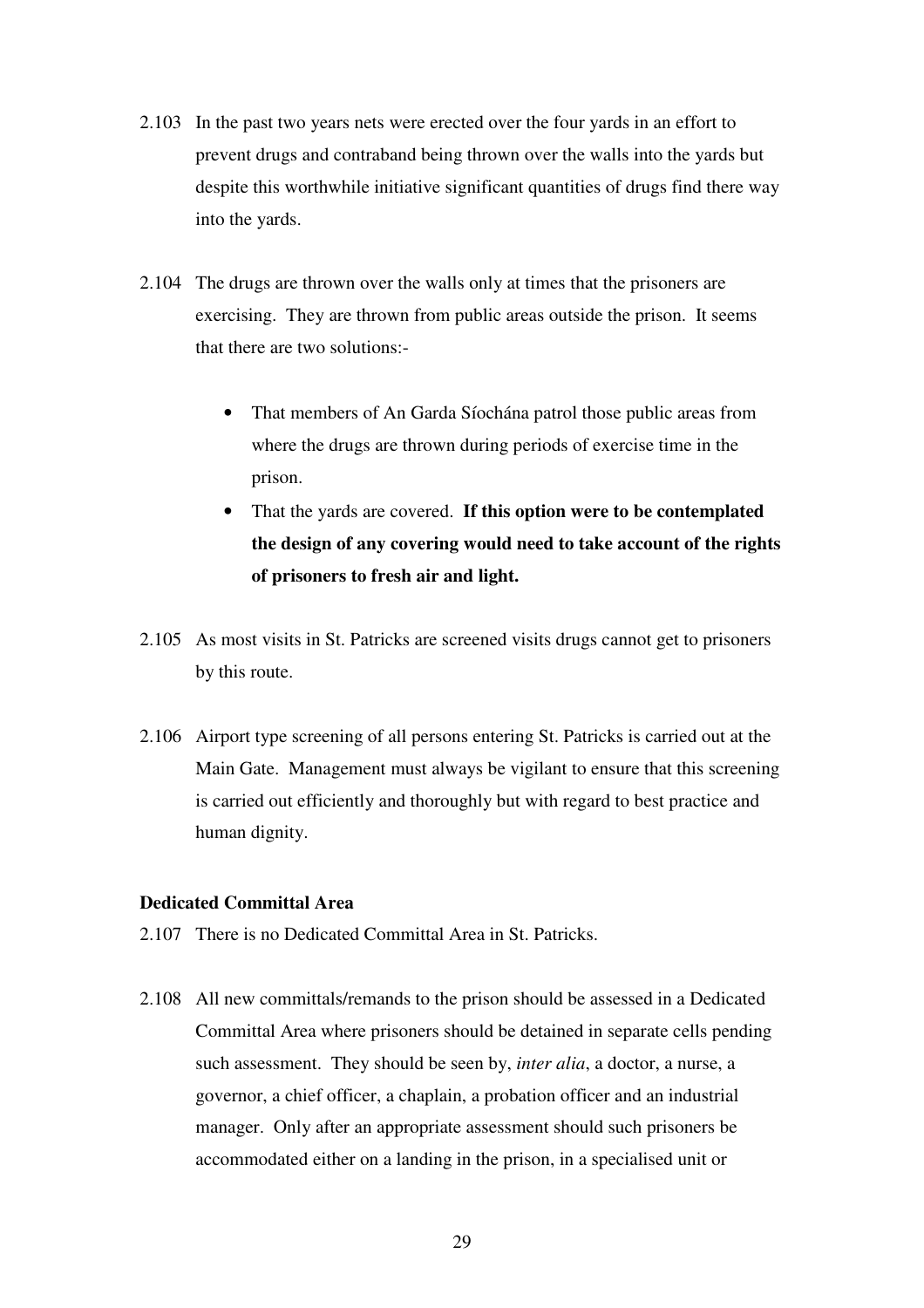2.103 In the past two years nets were erected over the four yards in an effort to prevent drugs and contraband being thrown over the walls into the yards but despite this worthwhile initiative significant quantities of drugs find there way into the yards.

2.104 The drugs are thrown over the walls only at times that the prisoners are exercising. They are thrown from public areas outside the prison. It seems that there are two solutions:-

- That members of An Garda Síochána patrol those public areas from where the drugs are thrown during periods of exercise time in the prison.
- That the yards are covered. **If this option were to be contemplated the design of any covering would need to take account of the rights of prisoners to fresh air and light.**

2.105 As most visits in St. Patricks are screened visits drugs cannot get to prisoners by this route.

2.106 Airport type screening of all persons entering St. Patricks is carried out at the Main Gate. Management must always be vigilant to ensure that this screening is carried out efficiently and thoroughly but with regard to best practice and human dignity.

**Dedicated Committal Area**

2.107 There is no Dedicated Committal Area in St. Patricks.

2.108 All new committals/remands to the prison should be assessed in a Dedicated Committal Area where prisoners should be detained in separate cells pending such assessment. They should be seen by, *inter alia*, a doctor, a nurse, a governor, a chief officer, a chaplain, a probation officer and an industrial manager. Only after an appropriate assessment should such prisoners be accommodated either on a landing in the prison, in a specialised unit or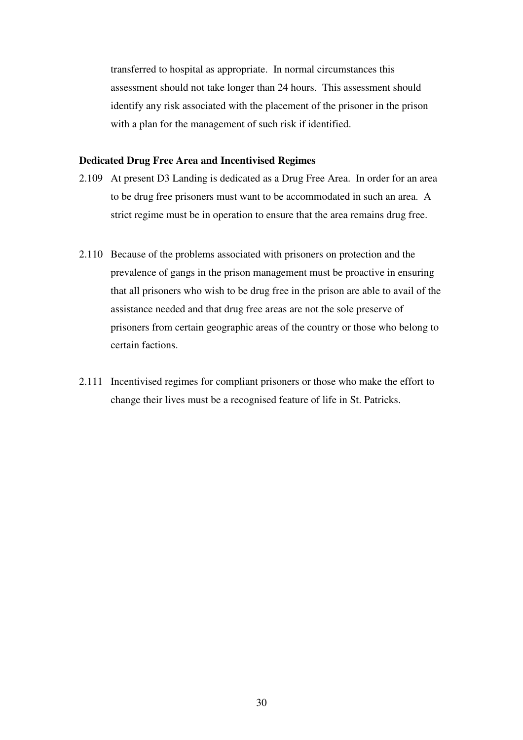transferred to hospital as appropriate. In normal circumstances this assessment should not take longer than 24 hours. This assessment should identify any risk associated with the placement of the prisoner in the prison with a plan for the management of such risk if identified.

**Dedicated Drug Free Area and Incentivised Regimes**

2.109 At present D3 Landing is dedicated as a Drug Free Area. In order for an area to be drug free prisoners must want to be accommodated in such an area. A strict regime must be in operation to ensure that the area remains drug free.

2.110 Because of the problems associated with prisoners on protection and the prevalence of gangs in the prison management must be proactive in ensuring that all prisoners who wish to be drug free in the prison are able to avail of the assistance needed and that drug free areas are not the sole preserve of prisoners from certain geographic areas of the country or those who belong to certain factions.

2.111 Incentivised regimes for compliant prisoners or those who make the effort to change their lives must be a recognised feature of life in St. Patricks.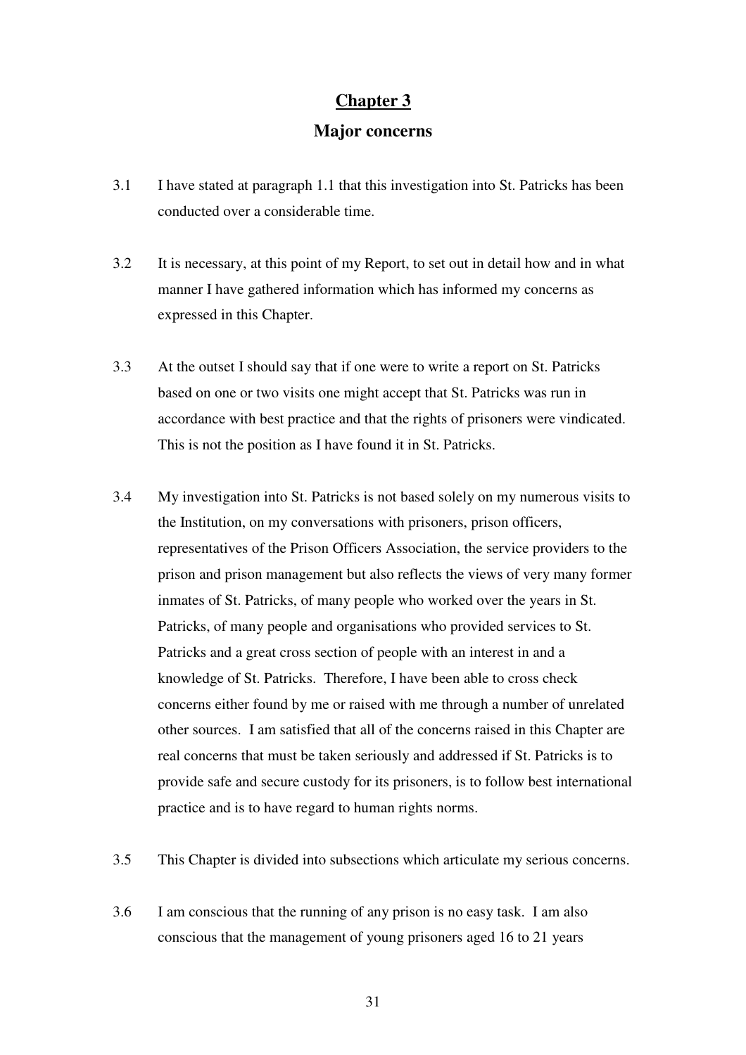# Chapter 3

## Major concerns

3.1 I have stated at paragraph 1.1 that this investigation into St. Patricks has been conducted over a considerable time.

3.2 It is necessary, at this point of my Report, to set out in detail how and in what manner I have gathered information which has informed my concerns as expressed in this Chapter.

3.3 At the outset I should say that if one were to write a report on St. Patricks based on one or two visits one might accept that St. Patricks was run in accordance with best practice and that the rights of prisoners were vindicated. This is not the position as I have found it in St. Patricks.

3.4 My investigation into St. Patricks is not based solely on my numerous visits to the Institution, on my conversations with prisoners, prison officers, representatives of the Prison Officers Association, the service providers to the prison and prison management but also reflects the views of very many former inmates of St. Patricks, of many people who worked over the years in St. Patricks, of many people and organisations who provided services to St. Patricks and a great cross section of people with an interest in and a knowledge of St. Patricks. Therefore, I have been able to cross check concerns either found by me or raised with me through a number of unrelated other sources. I am satisfied that all of the concerns raised in this Chapter are real concerns that must be taken seriously and addressed if St. Patricks is to provide safe and secure custody for its prisoners, is to follow best international practice and is to have regard to human rights norms.

3.5 This Chapter is divided into subsections which articulate my serious concerns.

3.6 I am conscious that the running of any prison is no easy task. I am also conscious that the management of young prisoners aged 16 to 21 years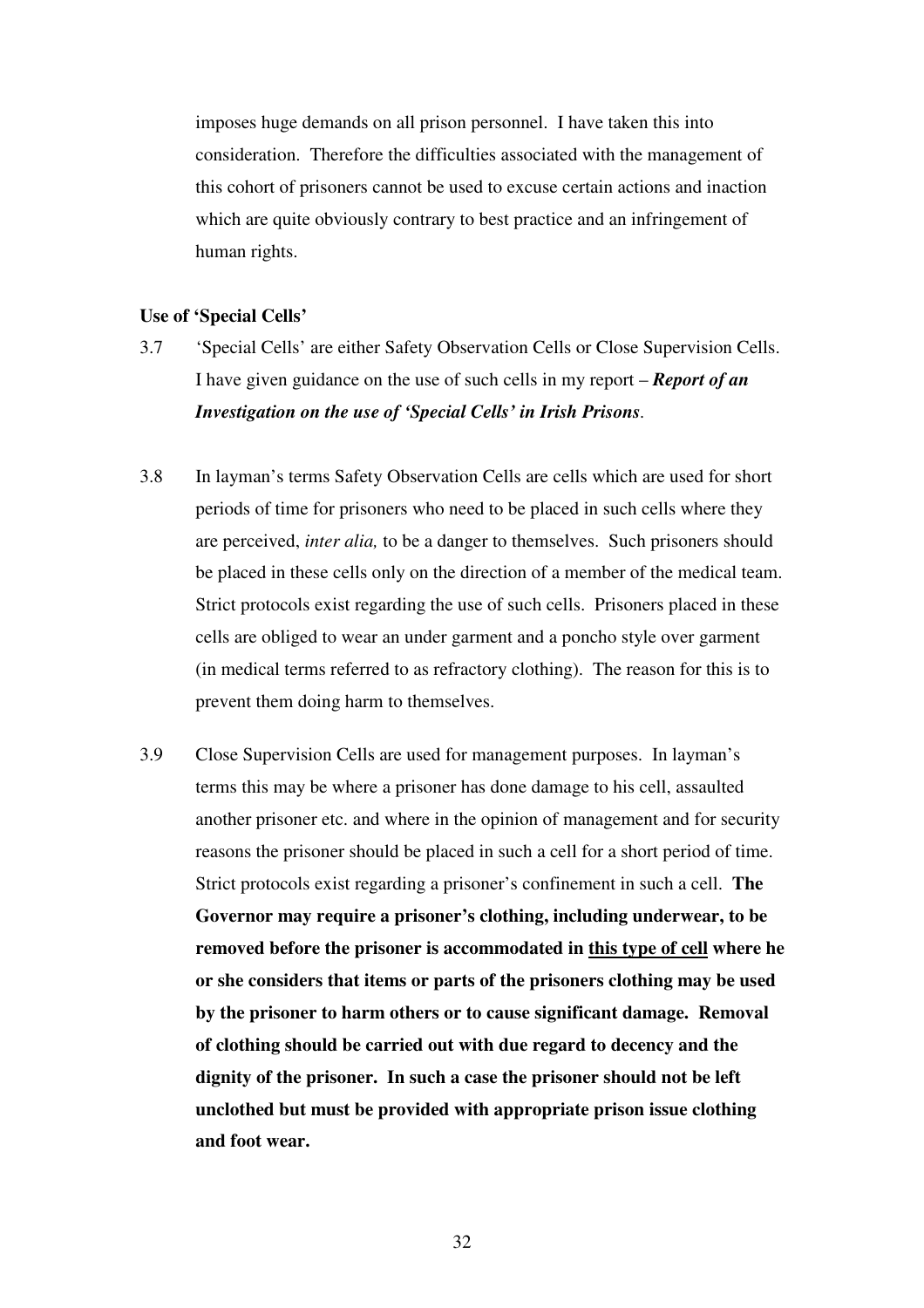imposes huge demands on all prison personnel. I have taken this into consideration. Therefore the difficulties associated with the management of this cohort of prisoners cannot be used to excuse certain actions and inaction which are quite obviously contrary to best practice and an infringement of human rights.

**Use of 'Special Cells'**

3.7 'Special Cells' are either Safety Observation Cells or Close Supervision Cells. I have given guidance on the use of such cells in my report – ***Report of an Investigation on the use of 'Special Cells' in Irish Prisons***.

3.8 In layman's terms Safety Observation Cells are cells which are used for short periods of time for prisoners who need to be placed in such cells where they are perceived, *inter alia,* to be a danger to themselves. Such prisoners should be placed in these cells only on the direction of a member of the medical team. Strict protocols exist regarding the use of such cells. Prisoners placed in these cells are obliged to wear an under garment and a poncho style over garment (in medical terms referred to as refractory clothing). The reason for this is to prevent them doing harm to themselves.

3.9 Close Supervision Cells are used for management purposes. In layman's terms this may be where a prisoner has done damage to his cell, assaulted another prisoner etc. and where in the opinion of management and for security reasons the prisoner should be placed in such a cell for a short period of time. Strict protocols exist regarding a prisoner's confinement in such a cell. **The Governor may require a prisoner's clothing, including underwear, to be removed before the prisoner is accommodated in <u>this type of cell</u> where he or she considers that items or parts of the prisoners clothing may be used by the prisoner to harm others or to cause significant damage. Removal of clothing should be carried out with due regard to decency and the dignity of the prisoner. In such a case the prisoner should not be left unclothed but must be provided with appropriate prison issue clothing and foot wear.**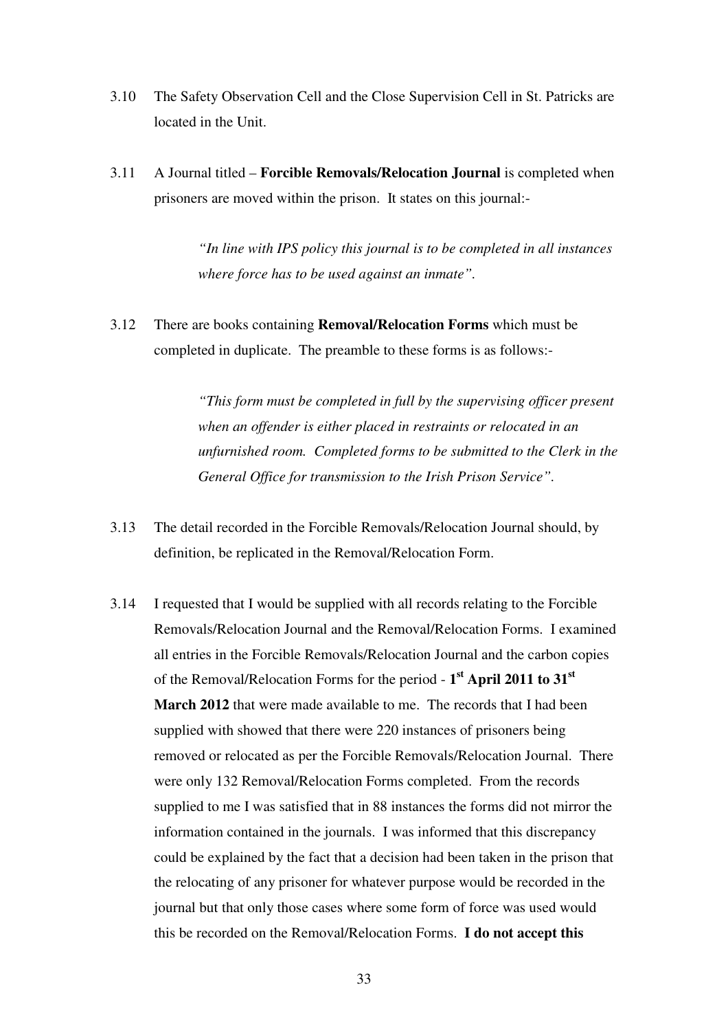3.10 The Safety Observation Cell and the Close Supervision Cell in St. Patricks are located in the Unit.

3.11 A Journal titled – **Forcible Removals/Relocation Journal** is completed when prisoners are moved within the prison. It states on this journal:-

> *"In line with IPS policy this journal is to be completed in all instances where force has to be used against an inmate".*

3.12 There are books containing **Removal/Relocation Forms** which must be completed in duplicate. The preamble to these forms is as follows:-

> *"This form must be completed in full by the supervising officer present when an offender is either placed in restraints or relocated in an unfurnished room. Completed forms to be submitted to the Clerk in the General Office for transmission to the Irish Prison Service".*

3.13 The detail recorded in the Forcible Removals/Relocation Journal should, by definition, be replicated in the Removal/Relocation Form.

3.14 I requested that I would be supplied with all records relating to the Forcible Removals/Relocation Journal and the Removal/Relocation Forms. I examined all entries in the Forcible Removals/Relocation Journal and the carbon copies of the Removal/Relocation Forms for the period - **1st April 2011 to 31st March 2012** that were made available to me. The records that I had been supplied with showed that there were 220 instances of prisoners being removed or relocated as per the Forcible Removals/Relocation Journal. There were only 132 Removal/Relocation Forms completed. From the records supplied to me I was satisfied that in 88 instances the forms did not mirror the information contained in the journals. I was informed that this discrepancy could be explained by the fact that a decision had been taken in the prison that the relocating of any prisoner for whatever purpose would be recorded in the journal but that only those cases where some form of force was used would this be recorded on the Removal/Relocation Forms. **I do not accept this**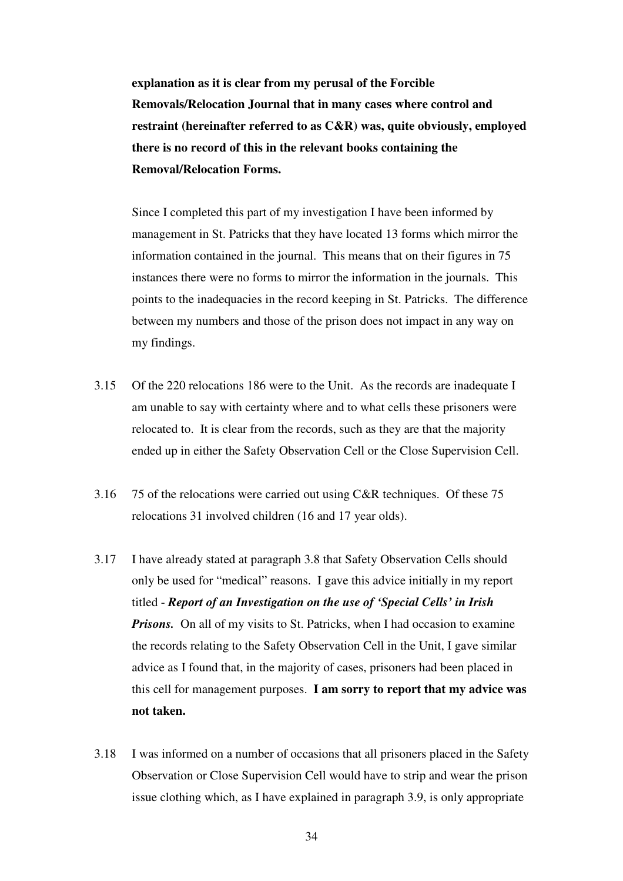**explanation as it is clear from my perusal of the Forcible Removals/Relocation Journal that in many cases where control and restraint (hereinafter referred to as C&R) was, quite obviously, employed there is no record of this in the relevant books containing the Removal/Relocation Forms.**

Since I completed this part of my investigation I have been informed by management in St. Patricks that they have located 13 forms which mirror the information contained in the journal. This means that on their figures in 75 instances there were no forms to mirror the information in the journals. This points to the inadequacies in the record keeping in St. Patricks. The difference between my numbers and those of the prison does not impact in any way on my findings.

3.15 Of the 220 relocations 186 were to the Unit. As the records are inadequate I am unable to say with certainty where and to what cells these prisoners were relocated to. It is clear from the records, such as they are that the majority ended up in either the Safety Observation Cell or the Close Supervision Cell.

3.16 75 of the relocations were carried out using C&R techniques. Of these 75 relocations 31 involved children (16 and 17 year olds).

3.17 I have already stated at paragraph 3.8 that Safety Observation Cells should only be used for "medical" reasons. I gave this advice initially in my report titled - ***Report of an Investigation on the use of 'Special Cells' in Irish Prisons.*** On all of my visits to St. Patricks, when I had occasion to examine the records relating to the Safety Observation Cell in the Unit, I gave similar advice as I found that, in the majority of cases, prisoners had been placed in this cell for management purposes. **I am sorry to report that my advice was not taken.**

3.18 I was informed on a number of occasions that all prisoners placed in the Safety Observation or Close Supervision Cell would have to strip and wear the prison issue clothing which, as I have explained in paragraph 3.9, is only appropriate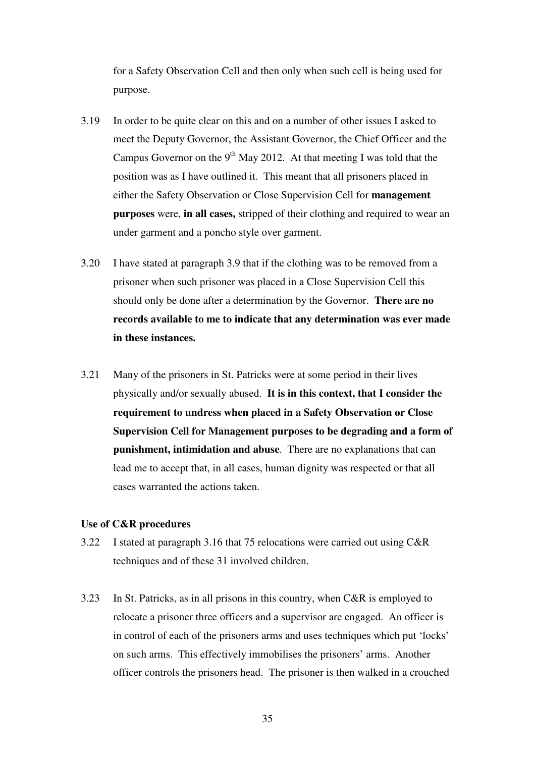for a Safety Observation Cell and then only when such cell is being used for purpose.

3.19 In order to be quite clear on this and on a number of other issues I asked to meet the Deputy Governor, the Assistant Governor, the Chief Officer and the Campus Governor on the 9th May 2012. At that meeting I was told that the position was as I have outlined it. This meant that all prisoners placed in either the Safety Observation or Close Supervision Cell for **management purposes** were, **in all cases,** stripped of their clothing and required to wear an under garment and a poncho style over garment.

3.20 I have stated at paragraph 3.9 that if the clothing was to be removed from a prisoner when such prisoner was placed in a Close Supervision Cell this should only be done after a determination by the Governor. **There are no records available to me to indicate that any determination was ever made in these instances.**

3.21 Many of the prisoners in St. Patricks were at some period in their lives physically and/or sexually abused. **It is in this context, that I consider the requirement to undress when placed in a Safety Observation or Close Supervision Cell for Management purposes to be degrading and a form of punishment, intimidation and abuse**. There are no explanations that can lead me to accept that, in all cases, human dignity was respected or that all cases warranted the actions taken.

**Use of C&R procedures**

3.22 I stated at paragraph 3.16 that 75 relocations were carried out using C&R techniques and of these 31 involved children.

3.23 In St. Patricks, as in all prisons in this country, when C&R is employed to relocate a prisoner three officers and a supervisor are engaged. An officer is in control of each of the prisoners arms and uses techniques which put 'locks' on such arms. This effectively immobilises the prisoners' arms. Another officer controls the prisoners head. The prisoner is then walked in a crouched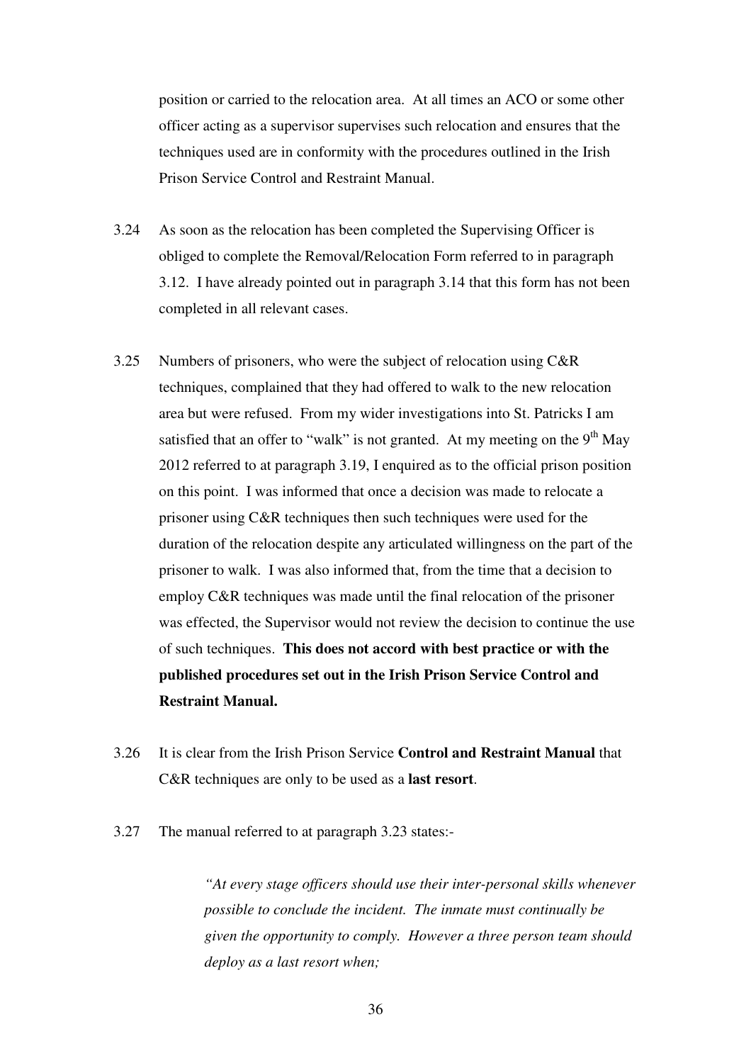position or carried to the relocation area. At all times an ACO or some other officer acting as a supervisor supervises such relocation and ensures that the techniques used are in conformity with the procedures outlined in the Irish Prison Service Control and Restraint Manual.

3.24 As soon as the relocation has been completed the Supervising Officer is obliged to complete the Removal/Relocation Form referred to in paragraph 3.12. I have already pointed out in paragraph 3.14 that this form has not been completed in all relevant cases.

3.25 Numbers of prisoners, who were the subject of relocation using C&R techniques, complained that they had offered to walk to the new relocation area but were refused. From my wider investigations into St. Patricks I am satisfied that an offer to "walk" is not granted. At my meeting on the 9th May 2012 referred to at paragraph 3.19, I enquired as to the official prison position on this point. I was informed that once a decision was made to relocate a prisoner using C&R techniques then such techniques were used for the duration of the relocation despite any articulated willingness on the part of the prisoner to walk. I was also informed that, from the time that a decision to employ C&R techniques was made until the final relocation of the prisoner was effected, the Supervisor would not review the decision to continue the use of such techniques. **This does not accord with best practice or with the published procedures set out in the Irish Prison Service Control and Restraint Manual.**

3.26 It is clear from the Irish Prison Service **Control and Restraint Manual** that C&R techniques are only to be used as a **last resort**.

3.27 The manual referred to at paragraph 3.23 states:-

> *"At every stage officers should use their inter-personal skills whenever possible to conclude the incident. The inmate must continually be given the opportunity to comply. However a three person team should deploy as a last resort when;*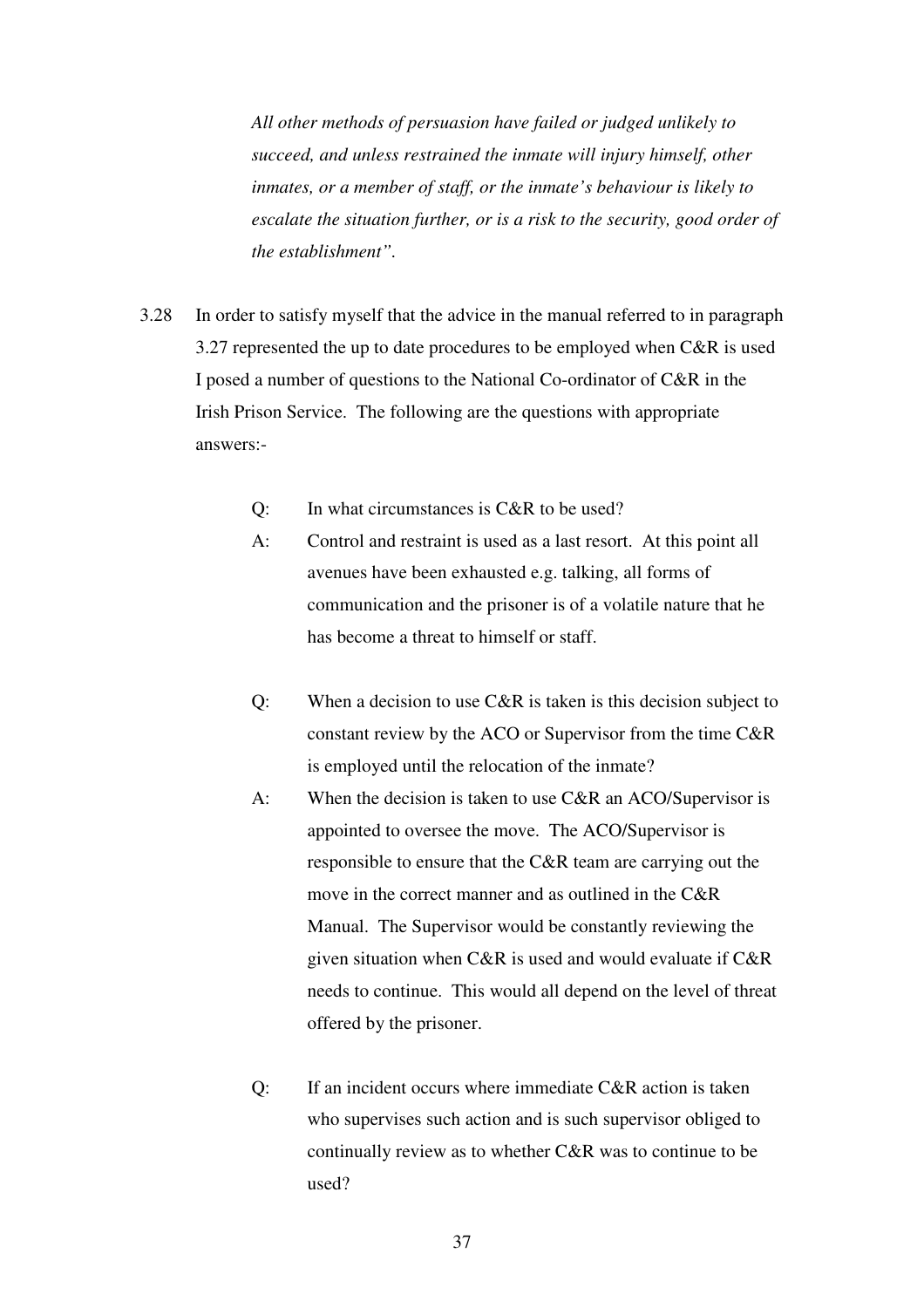*All other methods of persuasion have failed or judged unlikely to succeed, and unless restrained the inmate will injury himself, other inmates, or a member of staff, or the inmate's behaviour is likely to escalate the situation further, or is a risk to the security, good order of the establishment".*

3.28 In order to satisfy myself that the advice in the manual referred to in paragraph 3.27 represented the up to date procedures to be employed when C&R is used I posed a number of questions to the National Co-ordinator of C&R in the Irish Prison Service. The following are the questions with appropriate answers:-

Q: In what circumstances is C&R to be used?

A: Control and restraint is used as a last resort. At this point all avenues have been exhausted e.g. talking, all forms of communication and the prisoner is of a volatile nature that he has become a threat to himself or staff.

Q: When a decision to use C&R is taken is this decision subject to constant review by the ACO or Supervisor from the time C&R is employed until the relocation of the inmate?

A: When the decision is taken to use C&R an ACO/Supervisor is appointed to oversee the move. The ACO/Supervisor is responsible to ensure that the C&R team are carrying out the move in the correct manner and as outlined in the C&R Manual. The Supervisor would be constantly reviewing the given situation when C&R is used and would evaluate if C&R needs to continue. This would all depend on the level of threat offered by the prisoner.

Q: If an incident occurs where immediate C&R action is taken who supervises such action and is such supervisor obliged to continually review as to whether C&R was to continue to be used?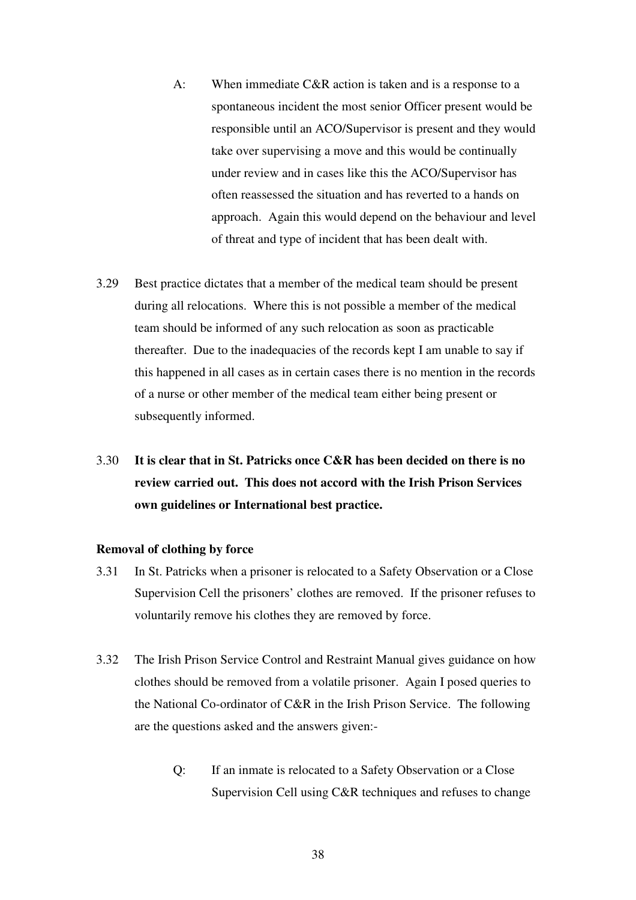A: When immediate C&R action is taken and is a response to a spontaneous incident the most senior Officer present would be responsible until an ACO/Supervisor is present and they would take over supervising a move and this would be continually under review and in cases like this the ACO/Supervisor has often reassessed the situation and has reverted to a hands on approach. Again this would depend on the behaviour and level of threat and type of incident that has been dealt with.

3.29 Best practice dictates that a member of the medical team should be present during all relocations. Where this is not possible a member of the medical team should be informed of any such relocation as soon as practicable thereafter. Due to the inadequacies of the records kept I am unable to say if this happened in all cases as in certain cases there is no mention in the records of a nurse or other member of the medical team either being present or subsequently informed.

3.30 **It is clear that in St. Patricks once C&R has been decided on there is no review carried out. This does not accord with the Irish Prison Services own guidelines or International best practice.**

**Removal of clothing by force**

3.31 In St. Patricks when a prisoner is relocated to a Safety Observation or a Close Supervision Cell the prisoners' clothes are removed. If the prisoner refuses to voluntarily remove his clothes they are removed by force.

3.32 The Irish Prison Service Control and Restraint Manual gives guidance on how clothes should be removed from a volatile prisoner. Again I posed queries to the National Co-ordinator of C&R in the Irish Prison Service. The following are the questions asked and the answers given:-

Q: If an inmate is relocated to a Safety Observation or a Close Supervision Cell using C&R techniques and refuses to change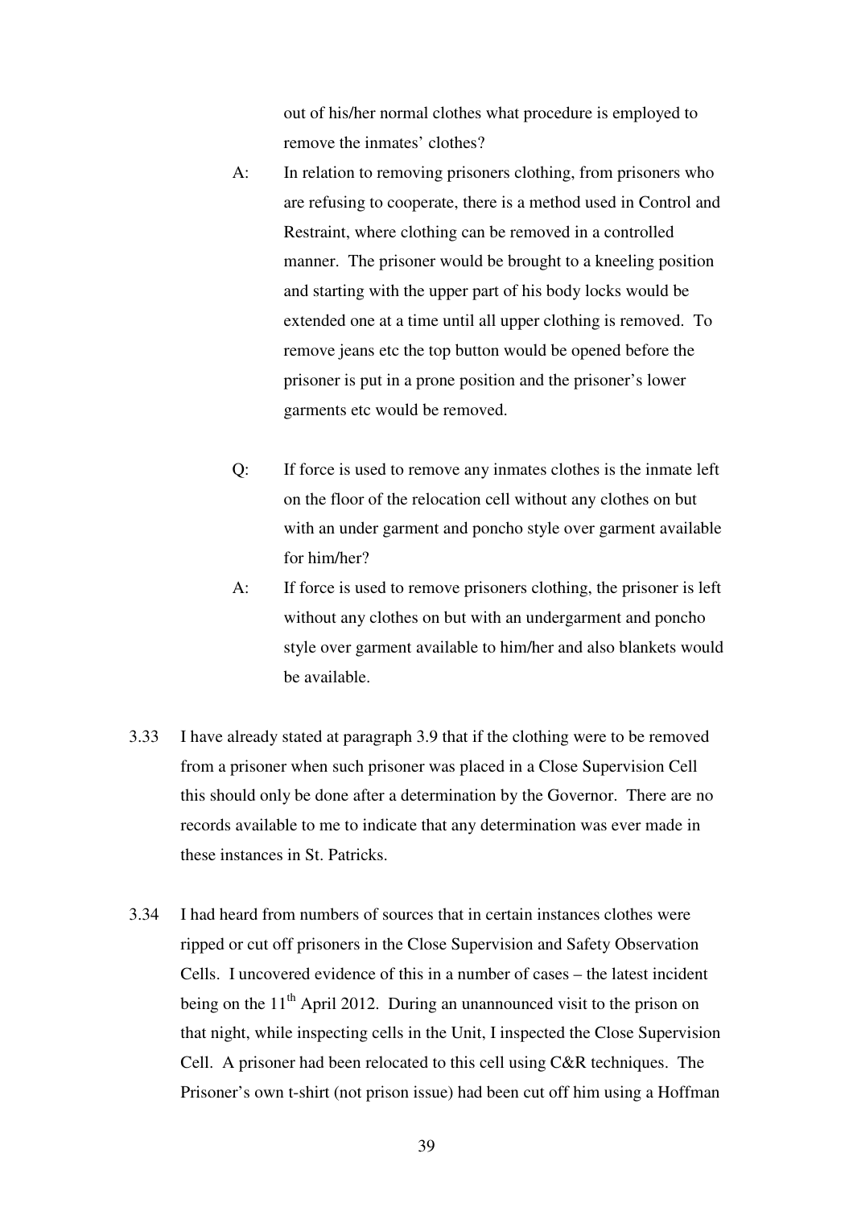out of his/her normal clothes what procedure is employed to remove the inmates' clothes?

A: In relation to removing prisoners clothing, from prisoners who are refusing to cooperate, there is a method used in Control and Restraint, where clothing can be removed in a controlled manner. The prisoner would be brought to a kneeling position and starting with the upper part of his body locks would be extended one at a time until all upper clothing is removed. To remove jeans etc the top button would be opened before the prisoner is put in a prone position and the prisoner's lower garments etc would be removed.

Q: If force is used to remove any inmates clothes is the inmate left on the floor of the relocation cell without any clothes on but with an under garment and poncho style over garment available for him/her?

A: If force is used to remove prisoners clothing, the prisoner is left without any clothes on but with an undergarment and poncho style over garment available to him/her and also blankets would be available.

3.33 I have already stated at paragraph 3.9 that if the clothing were to be removed from a prisoner when such prisoner was placed in a Close Supervision Cell this should only be done after a determination by the Governor. There are no records available to me to indicate that any determination was ever made in these instances in St. Patricks.

3.34 I had heard from numbers of sources that in certain instances clothes were ripped or cut off prisoners in the Close Supervision and Safety Observation Cells. I uncovered evidence of this in a number of cases – the latest incident being on the 11th April 2012. During an unannounced visit to the prison on that night, while inspecting cells in the Unit, I inspected the Close Supervision Cell. A prisoner had been relocated to this cell using C&R techniques. The Prisoner's own t-shirt (not prison issue) had been cut off him using a Hoffman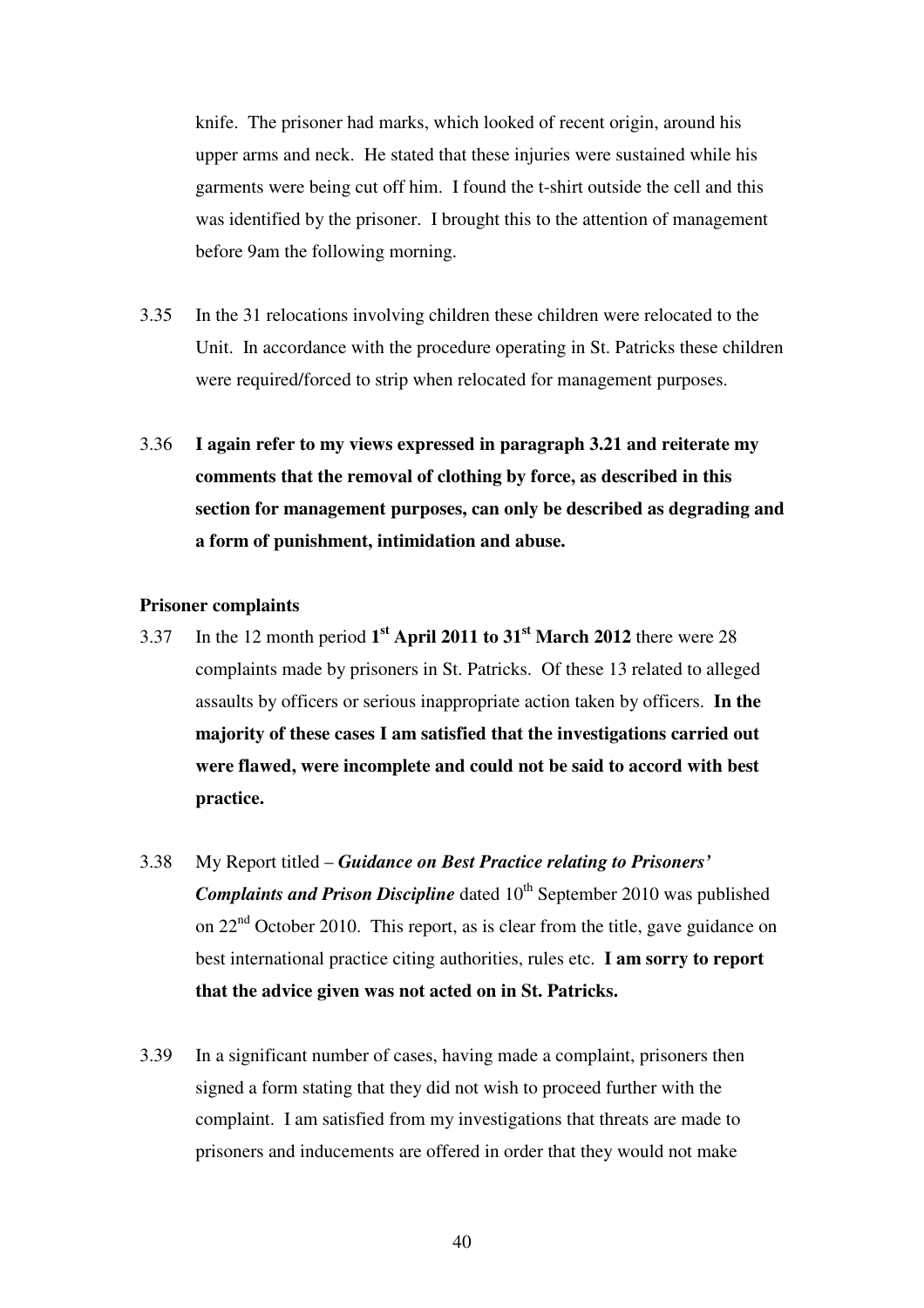knife. The prisoner had marks, which looked of recent origin, around his upper arms and neck. He stated that these injuries were sustained while his garments were being cut off him. I found the t-shirt outside the cell and this was identified by the prisoner. I brought this to the attention of management before 9am the following morning.

3.35 In the 31 relocations involving children these children were relocated to the Unit. In accordance with the procedure operating in St. Patricks these children were required/forced to strip when relocated for management purposes.

3.36 **I again refer to my views expressed in paragraph 3.21 and reiterate my comments that the removal of clothing by force, as described in this section for management purposes, can only be described as degrading and a form of punishment, intimidation and abuse.**

**Prisoner complaints**

3.37 In the 12 month period **1st April 2011 to 31st March 2012** there were 28 complaints made by prisoners in St. Patricks. Of these 13 related to alleged assaults by officers or serious inappropriate action taken by officers. **In the majority of these cases I am satisfied that the investigations carried out were flawed, were incomplete and could not be said to accord with best practice.**

3.38 My Report titled – ***Guidance on Best Practice relating to Prisoners' Complaints and Prison Discipline*** dated 10th September 2010 was published on 22nd October 2010. This report, as is clear from the title, gave guidance on best international practice citing authorities, rules etc. **I am sorry to report that the advice given was not acted on in St. Patricks.**

3.39 In a significant number of cases, having made a complaint, prisoners then signed a form stating that they did not wish to proceed further with the complaint. I am satisfied from my investigations that threats are made to prisoners and inducements are offered in order that they would not make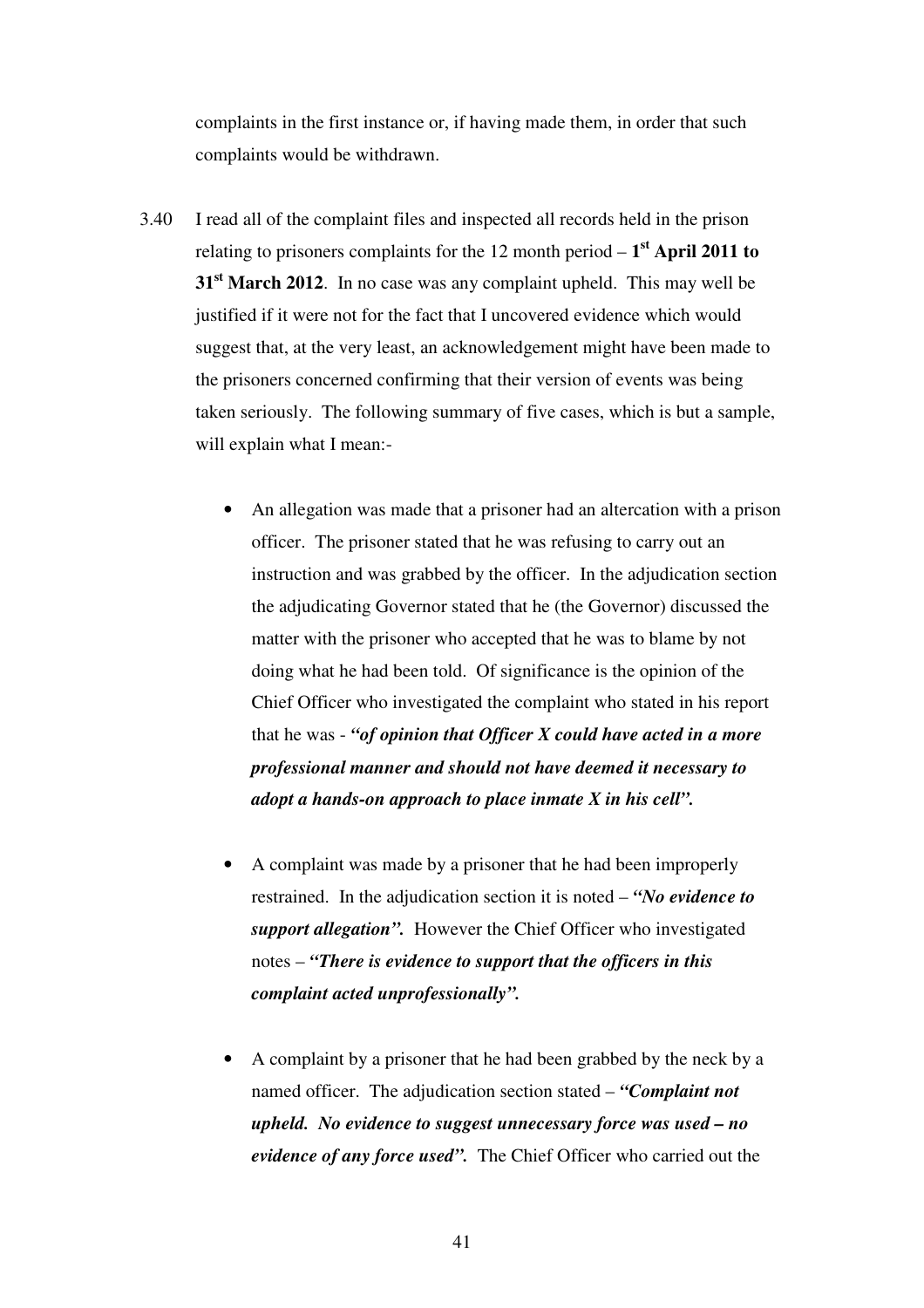complaints in the first instance or, if having made them, in order that such complaints would be withdrawn.

3.40 I read all of the complaint files and inspected all records held in the prison relating to prisoners complaints for the 12 month period – **1st April 2011 to 31st March 2012**. In no case was any complaint upheld. This may well be justified if it were not for the fact that I uncovered evidence which would suggest that, at the very least, an acknowledgement might have been made to the prisoners concerned confirming that their version of events was being taken seriously. The following summary of five cases, which is but a sample, will explain what I mean:-

- An allegation was made that a prisoner had an altercation with a prison officer. The prisoner stated that he was refusing to carry out an instruction and was grabbed by the officer. In the adjudication section the adjudicating Governor stated that he (the Governor) discussed the matter with the prisoner who accepted that he was to blame by not doing what he had been told. Of significance is the opinion of the Chief Officer who investigated the complaint who stated in his report that he was - ***"of opinion that Officer X could have acted in a more professional manner and should not have deemed it necessary to adopt a hands-on approach to place inmate X in his cell".***

- A complaint was made by a prisoner that he had been improperly restrained. In the adjudication section it is noted – ***"No evidence to support allegation".*** However the Chief Officer who investigated notes – ***"There is evidence to support that the officers in this complaint acted unprofessionally".***

- A complaint by a prisoner that he had been grabbed by the neck by a named officer. The adjudication section stated – ***"Complaint not upheld. No evidence to suggest unnecessary force was used – no evidence of any force used".*** The Chief Officer who carried out the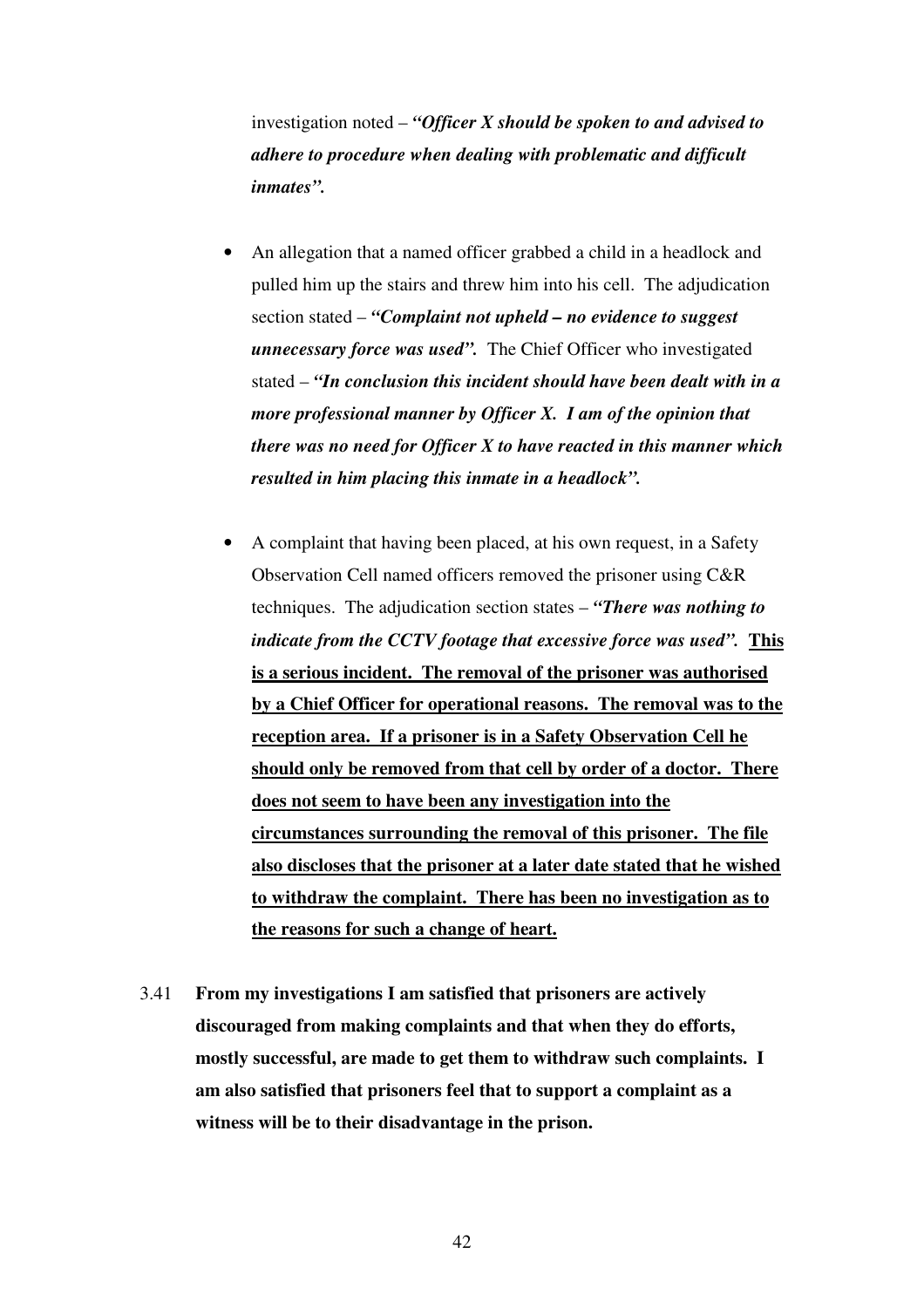investigation noted – ***"Officer X should be spoken to and advised to adhere to procedure when dealing with problematic and difficult inmates".***

- An allegation that a named officer grabbed a child in a headlock and pulled him up the stairs and threw him into his cell. The adjudication section stated – ***"Complaint not upheld – no evidence to suggest unnecessary force was used".*** The Chief Officer who investigated stated – ***"In conclusion this incident should have been dealt with in a more professional manner by Officer X. I am of the opinion that there was no need for Officer X to have reacted in this manner which resulted in him placing this inmate in a headlock".***

- A complaint that having been placed, at his own request, in a Safety Observation Cell named officers removed the prisoner using C&R techniques. The adjudication section states – ***"There was nothing to indicate from the CCTV footage that excessive force was used".*** <u>**This is a serious incident. The removal of the prisoner was authorised by a Chief Officer for operational reasons. The removal was to the reception area. If a prisoner is in a Safety Observation Cell he should only be removed from that cell by order of a doctor. There does not seem to have been any investigation into the circumstances surrounding the removal of this prisoner. The file also discloses that the prisoner at a later date stated that he wished to withdraw the complaint. There has been no investigation as to the reasons for such a change of heart.**</u>

3.41 **From my investigations I am satisfied that prisoners are actively discouraged from making complaints and that when they do efforts, mostly successful, are made to get them to withdraw such complaints. I am also satisfied that prisoners feel that to support a complaint as a witness will be to their disadvantage in the prison.**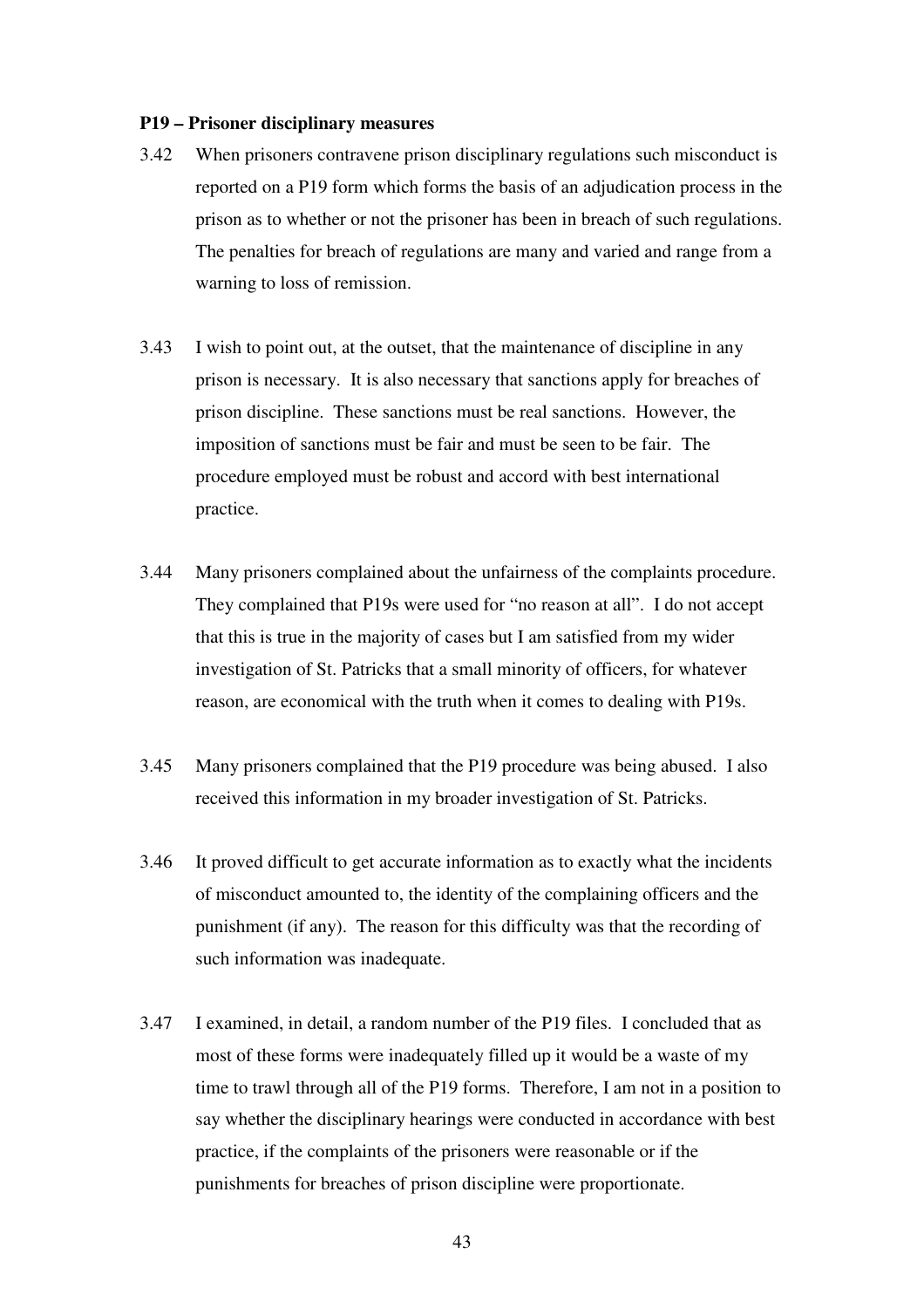**P19 – Prisoner disciplinary measures**

3.42 When prisoners contravene prison disciplinary regulations such misconduct is reported on a P19 form which forms the basis of an adjudication process in the prison as to whether or not the prisoner has been in breach of such regulations. The penalties for breach of regulations are many and varied and range from a warning to loss of remission.

3.43 I wish to point out, at the outset, that the maintenance of discipline in any prison is necessary. It is also necessary that sanctions apply for breaches of prison discipline. These sanctions must be real sanctions. However, the imposition of sanctions must be fair and must be seen to be fair. The procedure employed must be robust and accord with best international practice.

3.44 Many prisoners complained about the unfairness of the complaints procedure. They complained that P19s were used for "no reason at all". I do not accept that this is true in the majority of cases but I am satisfied from my wider investigation of St. Patricks that a small minority of officers, for whatever reason, are economical with the truth when it comes to dealing with P19s.

3.45 Many prisoners complained that the P19 procedure was being abused. I also received this information in my broader investigation of St. Patricks.

3.46 It proved difficult to get accurate information as to exactly what the incidents of misconduct amounted to, the identity of the complaining officers and the punishment (if any). The reason for this difficulty was that the recording of such information was inadequate.

3.47 I examined, in detail, a random number of the P19 files. I concluded that as most of these forms were inadequately filled up it would be a waste of my time to trawl through all of the P19 forms. Therefore, I am not in a position to say whether the disciplinary hearings were conducted in accordance with best practice, if the complaints of the prisoners were reasonable or if the punishments for breaches of prison discipline were proportionate.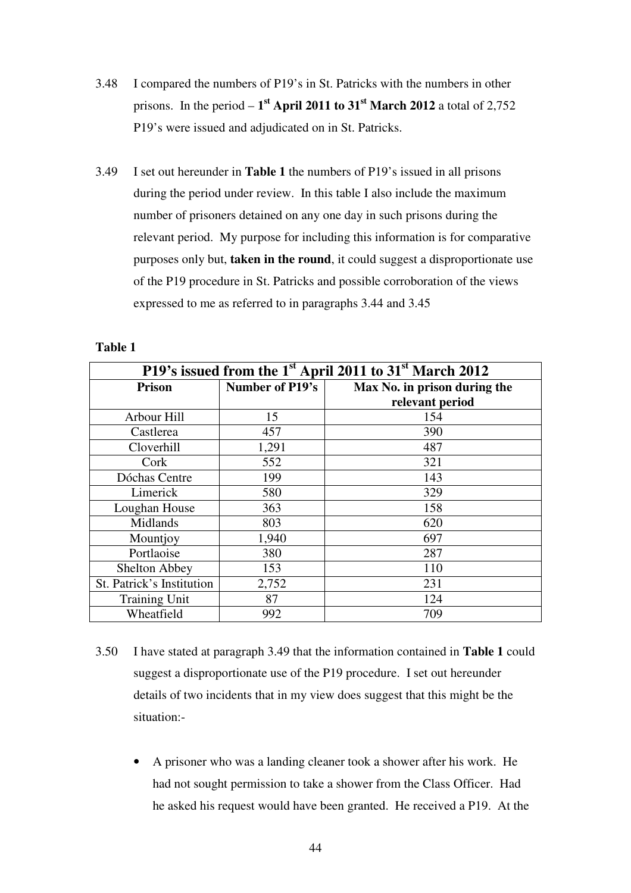3.48 I compared the numbers of P19's in St. Patricks with the numbers in other prisons. In the period – **1st April 2011 to 31st March 2012** a total of 2,752 P19's were issued and adjudicated on in St. Patricks.

3.49 I set out hereunder in **Table 1** the numbers of P19's issued in all prisons during the period under review. In this table I also include the maximum number of prisoners detained on any one day in such prisons during the relevant period. My purpose for including this information is for comparative purposes only but, **taken in the round**, it could suggest a disproportionate use of the P19 procedure in St. Patricks and possible corroboration of the views expressed to me as referred to in paragraphs 3.44 and 3.45

**Table 1**

| P19's issued from the 1st April 2011 to 31st March 2012 | | |
|---|---|---|
| **Prison** | **Number of P19's** | **Max No. in prison during the relevant period** |
| Arbour Hill | 15 | 154 |
| Castlerea | 457 | 390 |
| Cloverhill | 1,291 | 487 |
| Cork | 552 | 321 |
| Dóchas Centre | 199 | 143 |
| Limerick | 580 | 329 |
| Loughan House | 363 | 158 |
| Midlands | 803 | 620 |
| Mountjoy | 1,940 | 697 |
| Portlaoise | 380 | 287 |
| Shelton Abbey | 153 | 110 |
| St. Patrick's Institution | 2,752 | 231 |
| Training Unit | 87 | 124 |
| Wheatfield | 992 | 709 |

3.50 I have stated at paragraph 3.49 that the information contained in **Table 1** could suggest a disproportionate use of the P19 procedure. I set out hereunder details of two incidents that in my view does suggest that this might be the situation:-

- A prisoner who was a landing cleaner took a shower after his work. He had not sought permission to take a shower from the Class Officer. Had he asked his request would have been granted. He received a P19. At the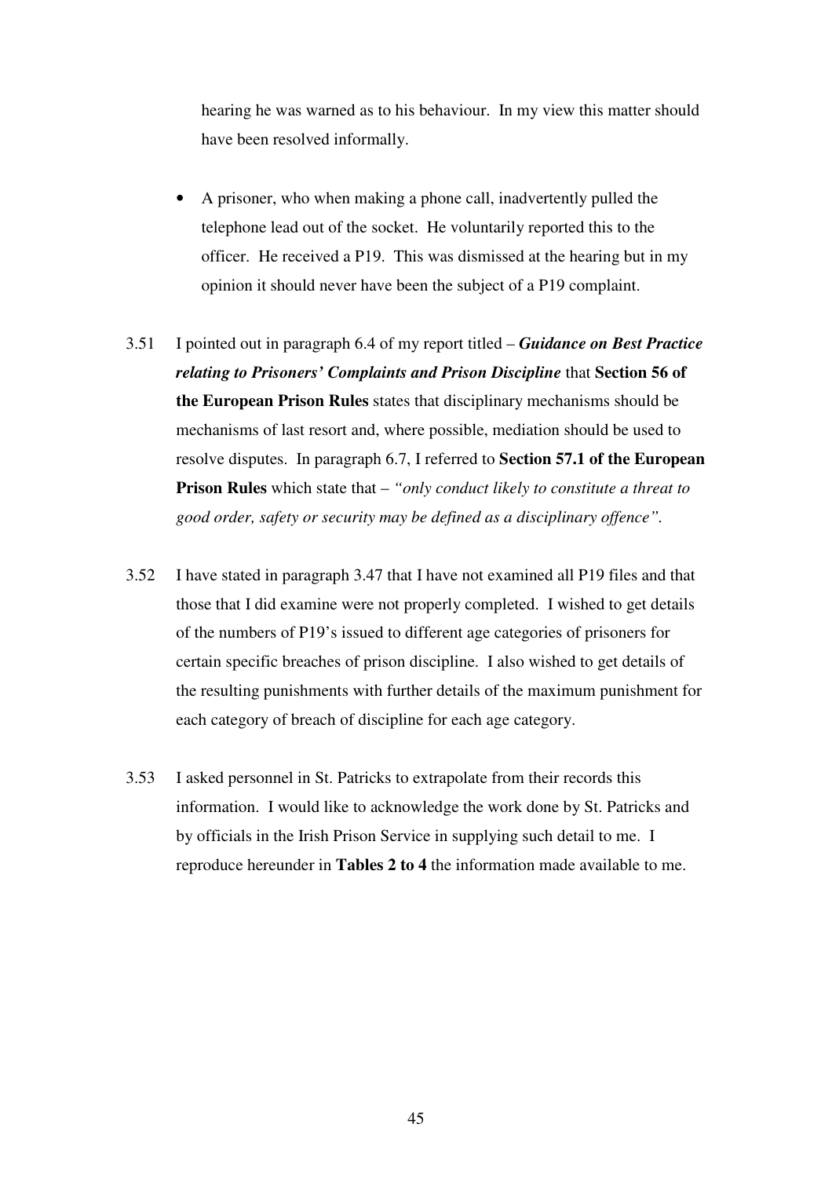hearing he was warned as to his behaviour. In my view this matter should have been resolved informally.

- A prisoner, who when making a phone call, inadvertently pulled the telephone lead out of the socket. He voluntarily reported this to the officer. He received a P19. This was dismissed at the hearing but in my opinion it should never have been the subject of a P19 complaint.

3.51 I pointed out in paragraph 6.4 of my report titled – ***Guidance on Best Practice relating to Prisoners' Complaints and Prison Discipline*** that **Section 56 of the European Prison Rules** states that disciplinary mechanisms should be mechanisms of last resort and, where possible, mediation should be used to resolve disputes. In paragraph 6.7, I referred to **Section 57.1 of the European Prison Rules** which state that – *"only conduct likely to constitute a threat to good order, safety or security may be defined as a disciplinary offence"*.

3.52 I have stated in paragraph 3.47 that I have not examined all P19 files and that those that I did examine were not properly completed. I wished to get details of the numbers of P19's issued to different age categories of prisoners for certain specific breaches of prison discipline. I also wished to get details of the resulting punishments with further details of the maximum punishment for each category of breach of discipline for each age category.

3.53 I asked personnel in St. Patricks to extrapolate from their records this information. I would like to acknowledge the work done by St. Patricks and by officials in the Irish Prison Service in supplying such detail to me. I reproduce hereunder in **Tables 2 to 4** the information made available to me.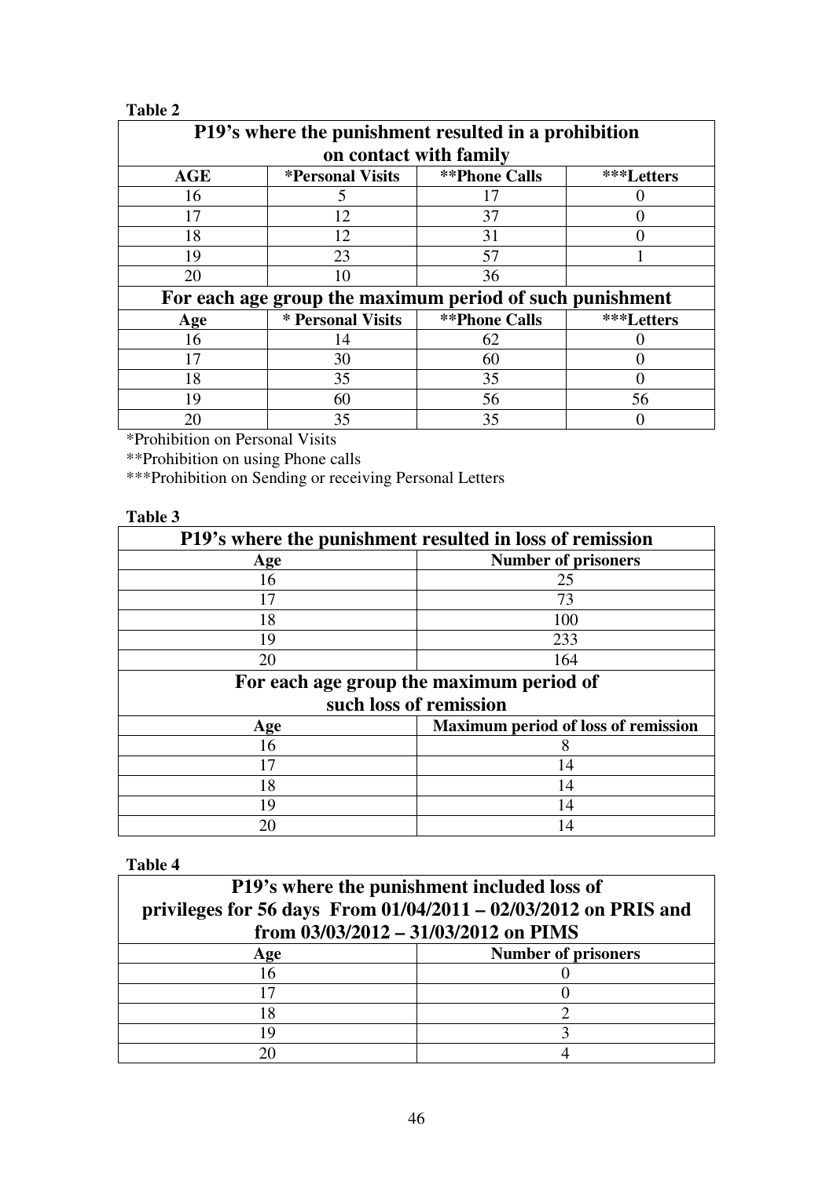**Table 2**

| P19's where the punishment resulted in a prohibition on contact with family | | | |
|---|---|---|---|
| **AGE** | ***Personal Visits** | ****Phone Calls** | *****Letters** |
| 16 | 5 | 17 | 0 |
| 17 | 12 | 37 | 0 |
| 18 | 12 | 31 | 0 |
| 19 | 23 | 57 | 1 |
| 20 | 10 | 36 | |
| **For each age group the maximum period of such punishment** | | | |
| **Age** | *** Personal Visits** | ****Phone Calls** | *****Letters** |
| 16 | 14 | 62 | 0 |
| 17 | 30 | 60 | 0 |
| 18 | 35 | 35 | 0 |
| 19 | 60 | 56 | 56 |
| 20 | 35 | 35 | 0 |

*Prohibition on Personal Visits

**Prohibition on using Phone calls

***Prohibition on Sending or receiving Personal Letters

**Table 3**

| P19's where the punishment resulted in loss of remission | |
|---|---|
| **Age** | **Number of prisoners** |
| 16 | 25 |
| 17 | 73 |
| 18 | 100 |
| 19 | 233 |
| 20 | 164 |
| **For each age group the maximum period of such loss of remission** | |
| **Age** | **Maximum period of loss of remission** |
| 16 | 8 |
| 17 | 14 |
| 18 | 14 |
| 19 | 14 |
| 20 | 14 |

**Table 4**

| P19's where the punishment included loss of privileges for 56 days From 01/04/2011 – 02/03/2012 on PRIS and from 03/03/2012 – 31/03/2012 on PIMS | |
|---|---|
| **Age** | **Number of prisoners** |
| 16 | 0 |
| 17 | 0 |
| 18 | 2 |
| 19 | 3 |
| 20 | 4 |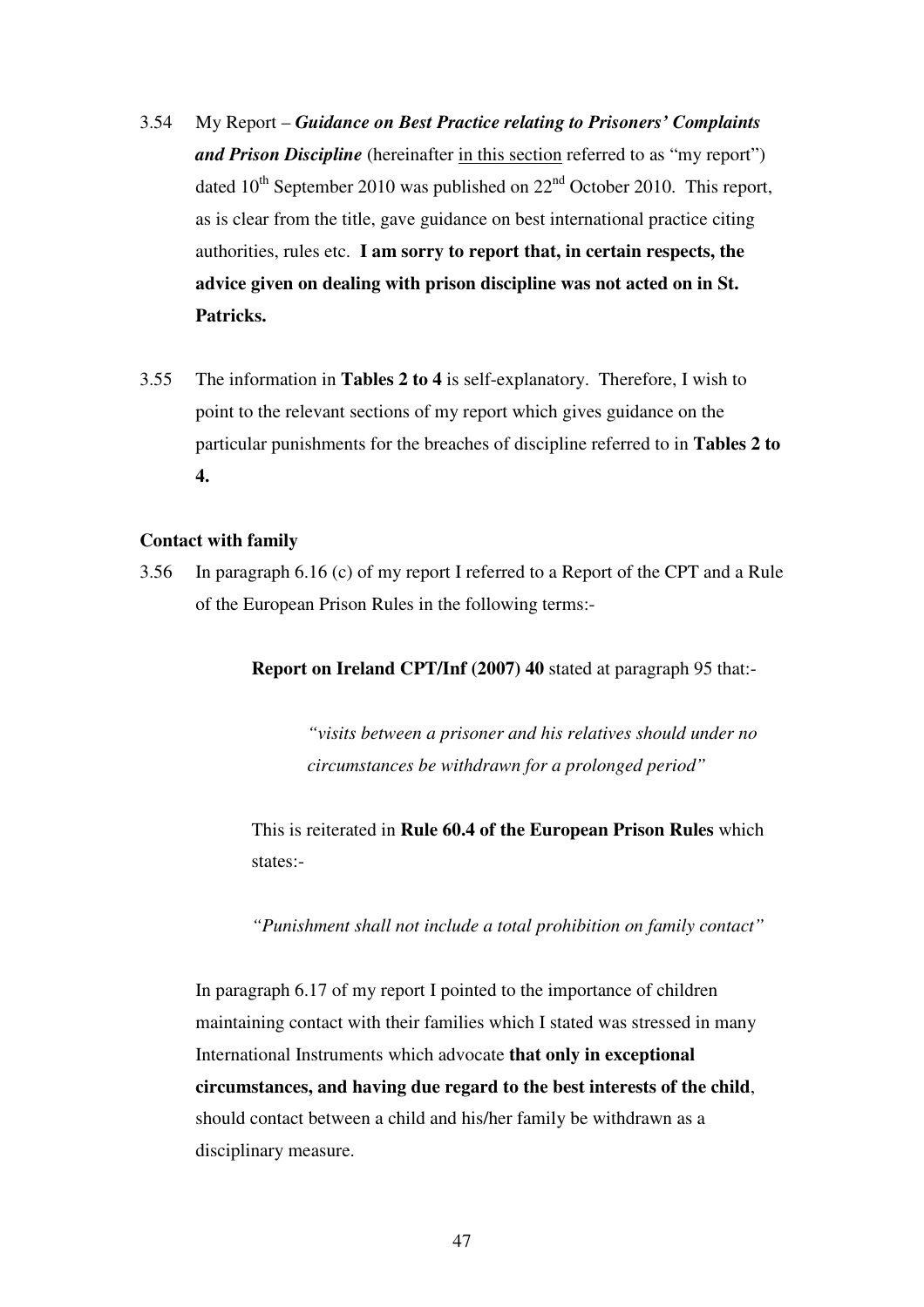3.54 My Report – ***Guidance on Best Practice relating to Prisoners' Complaints and Prison Discipline*** (hereinafter in this section referred to as "my report") dated 10th September 2010 was published on 22nd October 2010. This report, as is clear from the title, gave guidance on best international practice citing authorities, rules etc. **I am sorry to report that, in certain respects, the advice given on dealing with prison discipline was not acted on in St. Patricks.**

3.55 The information in **Tables 2 to 4** is self-explanatory. Therefore, I wish to point to the relevant sections of my report which gives guidance on the particular punishments for the breaches of discipline referred to in **Tables 2 to 4.**

**Contact with family**

3.56 In paragraph 6.16 (c) of my report I referred to a Report of the CPT and a Rule of the European Prison Rules in the following terms:-

> **Report on Ireland CPT/Inf (2007) 40** stated at paragraph 95 that:-
>
> > *"visits between a prisoner and his relatives should under no circumstances be withdrawn for a prolonged period"*
>
> This is reiterated in **Rule 60.4 of the European Prison Rules** which states:-
>
> *"Punishment shall not include a total prohibition on family contact"*

In paragraph 6.17 of my report I pointed to the importance of children maintaining contact with their families which I stated was stressed in many International Instruments which advocate **that only in exceptional circumstances, and having due regard to the best interests of the child**, should contact between a child and his/her family be withdrawn as a disciplinary measure.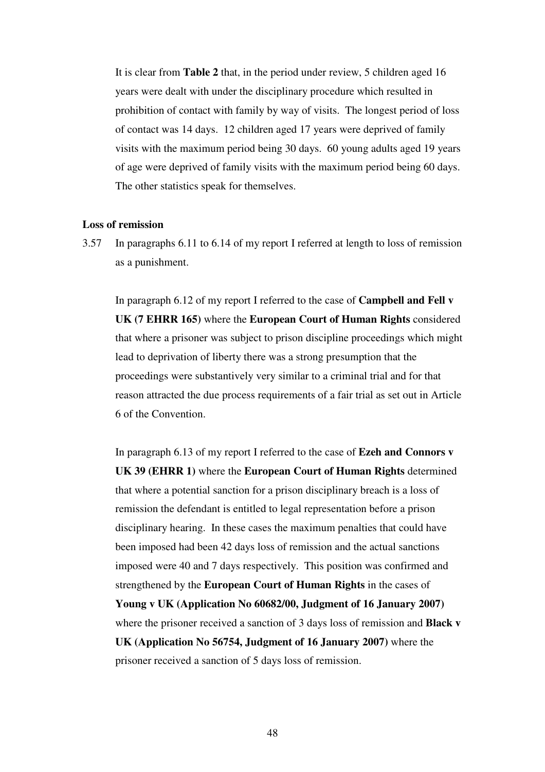It is clear from **Table 2** that, in the period under review, 5 children aged 16 years were dealt with under the disciplinary procedure which resulted in prohibition of contact with family by way of visits. The longest period of loss of contact was 14 days. 12 children aged 17 years were deprived of family visits with the maximum period being 30 days. 60 young adults aged 19 years of age were deprived of family visits with the maximum period being 60 days. The other statistics speak for themselves.

**Loss of remission**

3.57 In paragraphs 6.11 to 6.14 of my report I referred at length to loss of remission as a punishment.

In paragraph 6.12 of my report I referred to the case of **Campbell and Fell v UK (7 EHRR 165)** where the **European Court of Human Rights** considered that where a prisoner was subject to prison discipline proceedings which might lead to deprivation of liberty there was a strong presumption that the proceedings were substantively very similar to a criminal trial and for that reason attracted the due process requirements of a fair trial as set out in Article 6 of the Convention.

In paragraph 6.13 of my report I referred to the case of **Ezeh and Connors v UK 39 (EHRR 1)** where the **European Court of Human Rights** determined that where a potential sanction for a prison disciplinary breach is a loss of remission the defendant is entitled to legal representation before a prison disciplinary hearing. In these cases the maximum penalties that could have been imposed had been 42 days loss of remission and the actual sanctions imposed were 40 and 7 days respectively. This position was confirmed and strengthened by the **European Court of Human Rights** in the cases of **Young v UK (Application No 60682/00, Judgment of 16 January 2007)** where the prisoner received a sanction of 3 days loss of remission and **Black v UK (Application No 56754, Judgment of 16 January 2007)** where the prisoner received a sanction of 5 days loss of remission.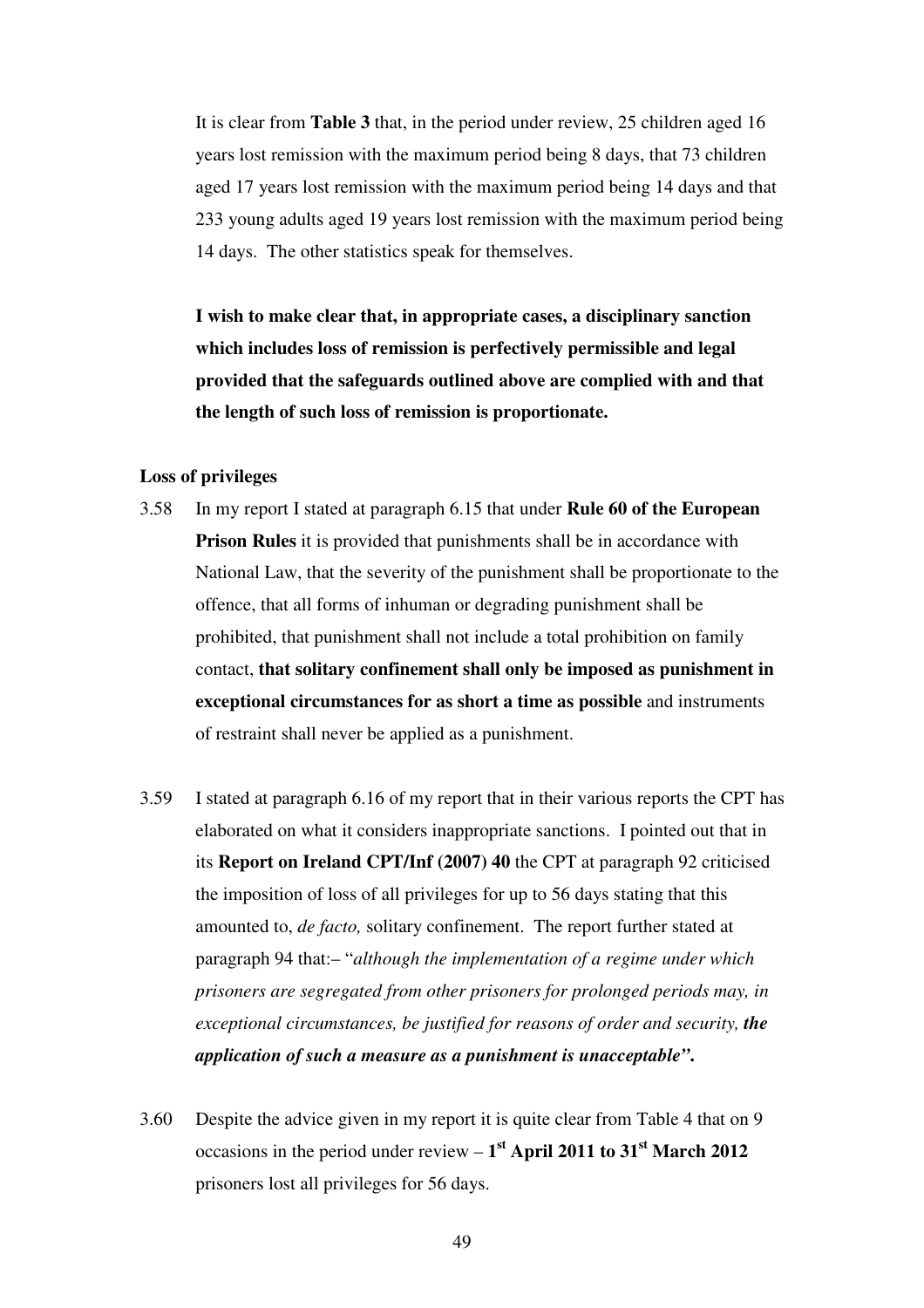It is clear from **Table 3** that, in the period under review, 25 children aged 16 years lost remission with the maximum period being 8 days, that 73 children aged 17 years lost remission with the maximum period being 14 days and that 233 young adults aged 19 years lost remission with the maximum period being 14 days. The other statistics speak for themselves.

**I wish to make clear that, in appropriate cases, a disciplinary sanction which includes loss of remission is perfectively permissible and legal provided that the safeguards outlined above are complied with and that the length of such loss of remission is proportionate.**

**Loss of privileges**

3.58 In my report I stated at paragraph 6.15 that under **Rule 60 of the European Prison Rules** it is provided that punishments shall be in accordance with National Law, that the severity of the punishment shall be proportionate to the offence, that all forms of inhuman or degrading punishment shall be prohibited, that punishment shall not include a total prohibition on family contact, **that solitary confinement shall only be imposed as punishment in exceptional circumstances for as short a time as possible** and instruments of restraint shall never be applied as a punishment.

3.59 I stated at paragraph 6.16 of my report that in their various reports the CPT has elaborated on what it considers inappropriate sanctions. I pointed out that in its **Report on Ireland CPT/Inf (2007) 40** the CPT at paragraph 92 criticised the imposition of loss of all privileges for up to 56 days stating that this amounted to, *de facto,* solitary confinement. The report further stated at paragraph 94 that:– "*although the implementation of a regime under which prisoners are segregated from other prisoners for prolonged periods may, in exceptional circumstances, be justified for reasons of order and security, **the application of such a measure as a punishment is unacceptable"*.**

3.60 Despite the advice given in my report it is quite clear from Table 4 that on 9 occasions in the period under review – **1st April 2011 to 31st March 2012** prisoners lost all privileges for 56 days.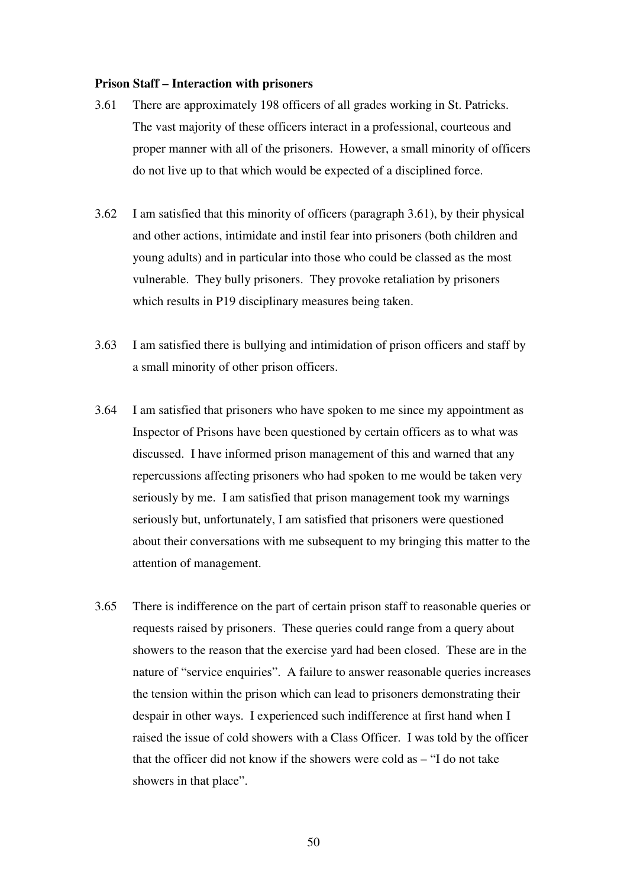**Prison Staff – Interaction with prisoners**

3.61 There are approximately 198 officers of all grades working in St. Patricks. The vast majority of these officers interact in a professional, courteous and proper manner with all of the prisoners. However, a small minority of officers do not live up to that which would be expected of a disciplined force.

3.62 I am satisfied that this minority of officers (paragraph 3.61), by their physical and other actions, intimidate and instil fear into prisoners (both children and young adults) and in particular into those who could be classed as the most vulnerable. They bully prisoners. They provoke retaliation by prisoners which results in P19 disciplinary measures being taken.

3.63 I am satisfied there is bullying and intimidation of prison officers and staff by a small minority of other prison officers.

3.64 I am satisfied that prisoners who have spoken to me since my appointment as Inspector of Prisons have been questioned by certain officers as to what was discussed. I have informed prison management of this and warned that any repercussions affecting prisoners who had spoken to me would be taken very seriously by me. I am satisfied that prison management took my warnings seriously but, unfortunately, I am satisfied that prisoners were questioned about their conversations with me subsequent to my bringing this matter to the attention of management.

3.65 There is indifference on the part of certain prison staff to reasonable queries or requests raised by prisoners. These queries could range from a query about showers to the reason that the exercise yard had been closed. These are in the nature of "service enquiries". A failure to answer reasonable queries increases the tension within the prison which can lead to prisoners demonstrating their despair in other ways. I experienced such indifference at first hand when I raised the issue of cold showers with a Class Officer. I was told by the officer that the officer did not know if the showers were cold as – "I do not take showers in that place".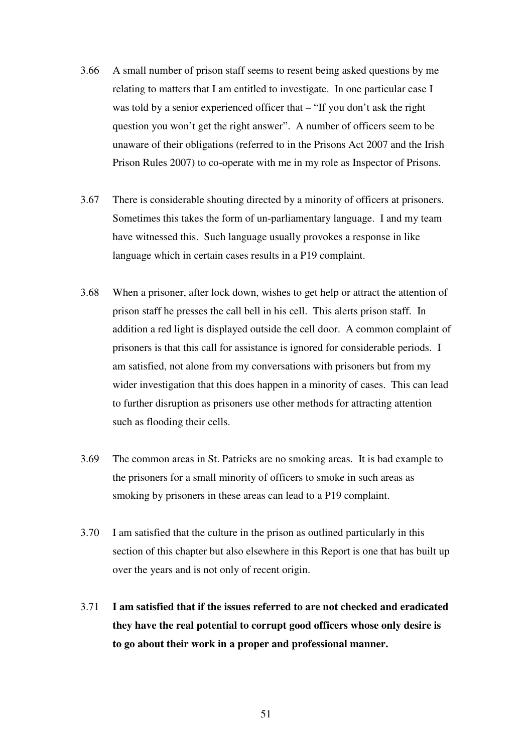3.66 A small number of prison staff seems to resent being asked questions by me relating to matters that I am entitled to investigate. In one particular case I was told by a senior experienced officer that – "If you don't ask the right question you won't get the right answer". A number of officers seem to be unaware of their obligations (referred to in the Prisons Act 2007 and the Irish Prison Rules 2007) to co-operate with me in my role as Inspector of Prisons.

3.67 There is considerable shouting directed by a minority of officers at prisoners. Sometimes this takes the form of un-parliamentary language. I and my team have witnessed this. Such language usually provokes a response in like language which in certain cases results in a P19 complaint.

3.68 When a prisoner, after lock down, wishes to get help or attract the attention of prison staff he presses the call bell in his cell. This alerts prison staff. In addition a red light is displayed outside the cell door. A common complaint of prisoners is that this call for assistance is ignored for considerable periods. I am satisfied, not alone from my conversations with prisoners but from my wider investigation that this does happen in a minority of cases. This can lead to further disruption as prisoners use other methods for attracting attention such as flooding their cells.

3.69 The common areas in St. Patricks are no smoking areas. It is bad example to the prisoners for a small minority of officers to smoke in such areas as smoking by prisoners in these areas can lead to a P19 complaint.

3.70 I am satisfied that the culture in the prison as outlined particularly in this section of this chapter but also elsewhere in this Report is one that has built up over the years and is not only of recent origin.

3.71 **I am satisfied that if the issues referred to are not checked and eradicated they have the real potential to corrupt good officers whose only desire is to go about their work in a proper and professional manner.**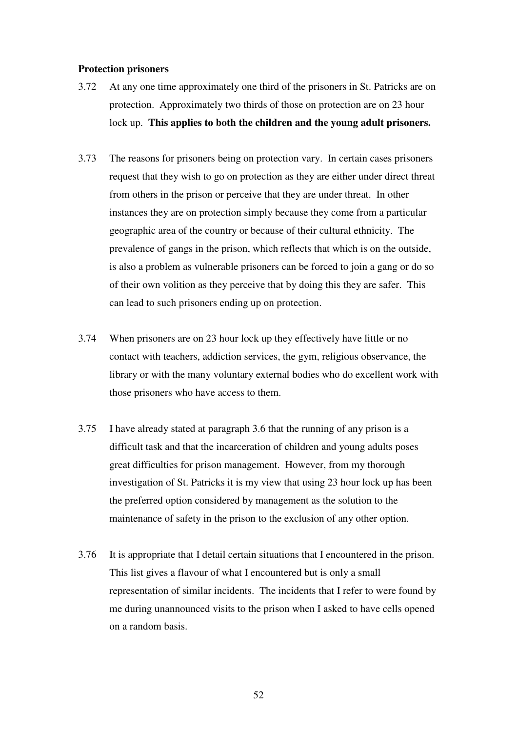**Protection prisoners**

3.72 At any one time approximately one third of the prisoners in St. Patricks are on protection. Approximately two thirds of those on protection are on 23 hour lock up. **This applies to both the children and the young adult prisoners.**

3.73 The reasons for prisoners being on protection vary. In certain cases prisoners request that they wish to go on protection as they are either under direct threat from others in the prison or perceive that they are under threat. In other instances they are on protection simply because they come from a particular geographic area of the country or because of their cultural ethnicity. The prevalence of gangs in the prison, which reflects that which is on the outside, is also a problem as vulnerable prisoners can be forced to join a gang or do so of their own volition as they perceive that by doing this they are safer. This can lead to such prisoners ending up on protection.

3.74 When prisoners are on 23 hour lock up they effectively have little or no contact with teachers, addiction services, the gym, religious observance, the library or with the many voluntary external bodies who do excellent work with those prisoners who have access to them.

3.75 I have already stated at paragraph 3.6 that the running of any prison is a difficult task and that the incarceration of children and young adults poses great difficulties for prison management. However, from my thorough investigation of St. Patricks it is my view that using 23 hour lock up has been the preferred option considered by management as the solution to the maintenance of safety in the prison to the exclusion of any other option.

3.76 It is appropriate that I detail certain situations that I encountered in the prison. This list gives a flavour of what I encountered but is only a small representation of similar incidents. The incidents that I refer to were found by me during unannounced visits to the prison when I asked to have cells opened on a random basis.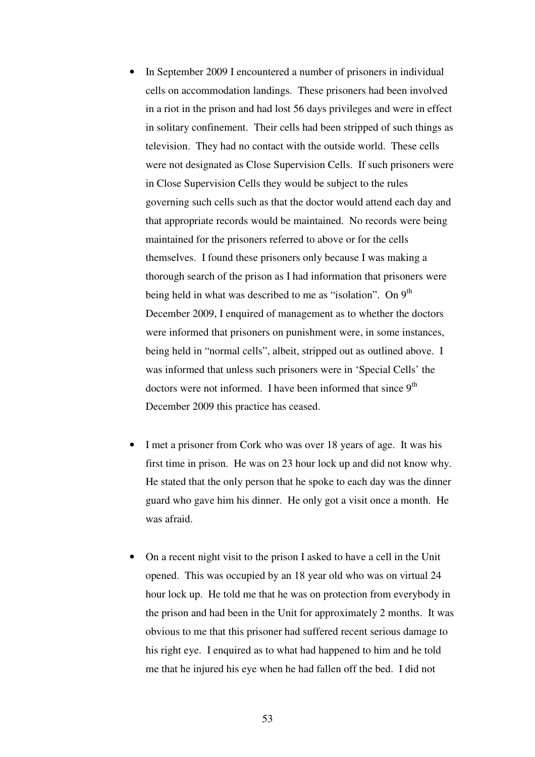- In September 2009 I encountered a number of prisoners in individual cells on accommodation landings. These prisoners had been involved in a riot in the prison and had lost 56 days privileges and were in effect in solitary confinement. Their cells had been stripped of such things as television. They had no contact with the outside world. These cells were not designated as Close Supervision Cells. If such prisoners were in Close Supervision Cells they would be subject to the rules governing such cells such as that the doctor would attend each day and that appropriate records would be maintained. No records were being maintained for the prisoners referred to above or for the cells themselves. I found these prisoners only because I was making a thorough search of the prison as I had information that prisoners were being held in what was described to me as "isolation". On 9th December 2009, I enquired of management as to whether the doctors were informed that prisoners on punishment were, in some instances, being held in "normal cells", albeit, stripped out as outlined above. I was informed that unless such prisoners were in 'Special Cells' the doctors were not informed. I have been informed that since 9th December 2009 this practice has ceased.

- I met a prisoner from Cork who was over 18 years of age. It was his first time in prison. He was on 23 hour lock up and did not know why. He stated that the only person that he spoke to each day was the dinner guard who gave him his dinner. He only got a visit once a month. He was afraid.

- On a recent night visit to the prison I asked to have a cell in the Unit opened. This was occupied by an 18 year old who was on virtual 24 hour lock up. He told me that he was on protection from everybody in the prison and had been in the Unit for approximately 2 months. It was obvious to me that this prisoner had suffered recent serious damage to his right eye. I enquired as to what had happened to him and he told me that he injured his eye when he had fallen off the bed. I did not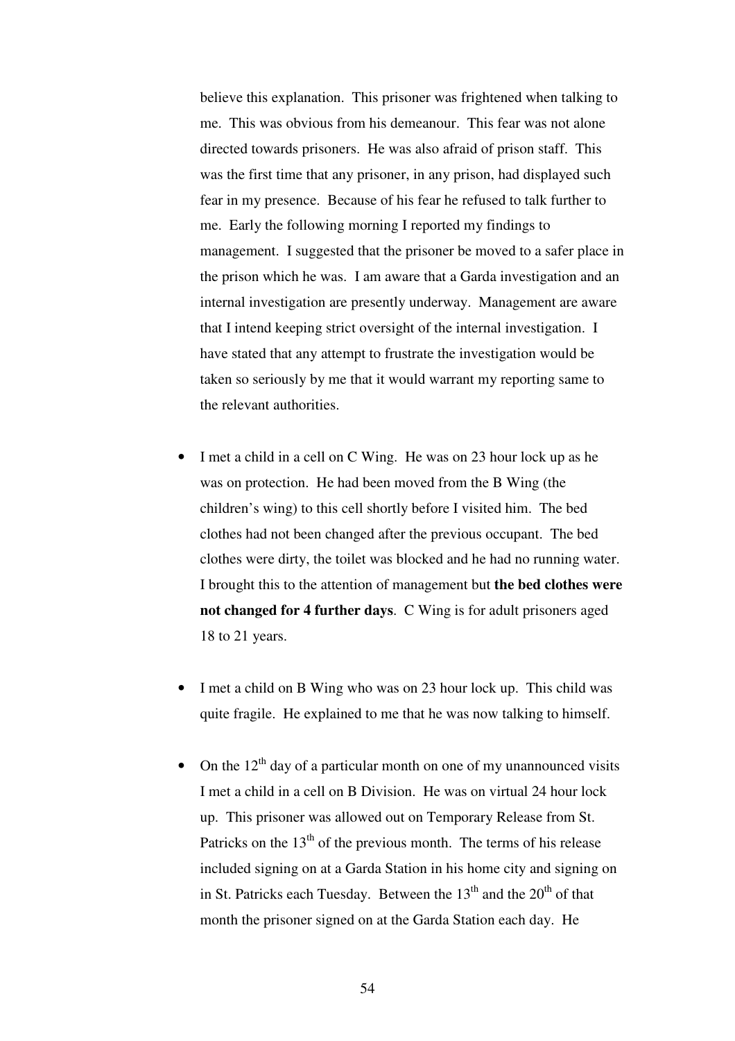believe this explanation. This prisoner was frightened when talking to me. This was obvious from his demeanour. This fear was not alone directed towards prisoners. He was also afraid of prison staff. This was the first time that any prisoner, in any prison, had displayed such fear in my presence. Because of his fear he refused to talk further to me. Early the following morning I reported my findings to management. I suggested that the prisoner be moved to a safer place in the prison which he was. I am aware that a Garda investigation and an internal investigation are presently underway. Management are aware that I intend keeping strict oversight of the internal investigation. I have stated that any attempt to frustrate the investigation would be taken so seriously by me that it would warrant my reporting same to the relevant authorities.

- I met a child in a cell on C Wing. He was on 23 hour lock up as he was on protection. He had been moved from the B Wing (the children's wing) to this cell shortly before I visited him. The bed clothes had not been changed after the previous occupant. The bed clothes were dirty, the toilet was blocked and he had no running water. I brought this to the attention of management but **the bed clothes were not changed for 4 further days**. C Wing is for adult prisoners aged 18 to 21 years.

- I met a child on B Wing who was on 23 hour lock up. This child was quite fragile. He explained to me that he was now talking to himself.

- On the 12th day of a particular month on one of my unannounced visits I met a child in a cell on B Division. He was on virtual 24 hour lock up. This prisoner was allowed out on Temporary Release from St. Patricks on the 13th of the previous month. The terms of his release included signing on at a Garda Station in his home city and signing on in St. Patricks each Tuesday. Between the 13th and the 20th of that month the prisoner signed on at the Garda Station each day. He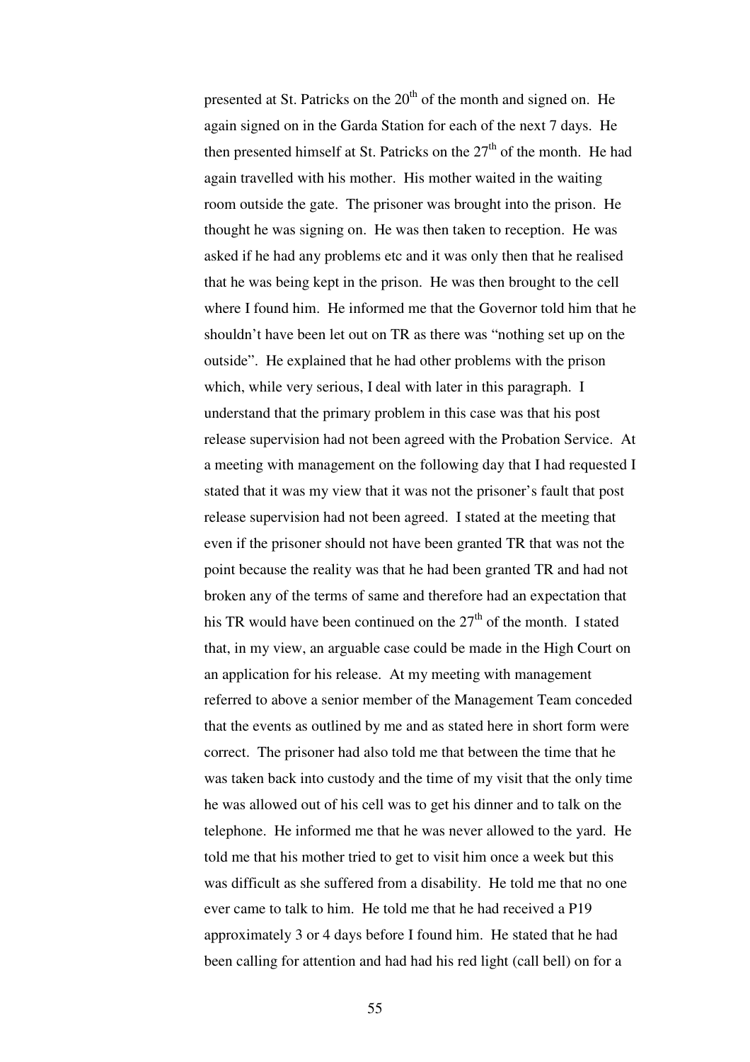presented at St. Patricks on the 20th of the month and signed on. He again signed on in the Garda Station for each of the next 7 days. He then presented himself at St. Patricks on the 27th of the month. He had again travelled with his mother. His mother waited in the waiting room outside the gate. The prisoner was brought into the prison. He thought he was signing on. He was then taken to reception. He was asked if he had any problems etc and it was only then that he realised that he was being kept in the prison. He was then brought to the cell where I found him. He informed me that the Governor told him that he shouldn't have been let out on TR as there was "nothing set up on the outside". He explained that he had other problems with the prison which, while very serious, I deal with later in this paragraph. I understand that the primary problem in this case was that his post release supervision had not been agreed with the Probation Service. At a meeting with management on the following day that I had requested I stated that it was my view that it was not the prisoner's fault that post release supervision had not been agreed. I stated at the meeting that even if the prisoner should not have been granted TR that was not the point because the reality was that he had been granted TR and had not broken any of the terms of same and therefore had an expectation that his TR would have been continued on the 27th of the month. I stated that, in my view, an arguable case could be made in the High Court on an application for his release. At my meeting with management referred to above a senior member of the Management Team conceded that the events as outlined by me and as stated here in short form were correct. The prisoner had also told me that between the time that he was taken back into custody and the time of my visit that the only time he was allowed out of his cell was to get his dinner and to talk on the telephone. He informed me that he was never allowed to the yard. He told me that his mother tried to get to visit him once a week but this was difficult as she suffered from a disability. He told me that no one ever came to talk to him. He told me that he had received a P19 approximately 3 or 4 days before I found him. He stated that he had been calling for attention and had had his red light (call bell) on for a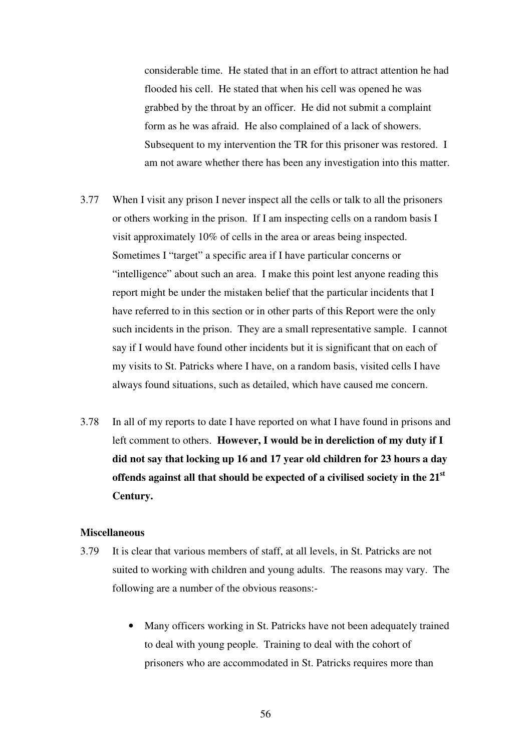considerable time. He stated that in an effort to attract attention he had flooded his cell. He stated that when his cell was opened he was grabbed by the throat by an officer. He did not submit a complaint form as he was afraid. He also complained of a lack of showers. Subsequent to my intervention the TR for this prisoner was restored. I am not aware whether there has been any investigation into this matter.

3.77 When I visit any prison I never inspect all the cells or talk to all the prisoners or others working in the prison. If I am inspecting cells on a random basis I visit approximately 10% of cells in the area or areas being inspected. Sometimes I "target" a specific area if I have particular concerns or "intelligence" about such an area. I make this point lest anyone reading this report might be under the mistaken belief that the particular incidents that I have referred to in this section or in other parts of this Report were the only such incidents in the prison. They are a small representative sample. I cannot say if I would have found other incidents but it is significant that on each of my visits to St. Patricks where I have, on a random basis, visited cells I have always found situations, such as detailed, which have caused me concern.

3.78 In all of my reports to date I have reported on what I have found in prisons and left comment to others. **However, I would be in dereliction of my duty if I did not say that locking up 16 and 17 year old children for 23 hours a day offends against all that should be expected of a civilised society in the 21st Century.**

**Miscellaneous**

3.79 It is clear that various members of staff, at all levels, in St. Patricks are not suited to working with children and young adults. The reasons may vary. The following are a number of the obvious reasons:-

- Many officers working in St. Patricks have not been adequately trained to deal with young people. Training to deal with the cohort of prisoners who are accommodated in St. Patricks requires more than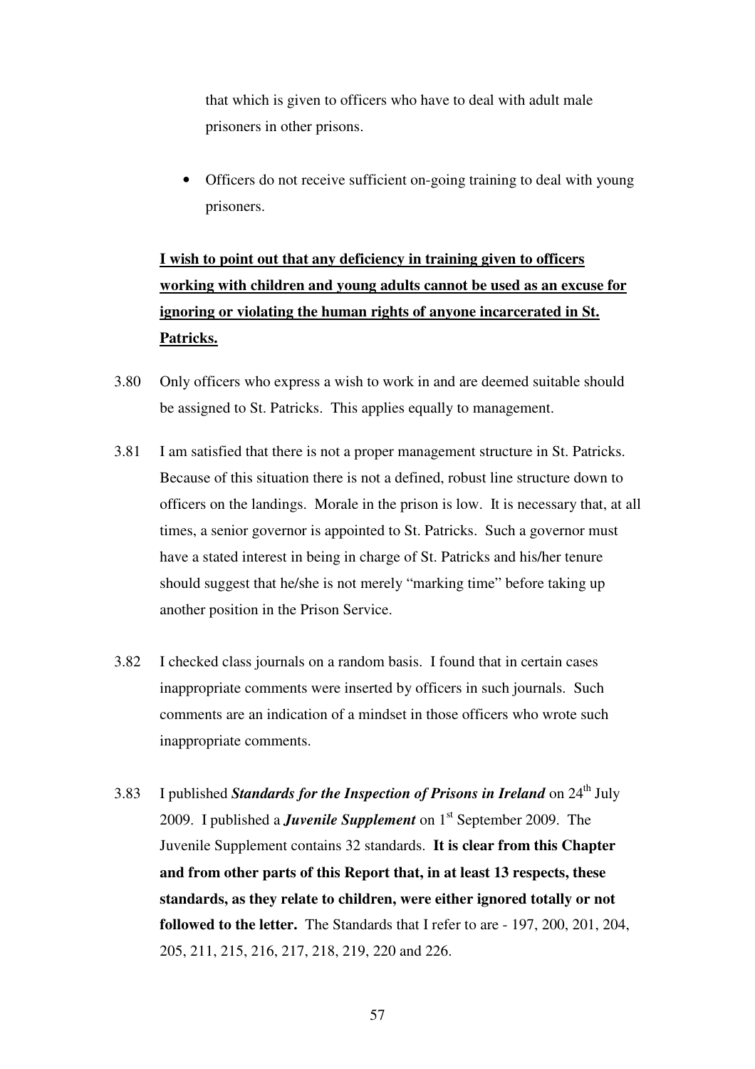that which is given to officers who have to deal with adult male prisoners in other prisons.

- Officers do not receive sufficient on-going training to deal with young prisoners.

<u>**I wish to point out that any deficiency in training given to officers working with children and young adults cannot be used as an excuse for ignoring or violating the human rights of anyone incarcerated in St. Patricks.**</u>

3.80 Only officers who express a wish to work in and are deemed suitable should be assigned to St. Patricks. This applies equally to management.

3.81 I am satisfied that there is not a proper management structure in St. Patricks. Because of this situation there is not a defined, robust line structure down to officers on the landings. Morale in the prison is low. It is necessary that, at all times, a senior governor is appointed to St. Patricks. Such a governor must have a stated interest in being in charge of St. Patricks and his/her tenure should suggest that he/she is not merely "marking time" before taking up another position in the Prison Service.

3.82 I checked class journals on a random basis. I found that in certain cases inappropriate comments were inserted by officers in such journals. Such comments are an indication of a mindset in those officers who wrote such inappropriate comments.

3.83 I published ***Standards for the Inspection of Prisons in Ireland*** on 24th July 2009. I published a ***Juvenile Supplement*** on 1st September 2009. The Juvenile Supplement contains 32 standards. **It is clear from this Chapter and from other parts of this Report that, in at least 13 respects, these standards, as they relate to children, were either ignored totally or not followed to the letter.** The Standards that I refer to are - 197, 200, 201, 204, 205, 211, 215, 216, 217, 218, 219, 220 and 226.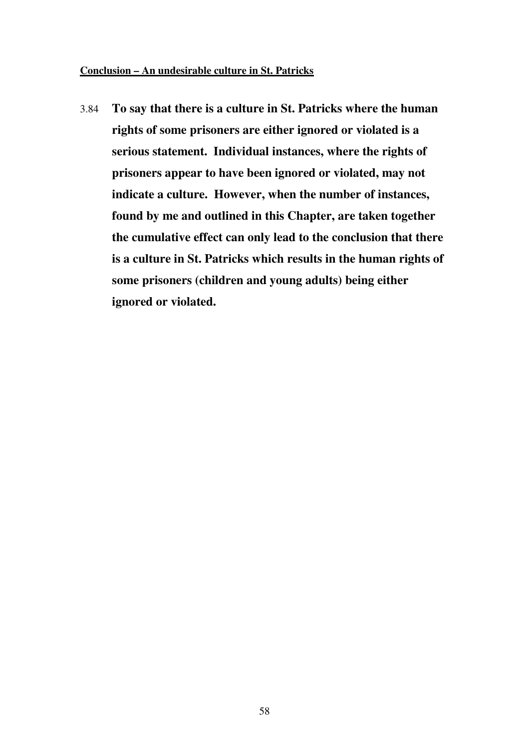**<u>Conclusion – An undesirable culture in St. Patricks</u>**

3.84 **To say that there is a culture in St. Patricks where the human rights of some prisoners are either ignored or violated is a serious statement. Individual instances, where the rights of prisoners appear to have been ignored or violated, may not indicate a culture. However, when the number of instances, found by me and outlined in this Chapter, are taken together the cumulative effect can only lead to the conclusion that there is a culture in St. Patricks which results in the human rights of some prisoners (children and young adults) being either ignored or violated.**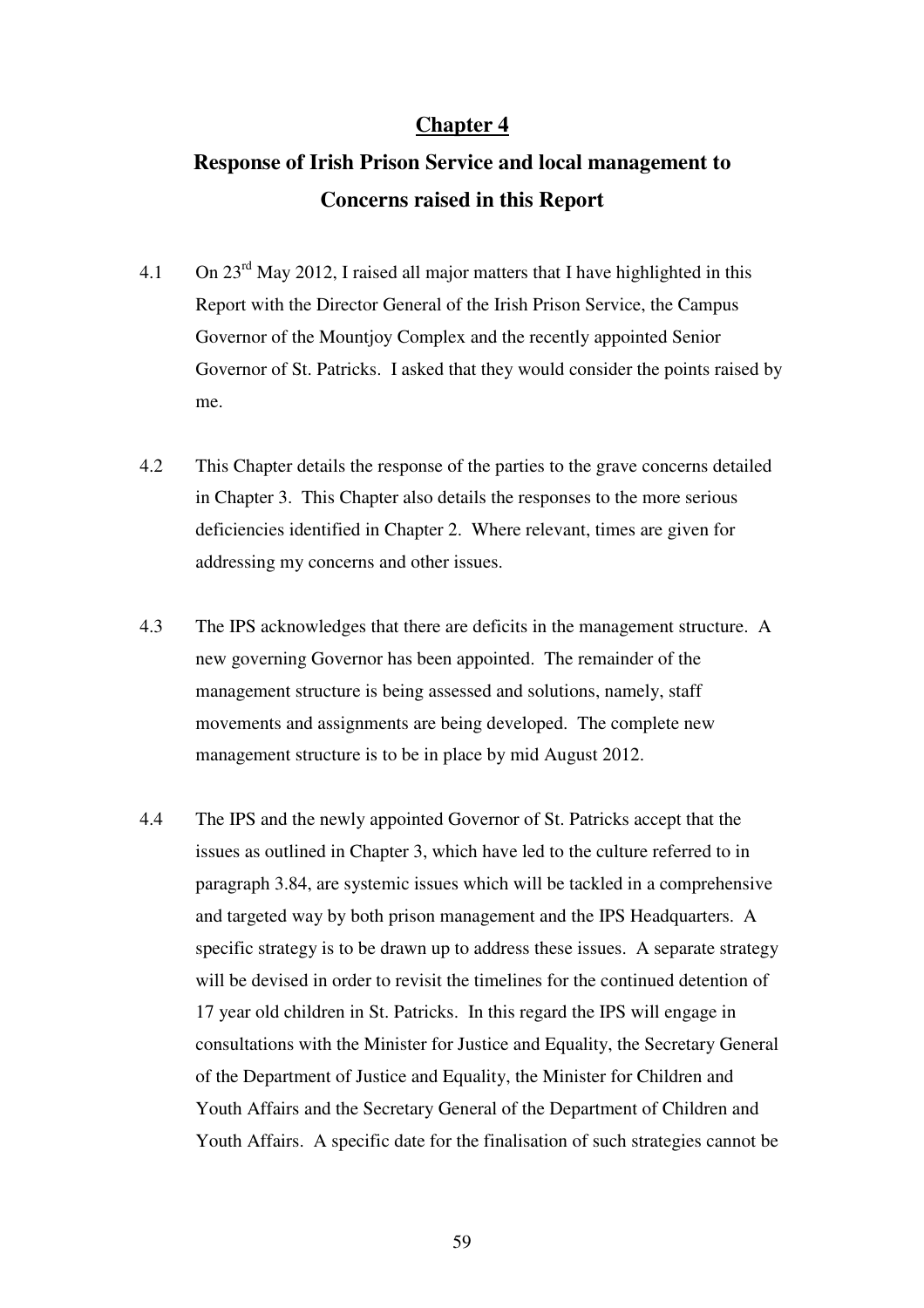## Chapter 4

## Response of Irish Prison Service and local management to Concerns raised in this Report

4.1 On 23rd May 2012, I raised all major matters that I have highlighted in this Report with the Director General of the Irish Prison Service, the Campus Governor of the Mountjoy Complex and the recently appointed Senior Governor of St. Patricks. I asked that they would consider the points raised by me.

4.2 This Chapter details the response of the parties to the grave concerns detailed in Chapter 3. This Chapter also details the responses to the more serious deficiencies identified in Chapter 2. Where relevant, times are given for addressing my concerns and other issues.

4.3 The IPS acknowledges that there are deficits in the management structure. A new governing Governor has been appointed. The remainder of the management structure is being assessed and solutions, namely, staff movements and assignments are being developed. The complete new management structure is to be in place by mid August 2012.

4.4 The IPS and the newly appointed Governor of St. Patricks accept that the issues as outlined in Chapter 3, which have led to the culture referred to in paragraph 3.84, are systemic issues which will be tackled in a comprehensive and targeted way by both prison management and the IPS Headquarters. A specific strategy is to be drawn up to address these issues. A separate strategy will be devised in order to revisit the timelines for the continued detention of 17 year old children in St. Patricks. In this regard the IPS will engage in consultations with the Minister for Justice and Equality, the Secretary General of the Department of Justice and Equality, the Minister for Children and Youth Affairs and the Secretary General of the Department of Children and Youth Affairs. A specific date for the finalisation of such strategies cannot be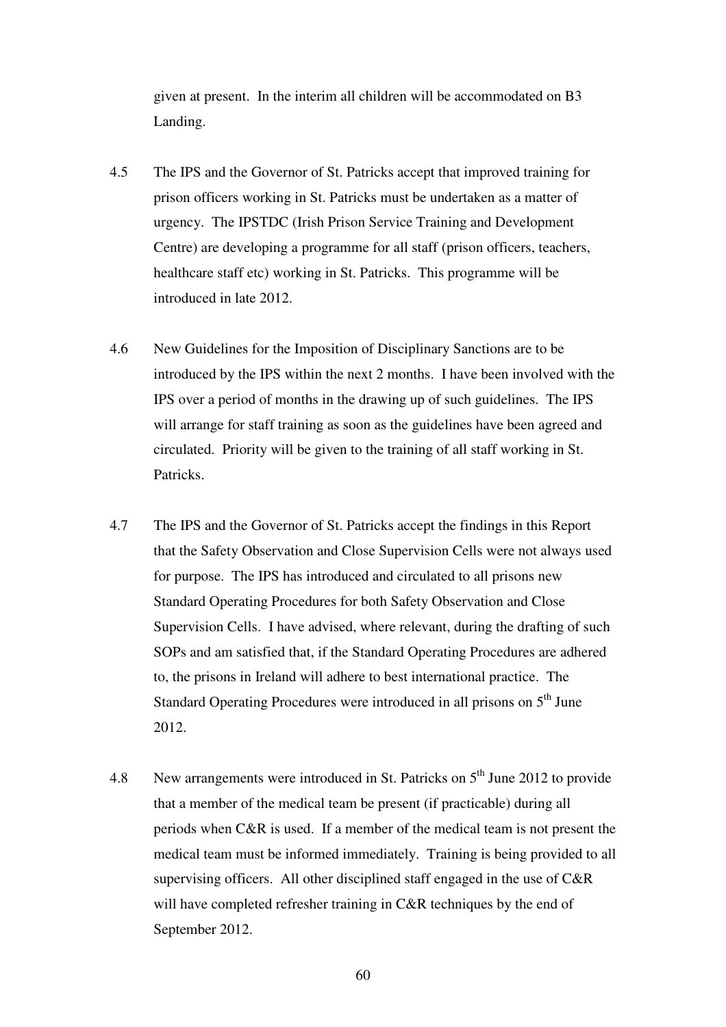given at present. In the interim all children will be accommodated on B3 Landing.

4.5 The IPS and the Governor of St. Patricks accept that improved training for prison officers working in St. Patricks must be undertaken as a matter of urgency. The IPSTDC (Irish Prison Service Training and Development Centre) are developing a programme for all staff (prison officers, teachers, healthcare staff etc) working in St. Patricks. This programme will be introduced in late 2012.

4.6 New Guidelines for the Imposition of Disciplinary Sanctions are to be introduced by the IPS within the next 2 months. I have been involved with the IPS over a period of months in the drawing up of such guidelines. The IPS will arrange for staff training as soon as the guidelines have been agreed and circulated. Priority will be given to the training of all staff working in St. Patricks.

4.7 The IPS and the Governor of St. Patricks accept the findings in this Report that the Safety Observation and Close Supervision Cells were not always used for purpose. The IPS has introduced and circulated to all prisons new Standard Operating Procedures for both Safety Observation and Close Supervision Cells. I have advised, where relevant, during the drafting of such SOPs and am satisfied that, if the Standard Operating Procedures are adhered to, the prisons in Ireland will adhere to best international practice. The Standard Operating Procedures were introduced in all prisons on 5th June 2012.

4.8 New arrangements were introduced in St. Patricks on 5th June 2012 to provide that a member of the medical team be present (if practicable) during all periods when C&R is used. If a member of the medical team is not present the medical team must be informed immediately. Training is being provided to all supervising officers. All other disciplined staff engaged in the use of C&R will have completed refresher training in C&R techniques by the end of September 2012.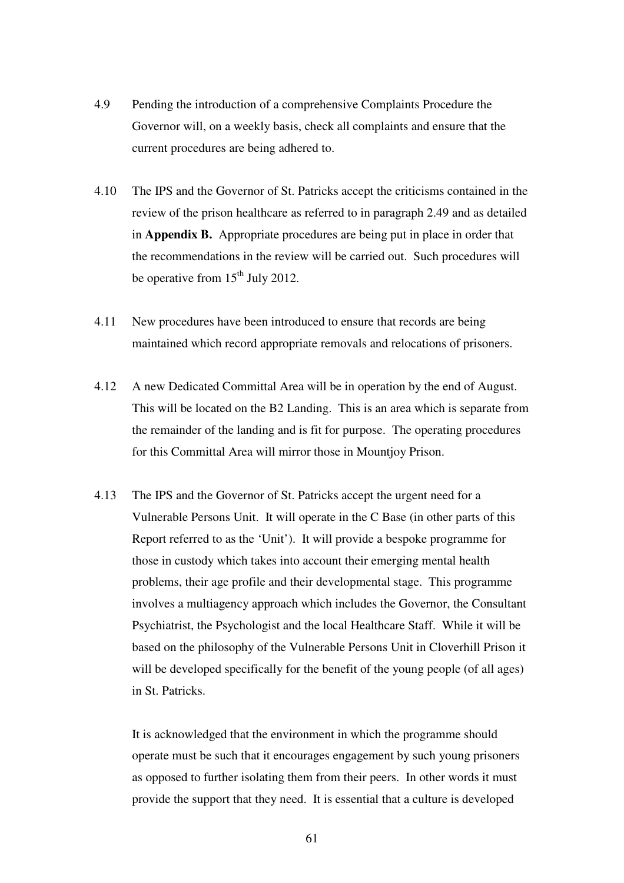4.9 Pending the introduction of a comprehensive Complaints Procedure the Governor will, on a weekly basis, check all complaints and ensure that the current procedures are being adhered to.

4.10 The IPS and the Governor of St. Patricks accept the criticisms contained in the review of the prison healthcare as referred to in paragraph 2.49 and as detailed in **Appendix B.** Appropriate procedures are being put in place in order that the recommendations in the review will be carried out. Such procedures will be operative from 15th July 2012.

4.11 New procedures have been introduced to ensure that records are being maintained which record appropriate removals and relocations of prisoners.

4.12 A new Dedicated Committal Area will be in operation by the end of August. This will be located on the B2 Landing. This is an area which is separate from the remainder of the landing and is fit for purpose. The operating procedures for this Committal Area will mirror those in Mountjoy Prison.

4.13 The IPS and the Governor of St. Patricks accept the urgent need for a Vulnerable Persons Unit. It will operate in the C Base (in other parts of this Report referred to as the 'Unit'). It will provide a bespoke programme for those in custody which takes into account their emerging mental health problems, their age profile and their developmental stage. This programme involves a multiagency approach which includes the Governor, the Consultant Psychiatrist, the Psychologist and the local Healthcare Staff. While it will be based on the philosophy of the Vulnerable Persons Unit in Cloverhill Prison it will be developed specifically for the benefit of the young people (of all ages) in St. Patricks.

It is acknowledged that the environment in which the programme should operate must be such that it encourages engagement by such young prisoners as opposed to further isolating them from their peers. In other words it must provide the support that they need. It is essential that a culture is developed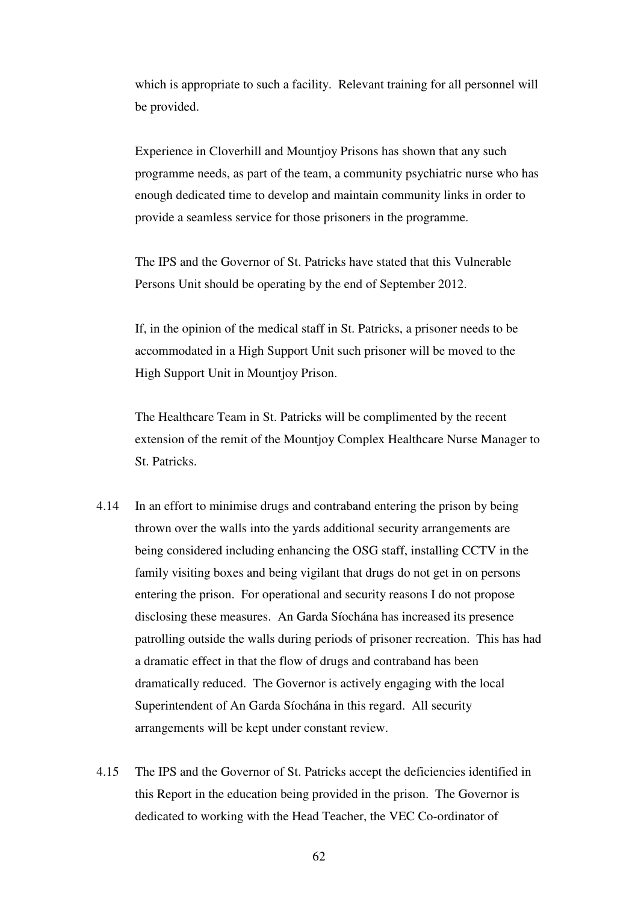which is appropriate to such a facility. Relevant training for all personnel will be provided.

Experience in Cloverhill and Mountjoy Prisons has shown that any such programme needs, as part of the team, a community psychiatric nurse who has enough dedicated time to develop and maintain community links in order to provide a seamless service for those prisoners in the programme.

The IPS and the Governor of St. Patricks have stated that this Vulnerable Persons Unit should be operating by the end of September 2012.

If, in the opinion of the medical staff in St. Patricks, a prisoner needs to be accommodated in a High Support Unit such prisoner will be moved to the High Support Unit in Mountjoy Prison.

The Healthcare Team in St. Patricks will be complimented by the recent extension of the remit of the Mountjoy Complex Healthcare Nurse Manager to St. Patricks.

4.14 In an effort to minimise drugs and contraband entering the prison by being thrown over the walls into the yards additional security arrangements are being considered including enhancing the OSG staff, installing CCTV in the family visiting boxes and being vigilant that drugs do not get in on persons entering the prison. For operational and security reasons I do not propose disclosing these measures. An Garda Síochána has increased its presence patrolling outside the walls during periods of prisoner recreation. This has had a dramatic effect in that the flow of drugs and contraband has been dramatically reduced. The Governor is actively engaging with the local Superintendent of An Garda Síochána in this regard. All security arrangements will be kept under constant review.

4.15 The IPS and the Governor of St. Patricks accept the deficiencies identified in this Report in the education being provided in the prison. The Governor is dedicated to working with the Head Teacher, the VEC Co-ordinator of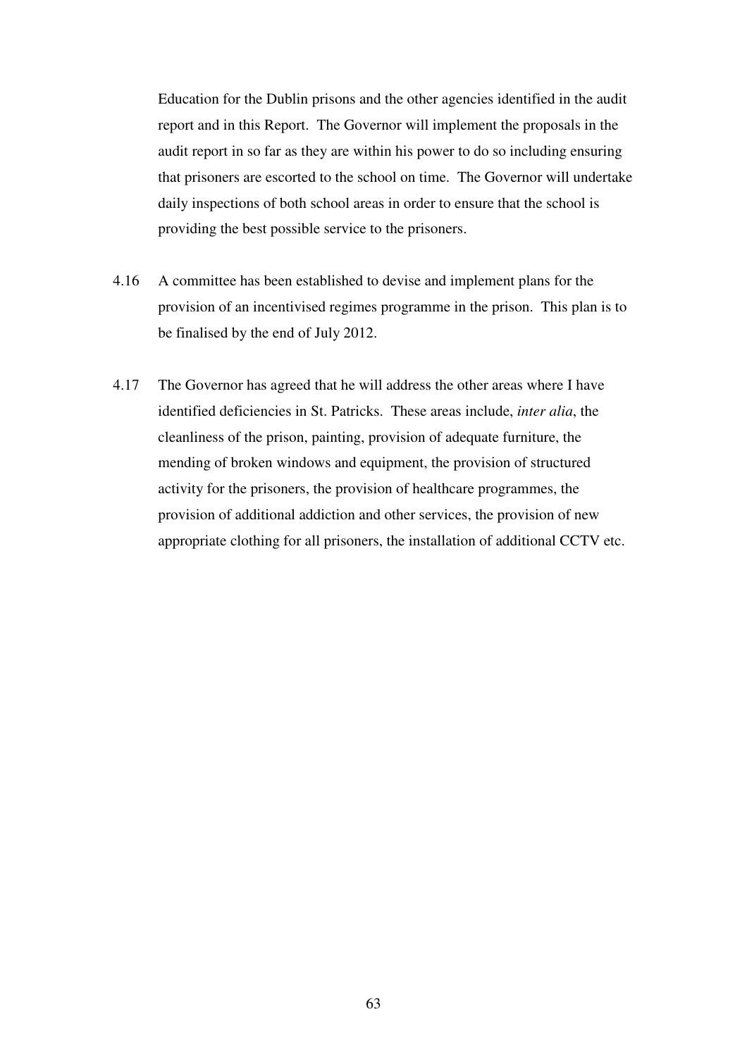Education for the Dublin prisons and the other agencies identified in the audit report and in this Report. The Governor will implement the proposals in the audit report in so far as they are within his power to do so including ensuring that prisoners are escorted to the school on time. The Governor will undertake daily inspections of both school areas in order to ensure that the school is providing the best possible service to the prisoners.

4.16 A committee has been established to devise and implement plans for the provision of an incentivised regimes programme in the prison. This plan is to be finalised by the end of July 2012.

4.17 The Governor has agreed that he will address the other areas where I have identified deficiencies in St. Patricks. These areas include, *inter alia*, the cleanliness of the prison, painting, provision of adequate furniture, the mending of broken windows and equipment, the provision of structured activity for the prisoners, the provision of healthcare programmes, the provision of additional addiction and other services, the provision of new appropriate clothing for all prisoners, the installation of additional CCTV etc.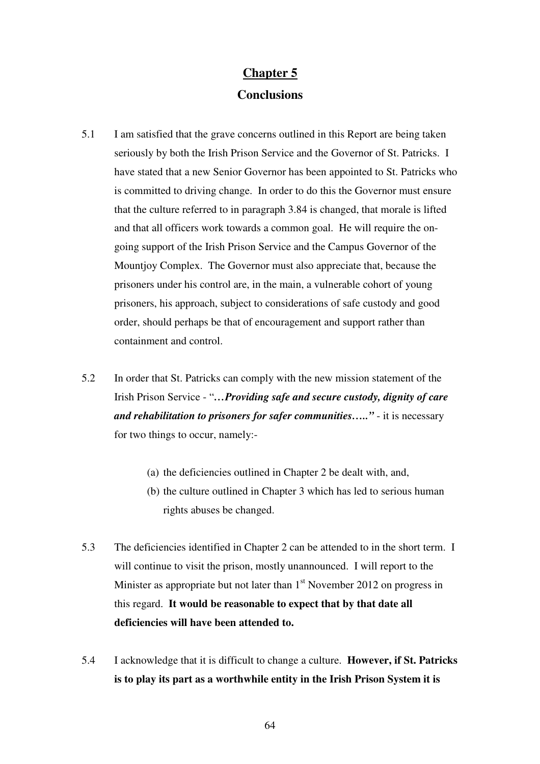# Chapter 5

## Conclusions

5.1 I am satisfied that the grave concerns outlined in this Report are being taken seriously by both the Irish Prison Service and the Governor of St. Patricks. I have stated that a new Senior Governor has been appointed to St. Patricks who is committed to driving change. In order to do this the Governor must ensure that the culture referred to in paragraph 3.84 is changed, that morale is lifted and that all officers work towards a common goal. He will require the on-going support of the Irish Prison Service and the Campus Governor of the Mountjoy Complex. The Governor must also appreciate that, because the prisoners under his control are, in the main, a vulnerable cohort of young prisoners, his approach, subject to considerations of safe custody and good order, should perhaps be that of encouragement and support rather than containment and control.

5.2 In order that St. Patricks can comply with the new mission statement of the Irish Prison Service - "***…Providing safe and secure custody, dignity of care and rehabilitation to prisoners for safer communities…..***" - it is necessary for two things to occur, namely:-

(a) the deficiencies outlined in Chapter 2 be dealt with, and,
(b) the culture outlined in Chapter 3 which has led to serious human rights abuses be changed.

5.3 The deficiencies identified in Chapter 2 can be attended to in the short term. I will continue to visit the prison, mostly unannounced. I will report to the Minister as appropriate but not later than 1st November 2012 on progress in this regard. **It would be reasonable to expect that by that date all deficiencies will have been attended to.**

5.4 I acknowledge that it is difficult to change a culture. **However, if St. Patricks is to play its part as a worthwhile entity in the Irish Prison System it is**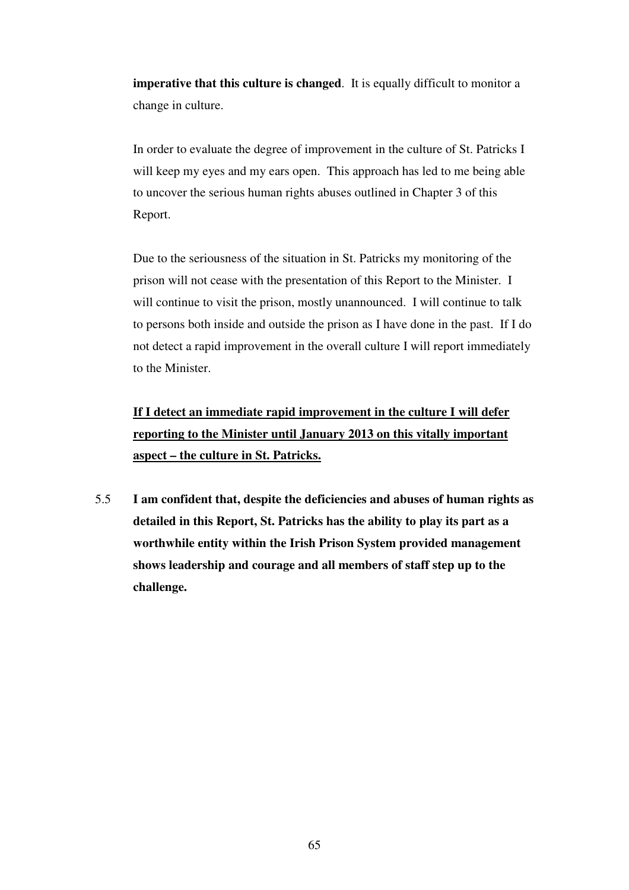**imperative that this culture is changed**. It is equally difficult to monitor a change in culture.

In order to evaluate the degree of improvement in the culture of St. Patricks I will keep my eyes and my ears open. This approach has led to me being able to uncover the serious human rights abuses outlined in Chapter 3 of this Report.

Due to the seriousness of the situation in St. Patricks my monitoring of the prison will not cease with the presentation of this Report to the Minister. I will continue to visit the prison, mostly unannounced. I will continue to talk to persons both inside and outside the prison as I have done in the past. If I do not detect a rapid improvement in the overall culture I will report immediately to the Minister.

<u>**If I detect an immediate rapid improvement in the culture I will defer reporting to the Minister until January 2013 on this vitally important aspect – the culture in St. Patricks.**</u>

5.5 **I am confident that, despite the deficiencies and abuses of human rights as detailed in this Report, St. Patricks has the ability to play its part as a worthwhile entity within the Irish Prison System provided management shows leadership and courage and all members of staff step up to the challenge.**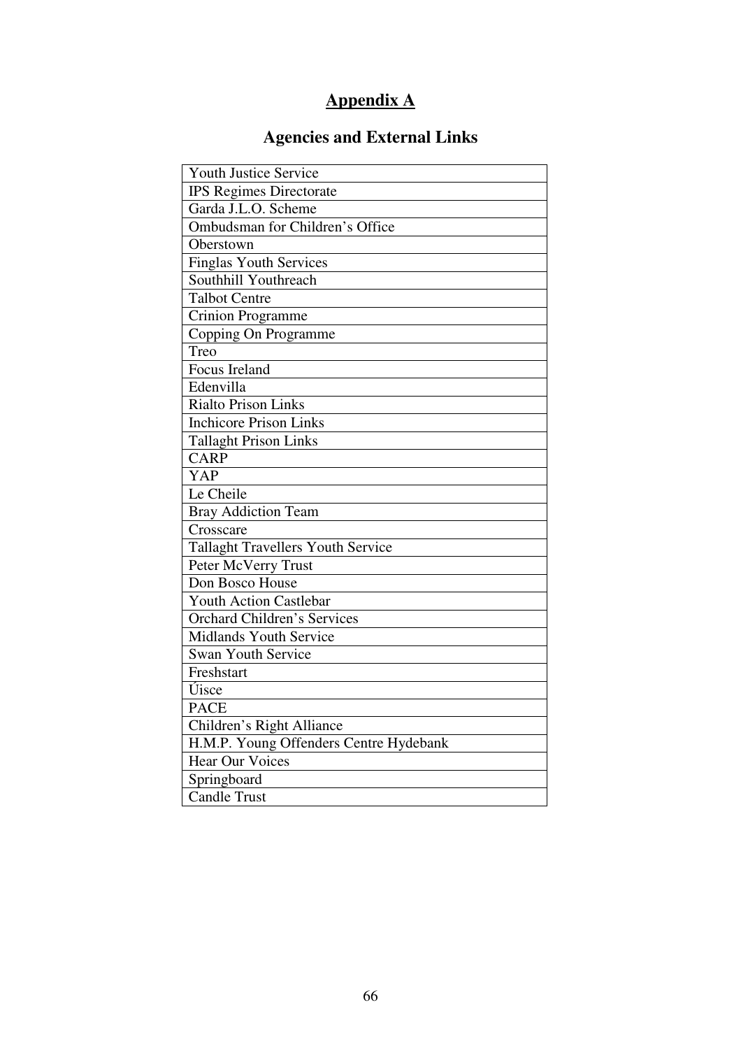# Appendix A

## Agencies and External Links

| Youth Justice Service |
|---|
| IPS Regimes Directorate |
| Garda J.L.O. Scheme |
| Ombudsman for Children's Office |
| Oberstown |
| Finglas Youth Services |
| Southhill Youthreach |
| Talbot Centre |
| Crinion Programme |
| Copping On Programme |
| Treo |
| Focus Ireland |
| Edenvilla |
| Rialto Prison Links |
| Inchicore Prison Links |
| Tallaght Prison Links |
| CARP |
| YAP |
| Le Cheile |
| Bray Addiction Team |
| Crosscare |
| Tallaght Travellers Youth Service |
| Peter McVerry Trust |
| Don Bosco House |
| Youth Action Castlebar |
| Orchard Children's Services |
| Midlands Youth Service |
| Swan Youth Service |
| Freshstart |
| Úisce |
| PACE |
| Children's Right Alliance |
| H.M.P. Young Offenders Centre Hydebank |
| Hear Our Voices |
| Springboard |
| Candle Trust |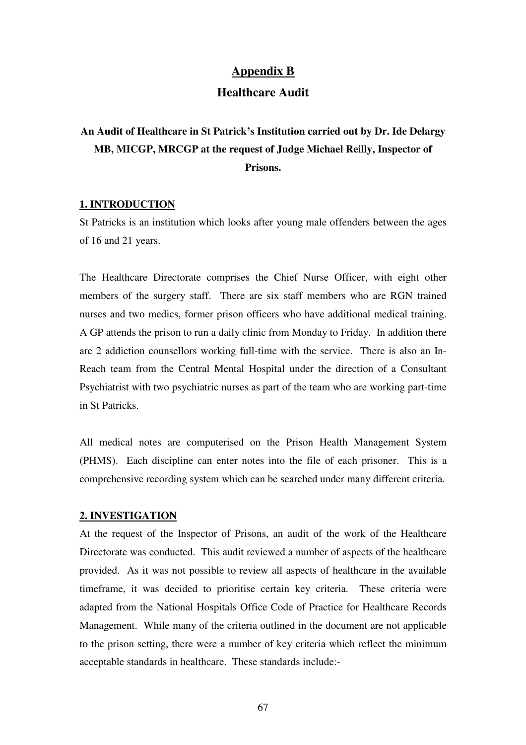# Appendix B

## Healthcare Audit

### An Audit of Healthcare in St Patrick's Institution carried out by Dr. Ide Delargy MB, MICGP, MRCGP at the request of Judge Michael Reilly, Inspector of Prisons.

#### 1. INTRODUCTION

St Patricks is an institution which looks after young male offenders between the ages of 16 and 21 years.

The Healthcare Directorate comprises the Chief Nurse Officer, with eight other members of the surgery staff. There are six staff members who are RGN trained nurses and two medics, former prison officers who have additional medical training. A GP attends the prison to run a daily clinic from Monday to Friday. In addition there are 2 addiction counsellors working full-time with the service. There is also an In-Reach team from the Central Mental Hospital under the direction of a Consultant Psychiatrist with two psychiatric nurses as part of the team who are working part-time in St Patricks.

All medical notes are computerised on the Prison Health Management System (PHMS). Each discipline can enter notes into the file of each prisoner. This is a comprehensive recording system which can be searched under many different criteria.

#### 2. INVESTIGATION

At the request of the Inspector of Prisons, an audit of the work of the Healthcare Directorate was conducted. This audit reviewed a number of aspects of the healthcare provided. As it was not possible to review all aspects of healthcare in the available timeframe, it was decided to prioritise certain key criteria. These criteria were adapted from the National Hospitals Office Code of Practice for Healthcare Records Management. While many of the criteria outlined in the document are not applicable to the prison setting, there were a number of key criteria which reflect the minimum acceptable standards in healthcare. These standards include:-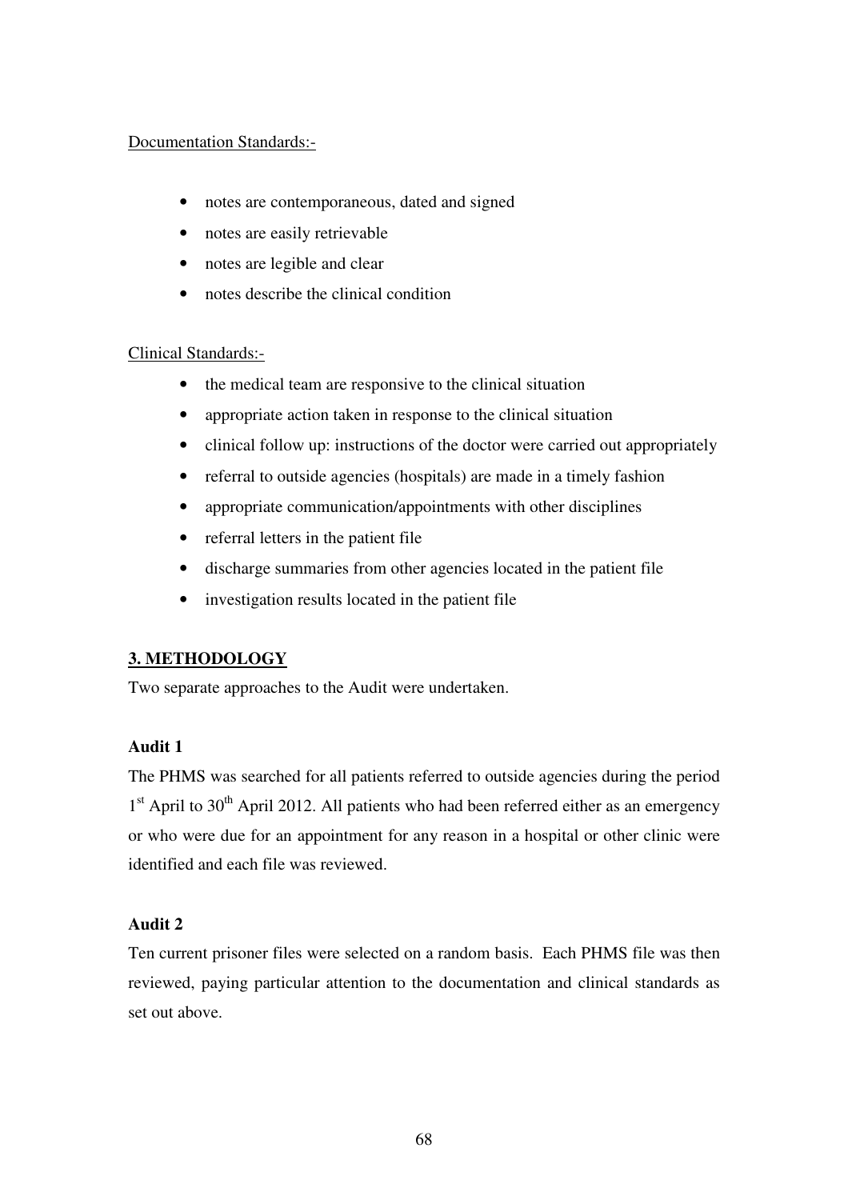Documentation Standards:-

- notes are contemporaneous, dated and signed
- notes are easily retrievable
- notes are legible and clear
- notes describe the clinical condition

Clinical Standards:-

- the medical team are responsive to the clinical situation
- appropriate action taken in response to the clinical situation
- clinical follow up: instructions of the doctor were carried out appropriately
- referral to outside agencies (hospitals) are made in a timely fashion
- appropriate communication/appointments with other disciplines
- referral letters in the patient file
- discharge summaries from other agencies located in the patient file
- investigation results located in the patient file

## 3. METHODOLOGY

Two separate approaches to the Audit were undertaken.

### Audit 1

The PHMS was searched for all patients referred to outside agencies during the period 1st April to 30th April 2012. All patients who had been referred either as an emergency or who were due for an appointment for any reason in a hospital or other clinic were identified and each file was reviewed.

### Audit 2

Ten current prisoner files were selected on a random basis. Each PHMS file was then reviewed, paying particular attention to the documentation and clinical standards as set out above.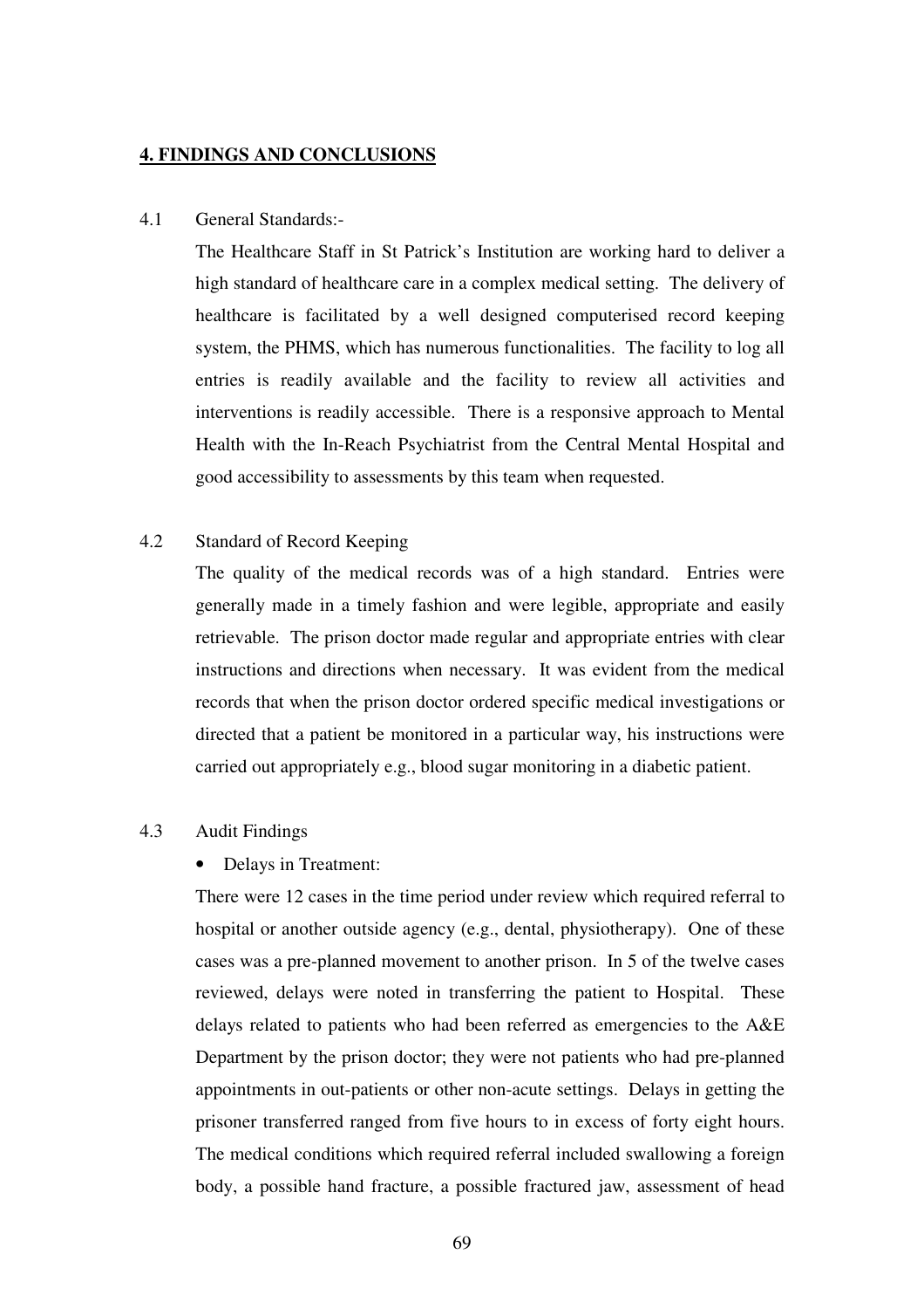## **4. FINDINGS AND CONCLUSIONS**

4.1 General Standards:-

The Healthcare Staff in St Patrick's Institution are working hard to deliver a high standard of healthcare care in a complex medical setting. The delivery of healthcare is facilitated by a well designed computerised record keeping system, the PHMS, which has numerous functionalities. The facility to log all entries is readily available and the facility to review all activities and interventions is readily accessible. There is a responsive approach to Mental Health with the In-Reach Psychiatrist from the Central Mental Hospital and good accessibility to assessments by this team when requested.

4.2 Standard of Record Keeping

The quality of the medical records was of a high standard. Entries were generally made in a timely fashion and were legible, appropriate and easily retrievable. The prison doctor made regular and appropriate entries with clear instructions and directions when necessary. It was evident from the medical records that when the prison doctor ordered specific medical investigations or directed that a patient be monitored in a particular way, his instructions were carried out appropriately e.g., blood sugar monitoring in a diabetic patient.

4.3 Audit Findings

- Delays in Treatment:

There were 12 cases in the time period under review which required referral to hospital or another outside agency (e.g., dental, physiotherapy). One of these cases was a pre-planned movement to another prison. In 5 of the twelve cases reviewed, delays were noted in transferring the patient to Hospital. These delays related to patients who had been referred as emergencies to the A&E Department by the prison doctor; they were not patients who had pre-planned appointments in out-patients or other non-acute settings. Delays in getting the prisoner transferred ranged from five hours to in excess of forty eight hours. The medical conditions which required referral included swallowing a foreign body, a possible hand fracture, a possible fractured jaw, assessment of head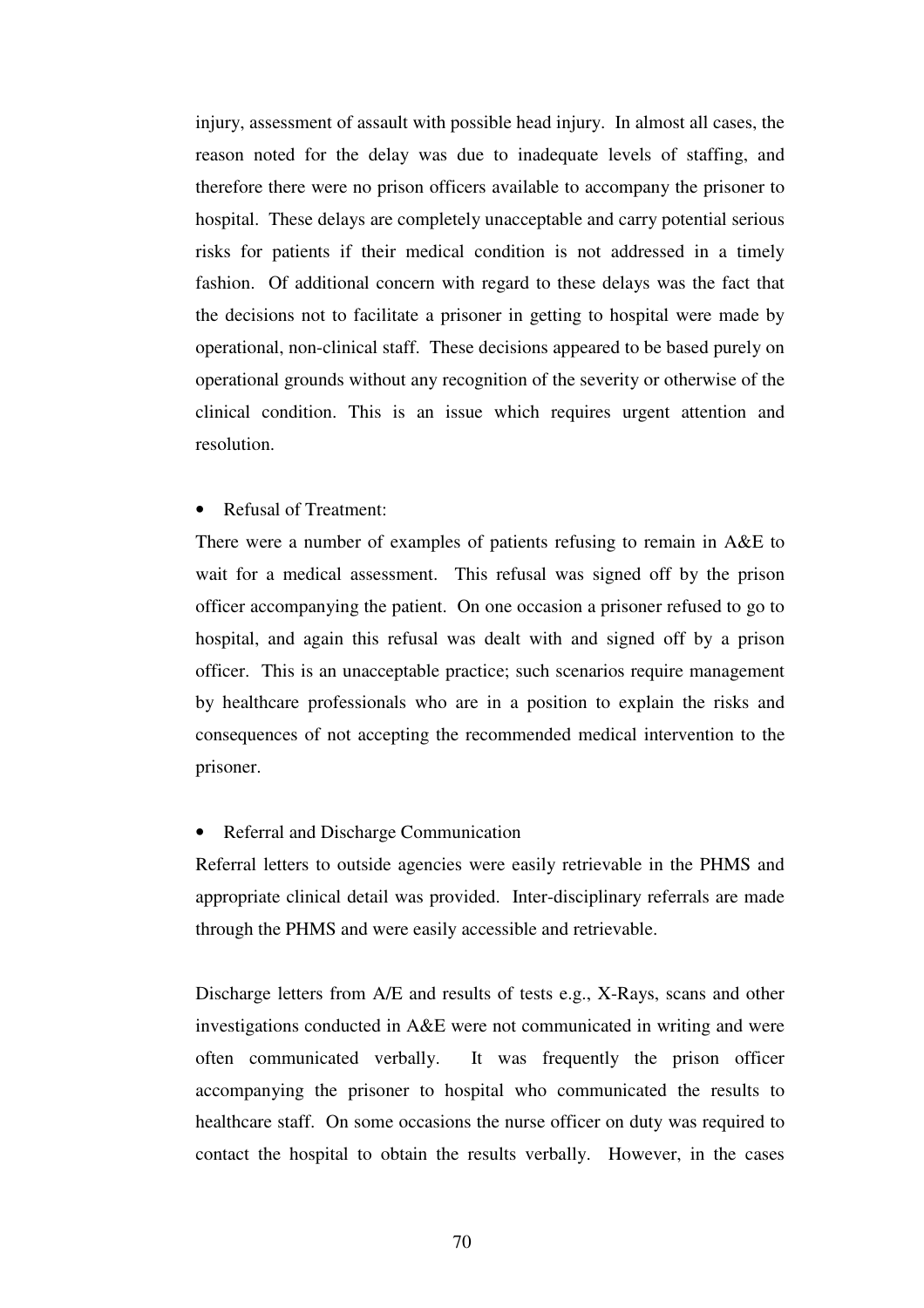injury, assessment of assault with possible head injury. In almost all cases, the reason noted for the delay was due to inadequate levels of staffing, and therefore there were no prison officers available to accompany the prisoner to hospital. These delays are completely unacceptable and carry potential serious risks for patients if their medical condition is not addressed in a timely fashion. Of additional concern with regard to these delays was the fact that the decisions not to facilitate a prisoner in getting to hospital were made by operational, non-clinical staff. These decisions appeared to be based purely on operational grounds without any recognition of the severity or otherwise of the clinical condition. This is an issue which requires urgent attention and resolution.

- Refusal of Treatment:

There were a number of examples of patients refusing to remain in A&E to wait for a medical assessment. This refusal was signed off by the prison officer accompanying the patient. On one occasion a prisoner refused to go to hospital, and again this refusal was dealt with and signed off by a prison officer. This is an unacceptable practice; such scenarios require management by healthcare professionals who are in a position to explain the risks and consequences of not accepting the recommended medical intervention to the prisoner.

- Referral and Discharge Communication

Referral letters to outside agencies were easily retrievable in the PHMS and appropriate clinical detail was provided. Inter-disciplinary referrals are made through the PHMS and were easily accessible and retrievable.

Discharge letters from A/E and results of tests e.g., X-Rays, scans and other investigations conducted in A&E were not communicated in writing and were often communicated verbally. It was frequently the prison officer accompanying the prisoner to hospital who communicated the results to healthcare staff. On some occasions the nurse officer on duty was required to contact the hospital to obtain the results verbally. However, in the cases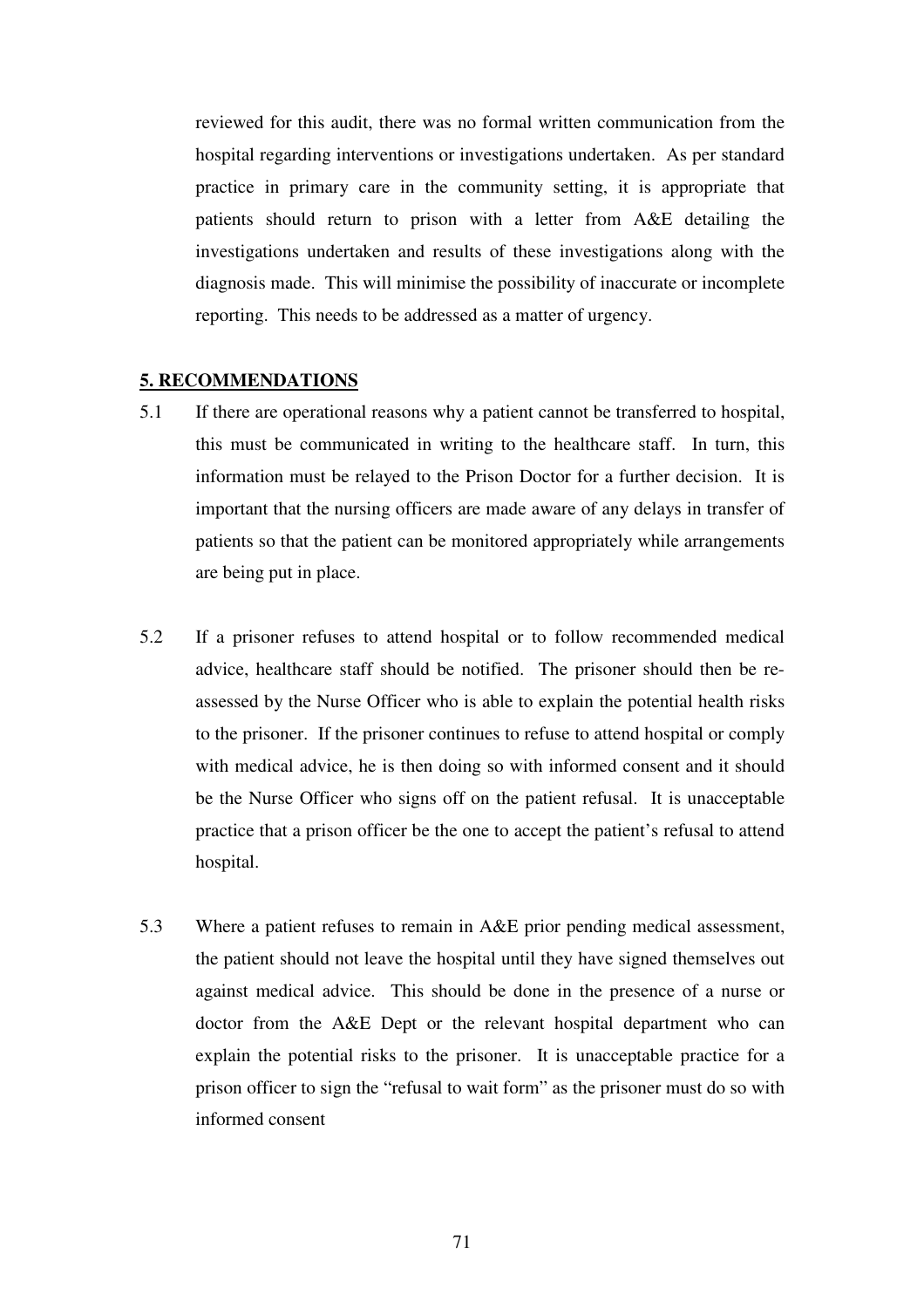reviewed for this audit, there was no formal written communication from the hospital regarding interventions or investigations undertaken. As per standard practice in primary care in the community setting, it is appropriate that patients should return to prison with a letter from A&E detailing the investigations undertaken and results of these investigations along with the diagnosis made. This will minimise the possibility of inaccurate or incomplete reporting. This needs to be addressed as a matter of urgency.

## 5. RECOMMENDATIONS

5.1 If there are operational reasons why a patient cannot be transferred to hospital, this must be communicated in writing to the healthcare staff. In turn, this information must be relayed to the Prison Doctor for a further decision. It is important that the nursing officers are made aware of any delays in transfer of patients so that the patient can be monitored appropriately while arrangements are being put in place.

5.2 If a prisoner refuses to attend hospital or to follow recommended medical advice, healthcare staff should be notified. The prisoner should then be re-assessed by the Nurse Officer who is able to explain the potential health risks to the prisoner. If the prisoner continues to refuse to attend hospital or comply with medical advice, he is then doing so with informed consent and it should be the Nurse Officer who signs off on the patient refusal. It is unacceptable practice that a prison officer be the one to accept the patient's refusal to attend hospital.

5.3 Where a patient refuses to remain in A&E prior pending medical assessment, the patient should not leave the hospital until they have signed themselves out against medical advice. This should be done in the presence of a nurse or doctor from the A&E Dept or the relevant hospital department who can explain the potential risks to the prisoner. It is unacceptable practice for a prison officer to sign the "refusal to wait form" as the prisoner must do so with informed consent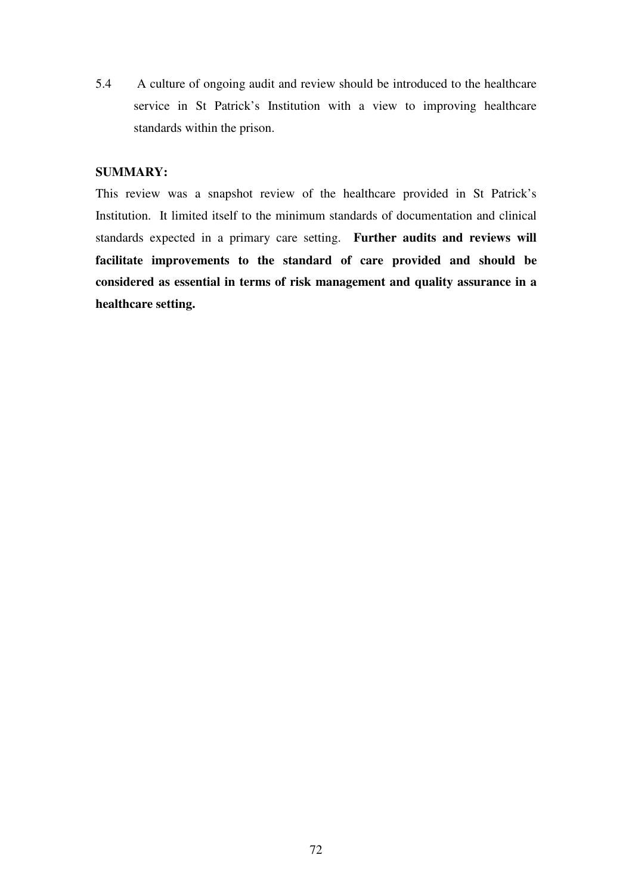5.4 A culture of ongoing audit and review should be introduced to the healthcare service in St Patrick's Institution with a view to improving healthcare standards within the prison.

**SUMMARY:**

This review was a snapshot review of the healthcare provided in St Patrick's Institution. It limited itself to the minimum standards of documentation and clinical standards expected in a primary care setting. **Further audits and reviews will facilitate improvements to the standard of care provided and should be considered as essential in terms of risk management and quality assurance in a healthcare setting.**